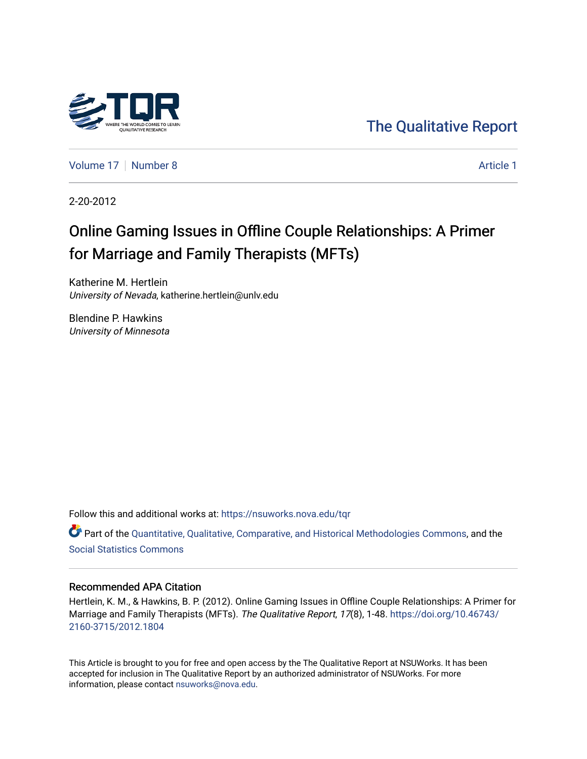The Qualitative Report

Volume 17 | Number 8 | Article 1

2-20-2012

# Online Gaming Issues in Offline Couple Relationships: A Primer for Marriage and Family Therapists (MFTs)

Katherine M. Hertlein
*University of Nevada*, katherine.hertlein@unlv.edu

Blendine P. Hawkins
*University of Minnesota*

Follow this and additional works at: https://nsuworks.nova.edu/tqr

Part of the Quantitative, Qualitative, Comparative, and Historical Methodologies Commons, and the Social Statistics Commons

## Recommended APA Citation

Hertlein, K. M., & Hawkins, B. P. (2012). Online Gaming Issues in Offline Couple Relationships: A Primer for Marriage and Family Therapists (MFTs). *The Qualitative Report*, *17*(8), 1-48. https://doi.org/10.46743/2160-3715/2012.1804

This Article is brought to you for free and open access by the The Qualitative Report at NSUWorks. It has been accepted for inclusion in The Qualitative Report by an authorized administrator of NSUWorks. For more information, please contact nsuworks@nova.edu.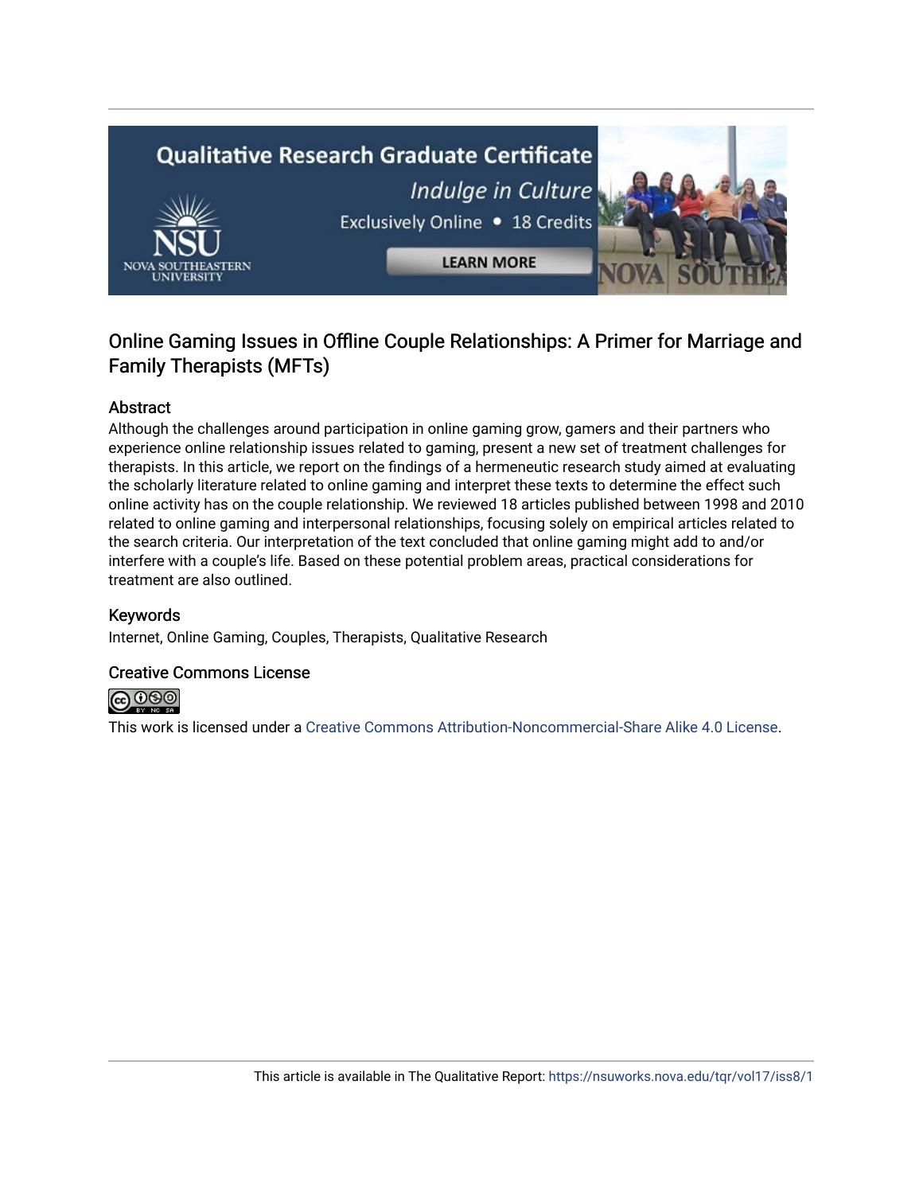# Online Gaming Issues in Offline Couple Relationships: A Primer for Marriage and Family Therapists (MFTs)

## Abstract

Although the challenges around participation in online gaming grow, gamers and their partners who experience online relationship issues related to gaming, present a new set of treatment challenges for therapists. In this article, we report on the findings of a hermeneutic research study aimed at evaluating the scholarly literature related to online gaming and interpret these texts to determine the effect such online activity has on the couple relationship. We reviewed 18 articles published between 1998 and 2010 related to online gaming and interpersonal relationships, focusing solely on empirical articles related to the search criteria. Our interpretation of the text concluded that online gaming might add to and/or interfere with a couple's life. Based on these potential problem areas, practical considerations for treatment are also outlined.

## Keywords

Internet, Online Gaming, Couples, Therapists, Qualitative Research

## Creative Commons License

This work is licensed under a Creative Commons Attribution-Noncommercial-Share Alike 4.0 License.

This article is available in The Qualitative Report: https://nsuworks.nova.edu/tqr/vol17/iss8/1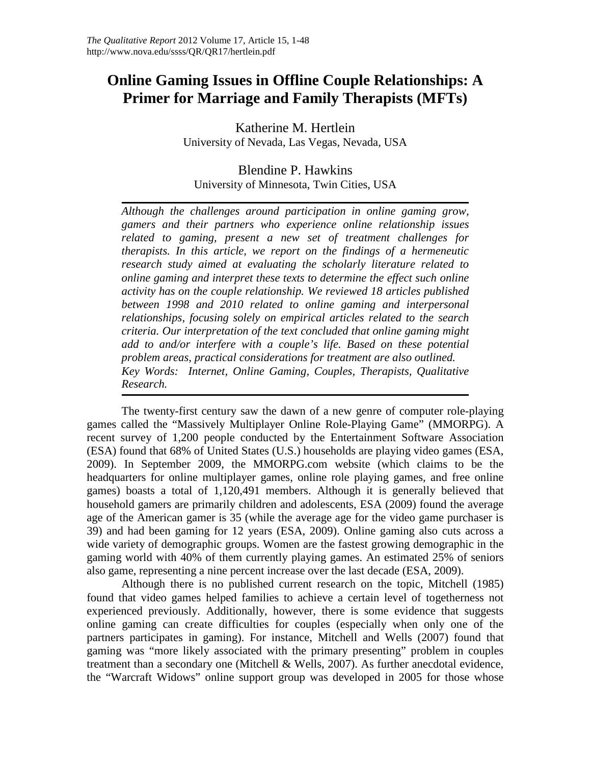# Online Gaming Issues in Offline Couple Relationships: A Primer for Marriage and Family Therapists (MFTs)

Katherine M. Hertlein
University of Nevada, Las Vegas, Nevada, USA

Blendine P. Hawkins
University of Minnesota, Twin Cities, USA

*Although the challenges around participation in online gaming grow, gamers and their partners who experience online relationship issues related to gaming, present a new set of treatment challenges for therapists. In this article, we report on the findings of a hermeneutic research study aimed at evaluating the scholarly literature related to online gaming and interpret these texts to determine the effect such online activity has on the couple relationship. We reviewed 18 articles published between 1998 and 2010 related to online gaming and interpersonal relationships, focusing solely on empirical articles related to the search criteria. Our interpretation of the text concluded that online gaming might add to and/or interfere with a couple's life. Based on these potential problem areas, practical considerations for treatment are also outlined.*
*Key Words: Internet, Online Gaming, Couples, Therapists, Qualitative Research.*

The twenty-first century saw the dawn of a new genre of computer role-playing games called the "Massively Multiplayer Online Role-Playing Game" (MMORPG). A recent survey of 1,200 people conducted by the Entertainment Software Association (ESA) found that 68% of United States (U.S.) households are playing video games (ESA, 2009). In September 2009, the MMORPG.com website (which claims to be the headquarters for online multiplayer games, online role playing games, and free online games) boasts a total of 1,120,491 members. Although it is generally believed that household gamers are primarily children and adolescents, ESA (2009) found the average age of the American gamer is 35 (while the average age for the video game purchaser is 39) and had been gaming for 12 years (ESA, 2009). Online gaming also cuts across a wide variety of demographic groups. Women are the fastest growing demographic in the gaming world with 40% of them currently playing games. An estimated 25% of seniors also game, representing a nine percent increase over the last decade (ESA, 2009).

Although there is no published current research on the topic, Mitchell (1985) found that video games helped families to achieve a certain level of togetherness not experienced previously. Additionally, however, there is some evidence that suggests online gaming can create difficulties for couples (especially when only one of the partners participates in gaming). For instance, Mitchell and Wells (2007) found that gaming was "more likely associated with the primary presenting" problem in couples treatment than a secondary one (Mitchell & Wells, 2007). As further anecdotal evidence, the "Warcraft Widows" online support group was developed in 2005 for those whose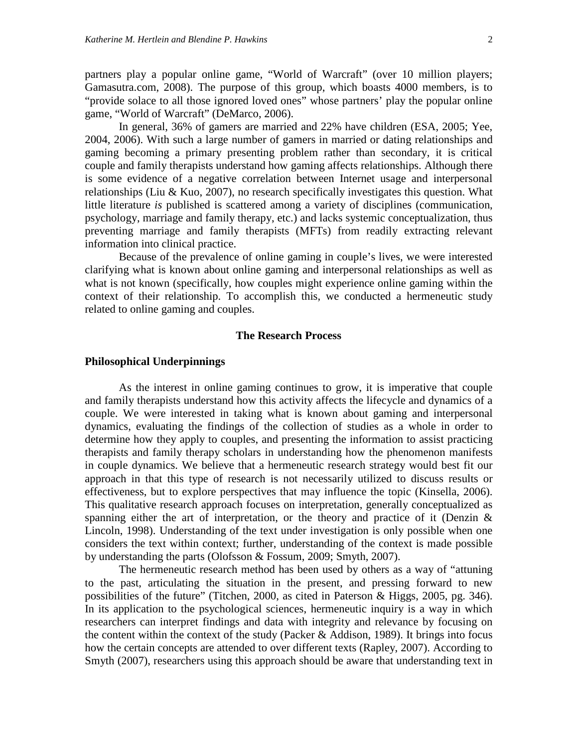partners play a popular online game, "World of Warcraft" (over 10 million players; Gamasutra.com, 2008). The purpose of this group, which boasts 4000 members, is to "provide solace to all those ignored loved ones" whose partners' play the popular online game, "World of Warcraft" (DeMarco, 2006).

In general, 36% of gamers are married and 22% have children (ESA, 2005; Yee, 2004, 2006). With such a large number of gamers in married or dating relationships and gaming becoming a primary presenting problem rather than secondary, it is critical couple and family therapists understand how gaming affects relationships. Although there is some evidence of a negative correlation between Internet usage and interpersonal relationships (Liu & Kuo, 2007), no research specifically investigates this question. What little literature *is* published is scattered among a variety of disciplines (communication, psychology, marriage and family therapy, etc.) and lacks systemic conceptualization, thus preventing marriage and family therapists (MFTs) from readily extracting relevant information into clinical practice.

Because of the prevalence of online gaming in couple's lives, we were interested clarifying what is known about online gaming and interpersonal relationships as well as what is not known (specifically, how couples might experience online gaming within the context of their relationship. To accomplish this, we conducted a hermeneutic study related to online gaming and couples.

## The Research Process

### Philosophical Underpinnings

As the interest in online gaming continues to grow, it is imperative that couple and family therapists understand how this activity affects the lifecycle and dynamics of a couple. We were interested in taking what is known about gaming and interpersonal dynamics, evaluating the findings of the collection of studies as a whole in order to determine how they apply to couples, and presenting the information to assist practicing therapists and family therapy scholars in understanding how the phenomenon manifests in couple dynamics. We believe that a hermeneutic research strategy would best fit our approach in that this type of research is not necessarily utilized to discuss results or effectiveness, but to explore perspectives that may influence the topic (Kinsella, 2006). This qualitative research approach focuses on interpretation, generally conceptualized as spanning either the art of interpretation, or the theory and practice of it (Denzin & Lincoln, 1998). Understanding of the text under investigation is only possible when one considers the text within context; further, understanding of the context is made possible by understanding the parts (Olofsson & Fossum, 2009; Smyth, 2007).

The hermeneutic research method has been used by others as a way of "attuning to the past, articulating the situation in the present, and pressing forward to new possibilities of the future" (Titchen, 2000, as cited in Paterson & Higgs, 2005, pg. 346). In its application to the psychological sciences, hermeneutic inquiry is a way in which researchers can interpret findings and data with integrity and relevance by focusing on the content within the context of the study (Packer & Addison, 1989). It brings into focus how the certain concepts are attended to over different texts (Rapley, 2007). According to Smyth (2007), researchers using this approach should be aware that understanding text in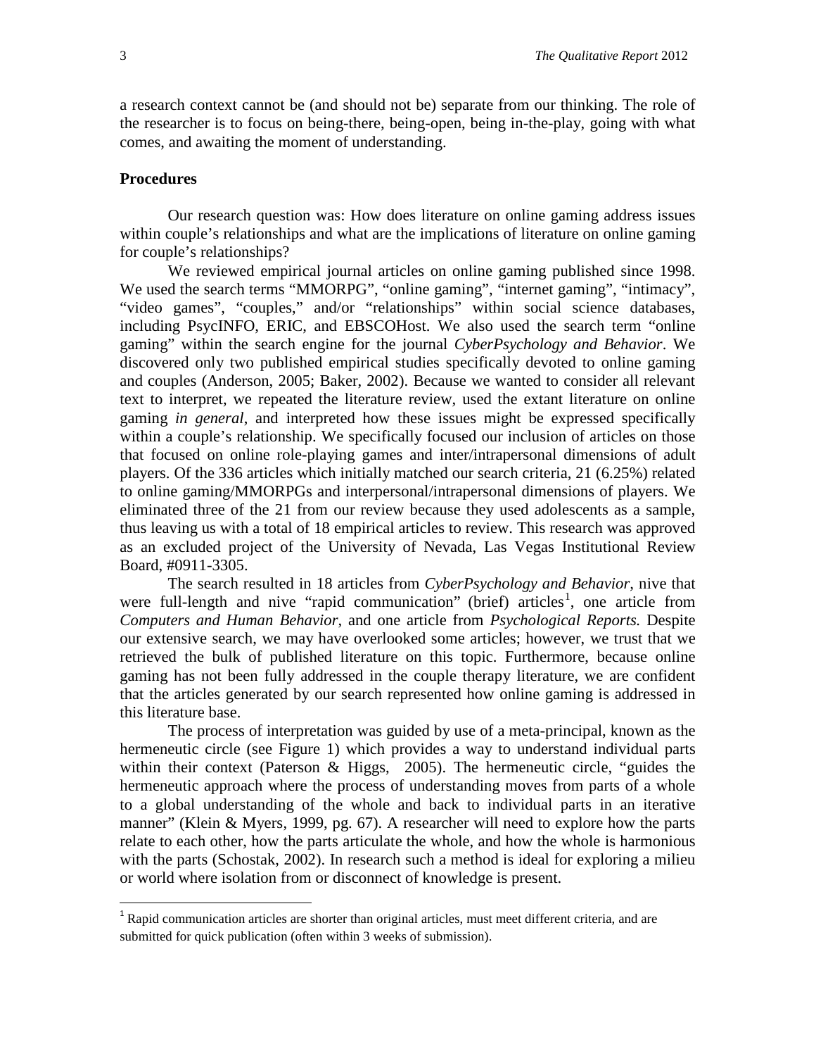a research context cannot be (and should not be) separate from our thinking. The role of the researcher is to focus on being-there, being-open, being in-the-play, going with what comes, and awaiting the moment of understanding.

**Procedures**

Our research question was: How does literature on online gaming address issues within couple's relationships and what are the implications of literature on online gaming for couple's relationships?

We reviewed empirical journal articles on online gaming published since 1998. We used the search terms "MMORPG", "online gaming", "internet gaming", "intimacy", "video games", "couples," and/or "relationships" within social science databases, including PsycINFO, ERIC, and EBSCOHost. We also used the search term "online gaming" within the search engine for the journal *CyberPsychology and Behavior*. We discovered only two published empirical studies specifically devoted to online gaming and couples (Anderson, 2005; Baker, 2002). Because we wanted to consider all relevant text to interpret, we repeated the literature review, used the extant literature on online gaming *in general*, and interpreted how these issues might be expressed specifically within a couple's relationship. We specifically focused our inclusion of articles on those that focused on online role-playing games and inter/intrapersonal dimensions of adult players. Of the 336 articles which initially matched our search criteria, 21 (6.25%) related to online gaming/MMORPGs and interpersonal/intrapersonal dimensions of players. We eliminated three of the 21 from our review because they used adolescents as a sample, thus leaving us with a total of 18 empirical articles to review. This research was approved as an excluded project of the University of Nevada, Las Vegas Institutional Review Board, #0911-3305.

The search resulted in 18 articles from *CyberPsychology and Behavior*, nive that were full-length and nive "rapid communication" (brief) articles[1], one article from *Computers and Human Behavior*, and one article from *Psychological Reports.* Despite our extensive search, we may have overlooked some articles; however, we trust that we retrieved the bulk of published literature on this topic. Furthermore, because online gaming has not been fully addressed in the couple therapy literature, we are confident that the articles generated by our search represented how online gaming is addressed in this literature base.

The process of interpretation was guided by use of a meta-principal, known as the hermeneutic circle (see Figure 1) which provides a way to understand individual parts within their context (Paterson & Higgs, 2005). The hermeneutic circle, "guides the hermeneutic approach where the process of understanding moves from parts of a whole to a global understanding of the whole and back to individual parts in an iterative manner" (Klein & Myers, 1999, pg. 67). A researcher will need to explore how the parts relate to each other, how the parts articulate the whole, and how the whole is harmonious with the parts (Schostak, 2002). In research such a method is ideal for exploring a milieu or world where isolation from or disconnect of knowledge is present.

[1] Rapid communication articles are shorter than original articles, must meet different criteria, and are submitted for quick publication (often within 3 weeks of submission).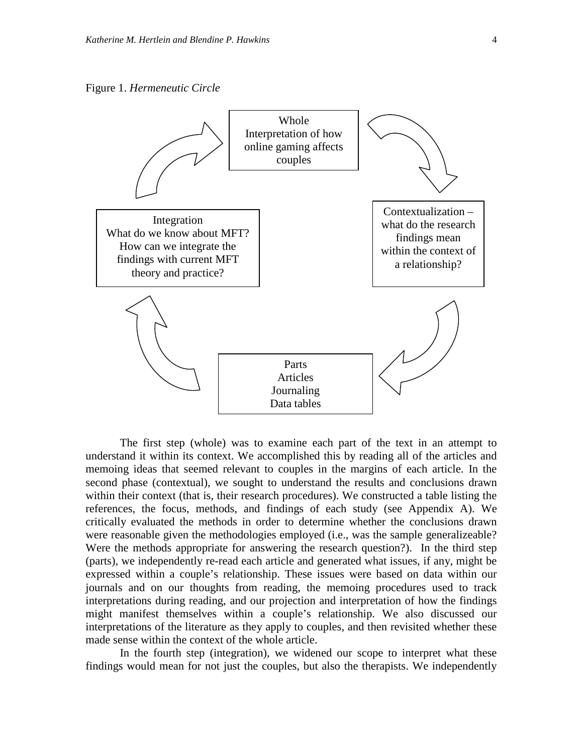Figure 1. *Hermeneutic Circle*

Whole
Interpretation of how online gaming affects couples

Contextualization – what do the research findings mean within the context of a relationship?

Parts
Articles
Journaling
Data tables

Integration
What do we know about MFT? How can we integrate the findings with current MFT theory and practice?

The first step (whole) was to examine each part of the text in an attempt to understand it within its context. We accomplished this by reading all of the articles and memoing ideas that seemed relevant to couples in the margins of each article. In the second phase (contextual), we sought to understand the results and conclusions drawn within their context (that is, their research procedures). We constructed a table listing the references, the focus, methods, and findings of each study (see Appendix A). We critically evaluated the methods in order to determine whether the conclusions drawn were reasonable given the methodologies employed (i.e., was the sample generalizeable? Were the methods appropriate for answering the research question?). In the third step (parts), we independently re-read each article and generated what issues, if any, might be expressed within a couple's relationship. These issues were based on data within our journals and on our thoughts from reading, the memoing procedures used to track interpretations during reading, and our projection and interpretation of how the findings might manifest themselves within a couple's relationship. We also discussed our interpretations of the literature as they apply to couples, and then revisited whether these made sense within the context of the whole article.

In the fourth step (integration), we widened our scope to interpret what these findings would mean for not just the couples, but also the therapists. We independently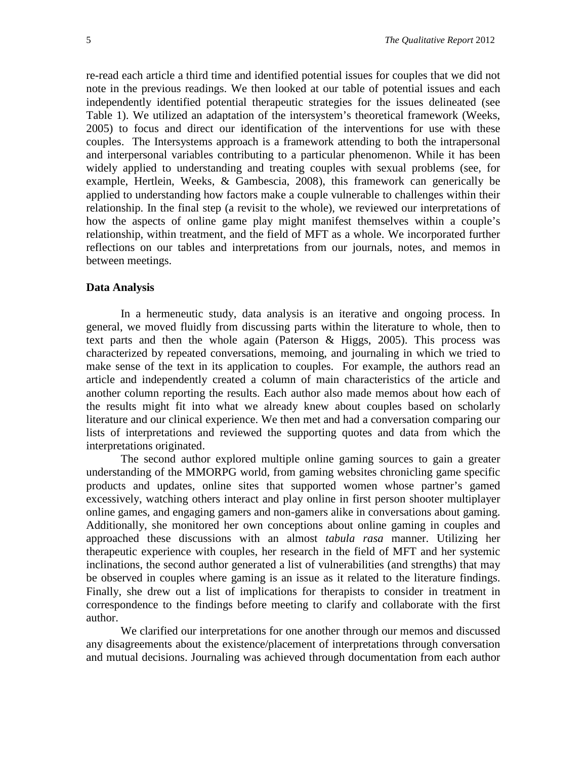re-read each article a third time and identified potential issues for couples that we did not note in the previous readings. We then looked at our table of potential issues and each independently identified potential therapeutic strategies for the issues delineated (see Table 1). We utilized an adaptation of the intersystem's theoretical framework (Weeks, 2005) to focus and direct our identification of the interventions for use with these couples. The Intersystems approach is a framework attending to both the intrapersonal and interpersonal variables contributing to a particular phenomenon. While it has been widely applied to understanding and treating couples with sexual problems (see, for example, Hertlein, Weeks, & Gambescia, 2008), this framework can generically be applied to understanding how factors make a couple vulnerable to challenges within their relationship. In the final step (a revisit to the whole), we reviewed our interpretations of how the aspects of online game play might manifest themselves within a couple's relationship, within treatment, and the field of MFT as a whole. We incorporated further reflections on our tables and interpretations from our journals, notes, and memos in between meetings.

### Data Analysis

In a hermeneutic study, data analysis is an iterative and ongoing process. In general, we moved fluidly from discussing parts within the literature to whole, then to text parts and then the whole again (Paterson & Higgs, 2005). This process was characterized by repeated conversations, memoing, and journaling in which we tried to make sense of the text in its application to couples. For example, the authors read an article and independently created a column of main characteristics of the article and another column reporting the results. Each author also made memos about how each of the results might fit into what we already knew about couples based on scholarly literature and our clinical experience. We then met and had a conversation comparing our lists of interpretations and reviewed the supporting quotes and data from which the interpretations originated.

The second author explored multiple online gaming sources to gain a greater understanding of the MMORPG world, from gaming websites chronicling game specific products and updates, online sites that supported women whose partner's gamed excessively, watching others interact and play online in first person shooter multiplayer online games, and engaging gamers and non-gamers alike in conversations about gaming. Additionally, she monitored her own conceptions about online gaming in couples and approached these discussions with an almost *tabula rasa* manner. Utilizing her therapeutic experience with couples, her research in the field of MFT and her systemic inclinations, the second author generated a list of vulnerabilities (and strengths) that may be observed in couples where gaming is an issue as it related to the literature findings. Finally, she drew out a list of implications for therapists to consider in treatment in correspondence to the findings before meeting to clarify and collaborate with the first author.

We clarified our interpretations for one another through our memos and discussed any disagreements about the existence/placement of interpretations through conversation and mutual decisions. Journaling was achieved through documentation from each author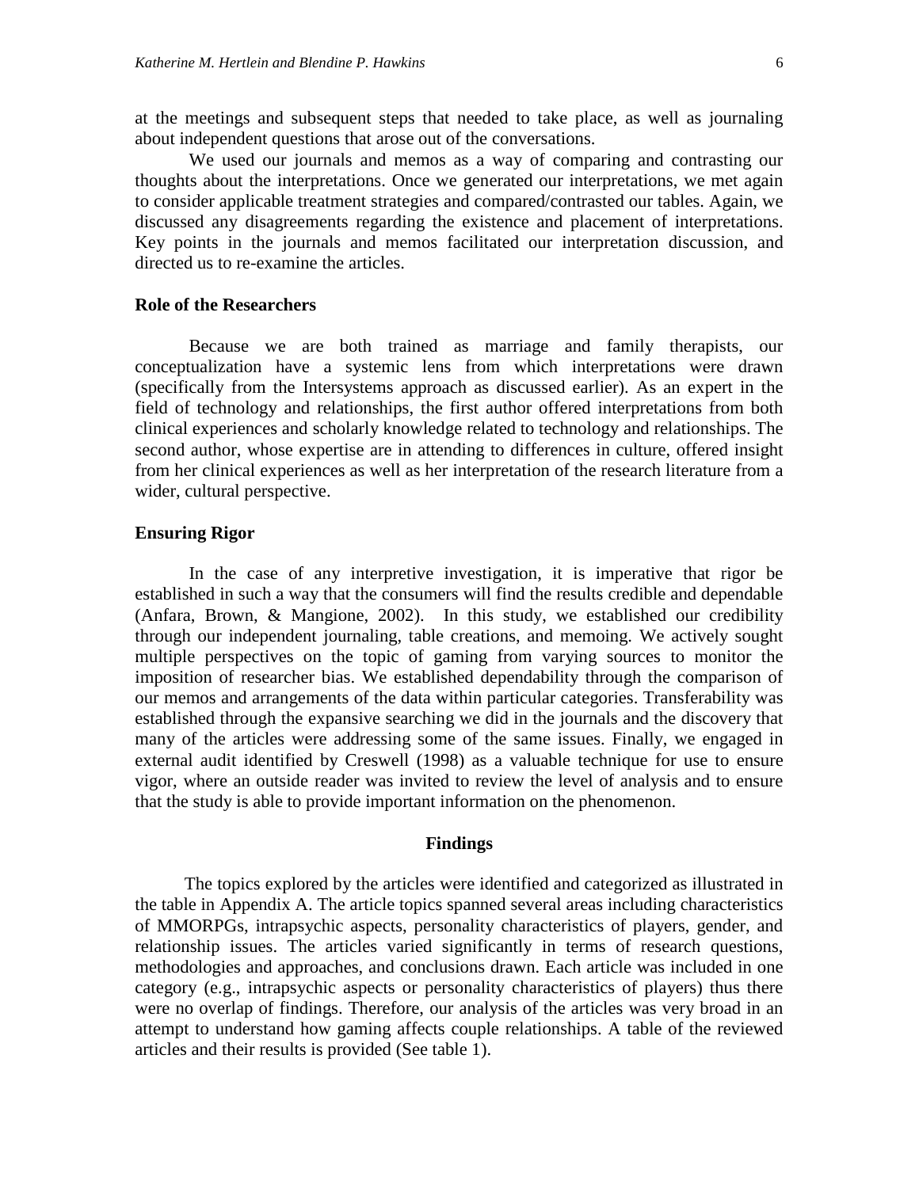at the meetings and subsequent steps that needed to take place, as well as journaling about independent questions that arose out of the conversations.

We used our journals and memos as a way of comparing and contrasting our thoughts about the interpretations. Once we generated our interpretations, we met again to consider applicable treatment strategies and compared/contrasted our tables. Again, we discussed any disagreements regarding the existence and placement of interpretations. Key points in the journals and memos facilitated our interpretation discussion, and directed us to re-examine the articles.

### Role of the Researchers

Because we are both trained as marriage and family therapists, our conceptualization have a systemic lens from which interpretations were drawn (specifically from the Intersystems approach as discussed earlier). As an expert in the field of technology and relationships, the first author offered interpretations from both clinical experiences and scholarly knowledge related to technology and relationships. The second author, whose expertise are in attending to differences in culture, offered insight from her clinical experiences as well as her interpretation of the research literature from a wider, cultural perspective.

### Ensuring Rigor

In the case of any interpretive investigation, it is imperative that rigor be established in such a way that the consumers will find the results credible and dependable (Anfara, Brown, & Mangione, 2002). In this study, we established our credibility through our independent journaling, table creations, and memoing. We actively sought multiple perspectives on the topic of gaming from varying sources to monitor the imposition of researcher bias. We established dependability through the comparison of our memos and arrangements of the data within particular categories. Transferability was established through the expansive searching we did in the journals and the discovery that many of the articles were addressing some of the same issues. Finally, we engaged in external audit identified by Creswell (1998) as a valuable technique for use to ensure vigor, where an outside reader was invited to review the level of analysis and to ensure that the study is able to provide important information on the phenomenon.

## Findings

The topics explored by the articles were identified and categorized as illustrated in the table in Appendix A. The article topics spanned several areas including characteristics of MMORPGs, intrapsychic aspects, personality characteristics of players, gender, and relationship issues. The articles varied significantly in terms of research questions, methodologies and approaches, and conclusions drawn. Each article was included in one category (e.g., intrapsychic aspects or personality characteristics of players) thus there were no overlap of findings. Therefore, our analysis of the articles was very broad in an attempt to understand how gaming affects couple relationships. A table of the reviewed articles and their results is provided (See table 1).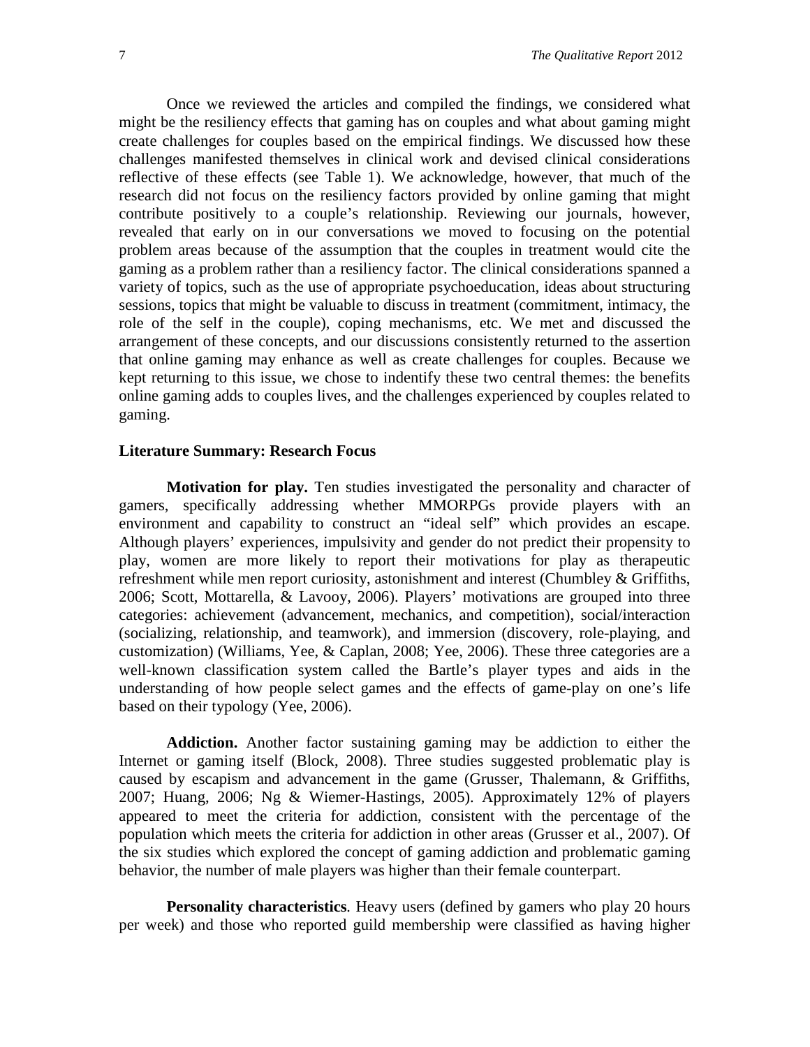Once we reviewed the articles and compiled the findings, we considered what might be the resiliency effects that gaming has on couples and what about gaming might create challenges for couples based on the empirical findings. We discussed how these challenges manifested themselves in clinical work and devised clinical considerations reflective of these effects (see Table 1). We acknowledge, however, that much of the research did not focus on the resiliency factors provided by online gaming that might contribute positively to a couple's relationship. Reviewing our journals, however, revealed that early on in our conversations we moved to focusing on the potential problem areas because of the assumption that the couples in treatment would cite the gaming as a problem rather than a resiliency factor. The clinical considerations spanned a variety of topics, such as the use of appropriate psychoeducation, ideas about structuring sessions, topics that might be valuable to discuss in treatment (commitment, intimacy, the role of the self in the couple), coping mechanisms, etc. We met and discussed the arrangement of these concepts, and our discussions consistently returned to the assertion that online gaming may enhance as well as create challenges for couples. Because we kept returning to this issue, we chose to indentify these two central themes: the benefits online gaming adds to couples lives, and the challenges experienced by couples related to gaming.

### Literature Summary: Research Focus

**Motivation for play.** Ten studies investigated the personality and character of gamers, specifically addressing whether MMORPGs provide players with an environment and capability to construct an "ideal self" which provides an escape. Although players' experiences, impulsivity and gender do not predict their propensity to play, women are more likely to report their motivations for play as therapeutic refreshment while men report curiosity, astonishment and interest (Chumbley & Griffiths, 2006; Scott, Mottarella, & Lavooy, 2006). Players' motivations are grouped into three categories: achievement (advancement, mechanics, and competition), social/interaction (socializing, relationship, and teamwork), and immersion (discovery, role-playing, and customization) (Williams, Yee, & Caplan, 2008; Yee, 2006). These three categories are a well-known classification system called the Bartle's player types and aids in the understanding of how people select games and the effects of game-play on one's life based on their typology (Yee, 2006).

**Addiction.** Another factor sustaining gaming may be addiction to either the Internet or gaming itself (Block, 2008). Three studies suggested problematic play is caused by escapism and advancement in the game (Grusser, Thalemann, & Griffiths, 2007; Huang, 2006; Ng & Wiemer-Hastings, 2005). Approximately 12% of players appeared to meet the criteria for addiction, consistent with the percentage of the population which meets the criteria for addiction in other areas (Grusser et al., 2007). Of the six studies which explored the concept of gaming addiction and problematic gaming behavior, the number of male players was higher than their female counterpart.

**Personality characteristics***.* Heavy users (defined by gamers who play 20 hours per week) and those who reported guild membership were classified as having higher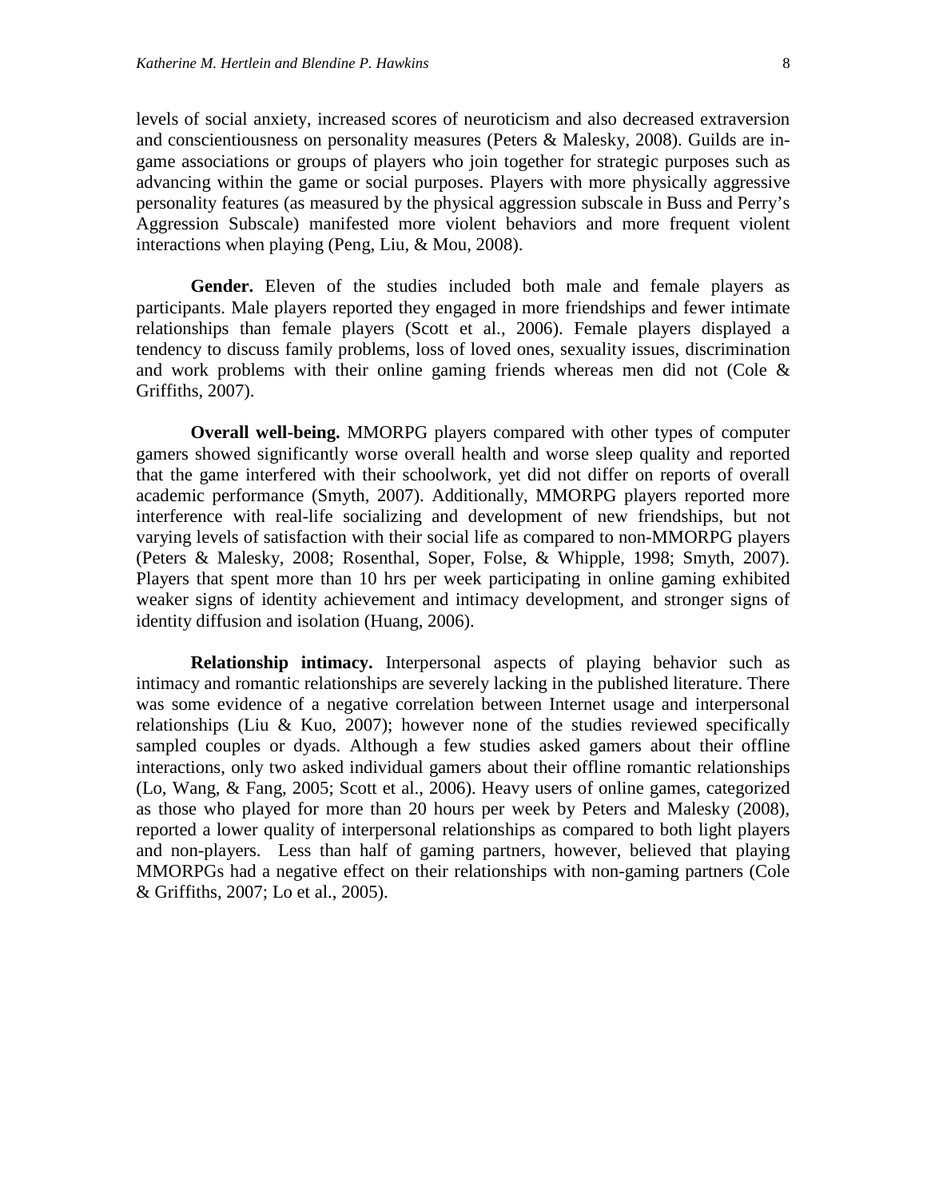levels of social anxiety, increased scores of neuroticism and also decreased extraversion and conscientiousness on personality measures (Peters & Malesky, 2008). Guilds are in-game associations or groups of players who join together for strategic purposes such as advancing within the game or social purposes. Players with more physically aggressive personality features (as measured by the physical aggression subscale in Buss and Perry's Aggression Subscale) manifested more violent behaviors and more frequent violent interactions when playing (Peng, Liu, & Mou, 2008).

**Gender.** Eleven of the studies included both male and female players as participants. Male players reported they engaged in more friendships and fewer intimate relationships than female players (Scott et al., 2006). Female players displayed a tendency to discuss family problems, loss of loved ones, sexuality issues, discrimination and work problems with their online gaming friends whereas men did not (Cole & Griffiths, 2007).

**Overall well-being.** MMORPG players compared with other types of computer gamers showed significantly worse overall health and worse sleep quality and reported that the game interfered with their schoolwork, yet did not differ on reports of overall academic performance (Smyth, 2007). Additionally, MMORPG players reported more interference with real-life socializing and development of new friendships, but not varying levels of satisfaction with their social life as compared to non-MMORPG players (Peters & Malesky, 2008; Rosenthal, Soper, Folse, & Whipple, 1998; Smyth, 2007). Players that spent more than 10 hrs per week participating in online gaming exhibited weaker signs of identity achievement and intimacy development, and stronger signs of identity diffusion and isolation (Huang, 2006).

**Relationship intimacy.** Interpersonal aspects of playing behavior such as intimacy and romantic relationships are severely lacking in the published literature. There was some evidence of a negative correlation between Internet usage and interpersonal relationships (Liu & Kuo, 2007); however none of the studies reviewed specifically sampled couples or dyads. Although a few studies asked gamers about their offline interactions, only two asked individual gamers about their offline romantic relationships (Lo, Wang, & Fang, 2005; Scott et al., 2006). Heavy users of online games, categorized as those who played for more than 20 hours per week by Peters and Malesky (2008), reported a lower quality of interpersonal relationships as compared to both light players and non-players. Less than half of gaming partners, however, believed that playing MMORPGs had a negative effect on their relationships with non-gaming partners (Cole & Griffiths, 2007; Lo et al., 2005).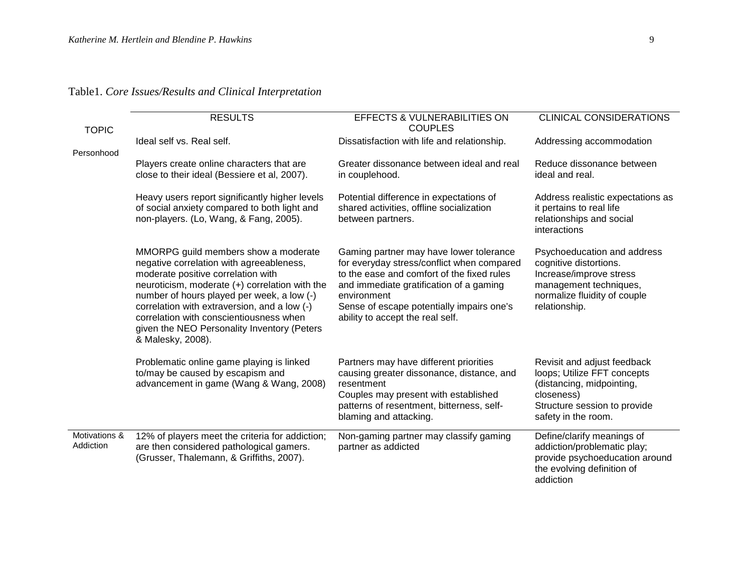Table1. *Core Issues/Results and Clinical Interpretation*

| TOPIC | RESULTS | EFFECTS & VULNERABILITIES ON COUPLES | CLINICAL CONSIDERATIONS |
|---|---|---|---|
| Personhood | Ideal self vs. Real self. | Dissatisfaction with life and relationship. | Addressing accommodation |
| | Players create online characters that are close to their ideal (Bessiere et al, 2007). | Greater dissonance between ideal and real in couplehood. | Reduce dissonance between ideal and real. |
| | Heavy users report significantly higher levels of social anxiety compared to both light and non-players. (Lo, Wang, & Fang, 2005). | Potential difference in expectations of shared activities, offline socialization between partners. | Address realistic expectations as it pertains to real life relationships and social interactions |
| | MMORPG guild members show a moderate negative correlation with agreeableness, moderate positive correlation with neuroticism, moderate (+) correlation with the number of hours played per week, a low (-) correlation with extraversion, and a low (-) correlation with conscientiousness when given the NEO Personality Inventory (Peters & Malesky, 2008). | Gaming partner may have lower tolerance for everyday stress/conflict when compared to the ease and comfort of the fixed rules and immediate gratification of a gaming environment<br>Sense of escape potentially impairs one's ability to accept the real self. | Psychoeducation and address cognitive distortions.<br>Increase/improve stress management techniques, normalize fluidity of couple relationship. |
| | Problematic online game playing is linked to/may be caused by escapism and advancement in game (Wang & Wang, 2008) | Partners may have different priorities causing greater dissonance, distance, and resentment<br>Couples may present with established patterns of resentment, bitterness, self-blaming and attacking. | Revisit and adjust feedback loops; Utilize FFT concepts (distancing, midpointing, closeness)<br>Structure session to provide safety in the room. |
| Motivations & Addiction | 12% of players meet the criteria for addiction; are then considered pathological gamers. (Grusser, Thalemann, & Griffiths, 2007). | Non-gaming partner may classify gaming partner as addicted | Define/clarify meanings of addiction/problematic play; provide psychoeducation around the evolving definition of addiction |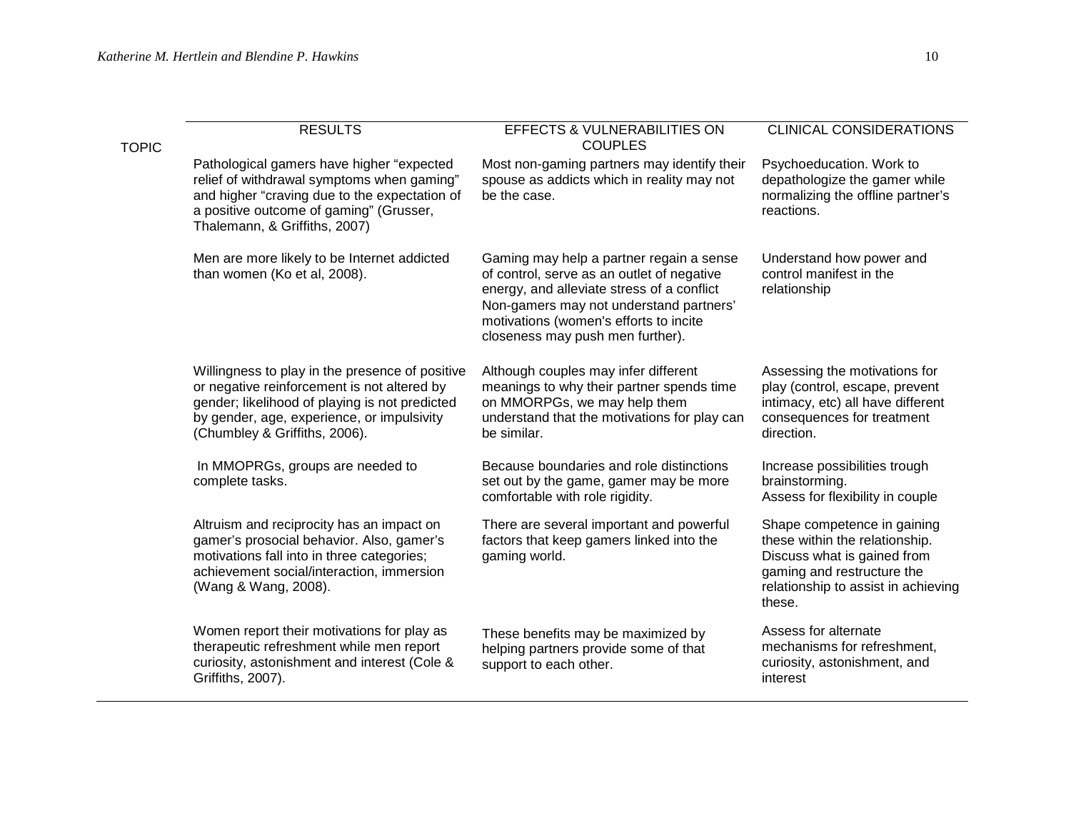| TOPIC | RESULTS | EFFECTS & VULNERABILITIES ON COUPLES | CLINICAL CONSIDERATIONS |
|---|---|---|---|
| | Pathological gamers have higher "expected relief of withdrawal symptoms when gaming" and higher "craving due to the expectation of a positive outcome of gaming" (Grusser, Thalemann, & Griffiths, 2007) | Most non-gaming partners may identify their spouse as addicts which in reality may not be the case. | Psychoeducation. Work to depathologize the gamer while normalizing the offline partner's reactions. |
| | Men are more likely to be Internet addicted than women (Ko et al, 2008). | Gaming may help a partner regain a sense of control, serve as an outlet of negative energy, and alleviate stress of a conflict Non-gamers may not understand partners' motivations (women's efforts to incite closeness may push men further). | Understand how power and control manifest in the relationship |
| | Willingness to play in the presence of positive or negative reinforcement is not altered by gender; likelihood of playing is not predicted by gender, age, experience, or impulsivity (Chumbley & Griffiths, 2006). | Although couples may infer different meanings to why their partner spends time on MMORPGs, we may help them understand that the motivations for play can be similar. | Assessing the motivations for play (control, escape, prevent intimacy, etc) all have different consequences for treatment direction. |
| | In MMOPRGs, groups are needed to complete tasks. | Because boundaries and role distinctions set out by the game, gamer may be more comfortable with role rigidity. | Increase possibilities trough brainstorming. Assess for flexibility in couple |
| | Altruism and reciprocity has an impact on gamer's prosocial behavior. Also, gamer's motivations fall into in three categories; achievement social/interaction, immersion (Wang & Wang, 2008). | There are several important and powerful factors that keep gamers linked into the gaming world. | Shape competence in gaining these within the relationship. Discuss what is gained from gaming and restructure the relationship to assist in achieving these. |
| | Women report their motivations for play as therapeutic refreshment while men report curiosity, astonishment and interest (Cole & Griffiths, 2007). | These benefits may be maximized by helping partners provide some of that support to each other. | Assess for alternate mechanisms for refreshment, curiosity, astonishment, and interest |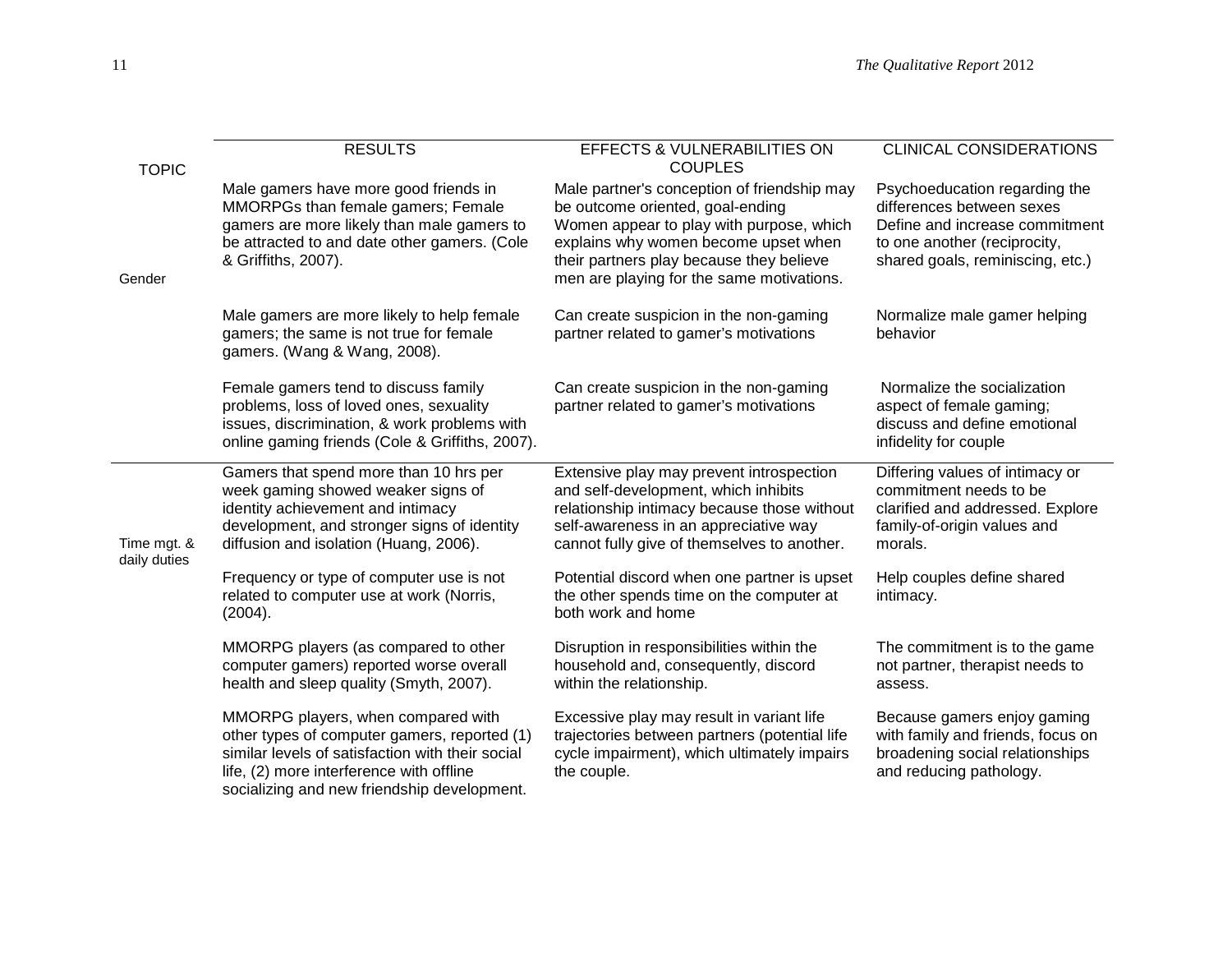| TOPIC | RESULTS | EFFECTS & VULNERABILITIES ON COUPLES | CLINICAL CONSIDERATIONS |
|---|---|---|---|
| Gender | Male gamers have more good friends in MMORPGs than female gamers; Female gamers are more likely than male gamers to be attracted to and date other gamers. (Cole & Griffiths, 2007). | Male partner's conception of friendship may be outcome oriented, goal-ending Women appear to play with purpose, which explains why women become upset when their partners play because they believe men are playing for the same motivations. | Psychoeducation regarding the differences between sexes Define and increase commitment to one another (reciprocity, shared goals, reminiscing, etc.) |
| | Male gamers are more likely to help female gamers; the same is not true for female gamers. (Wang & Wang, 2008). | Can create suspicion in the non-gaming partner related to gamer's motivations | Normalize male gamer helping behavior |
| | Female gamers tend to discuss family problems, loss of loved ones, sexuality issues, discrimination, & work problems with online gaming friends (Cole & Griffiths, 2007). | Can create suspicion in the non-gaming partner related to gamer's motivations | Normalize the socialization aspect of female gaming; discuss and define emotional infidelity for couple |
| Time mgt. & daily duties | Gamers that spend more than 10 hrs per week gaming showed weaker signs of identity achievement and intimacy development, and stronger signs of identity diffusion and isolation (Huang, 2006). | Extensive play may prevent introspection and self-development, which inhibits relationship intimacy because those without self-awareness in an appreciative way cannot fully give of themselves to another. | Differing values of intimacy or commitment needs to be clarified and addressed. Explore family-of-origin values and morals. |
| | Frequency or type of computer use is not related to computer use at work (Norris, (2004). | Potential discord when one partner is upset the other spends time on the computer at both work and home | Help couples define shared intimacy. |
| | MMORPG players (as compared to other computer gamers) reported worse overall health and sleep quality (Smyth, 2007). | Disruption in responsibilities within the household and, consequently, discord within the relationship. | The commitment is to the game not partner, therapist needs to assess. |
| | MMORPG players, when compared with other types of computer gamers, reported (1) similar levels of satisfaction with their social life, (2) more interference with offline socializing and new friendship development. | Excessive play may result in variant life trajectories between partners (potential life cycle impairment), which ultimately impairs the couple. | Because gamers enjoy gaming with family and friends, focus on broadening social relationships and reducing pathology. |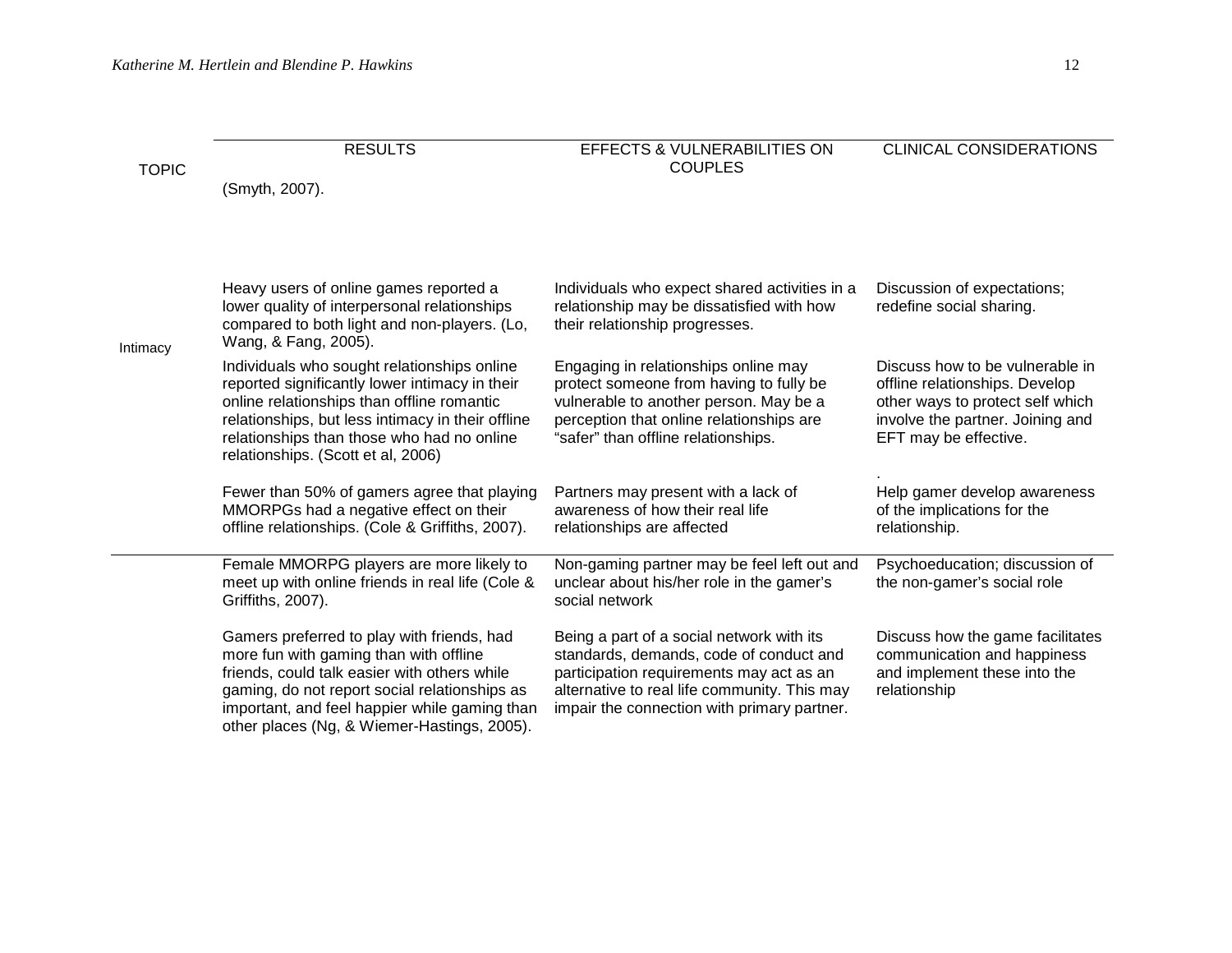| TOPIC | RESULTS | EFFECTS & VULNERABILITIES ON COUPLES | CLINICAL CONSIDERATIONS |
|---|---|---|---|
| | (Smyth, 2007). | | |
| Intimacy | Heavy users of online games reported a lower quality of interpersonal relationships compared to both light and non-players. (Lo, Wang, & Fang, 2005). | Individuals who expect shared activities in a relationship may be dissatisfied with how their relationship progresses. | Discussion of expectations; redefine social sharing. |
| | Individuals who sought relationships online reported significantly lower intimacy in their online relationships than offline romantic relationships, but less intimacy in their offline relationships than those who had no online relationships. (Scott et al, 2006) | Engaging in relationships online may protect someone from having to fully be vulnerable to another person. May be a perception that online relationships are "safer" than offline relationships. | Discuss how to be vulnerable in offline relationships. Develop other ways to protect self which involve the partner. Joining and EFT may be effective. |
| | Fewer than 50% of gamers agree that playing MMORPGs had a negative effect on their offline relationships. (Cole & Griffiths, 2007). | Partners may present with a lack of awareness of how their real life relationships are affected | . Help gamer develop awareness of the implications for the relationship. |
| | Female MMORPG players are more likely to meet up with online friends in real life (Cole & Griffiths, 2007). | Non-gaming partner may be feel left out and unclear about his/her role in the gamer's social network | Psychoeducation; discussion of the non-gamer's social role |
| | Gamers preferred to play with friends, had more fun with gaming than with offline friends, could talk easier with others while gaming, do not report social relationships as important, and feel happier while gaming than other places (Ng, & Wiemer-Hastings, 2005). | Being a part of a social network with its standards, demands, code of conduct and participation requirements may act as an alternative to real life community. This may impair the connection with primary partner. | Discuss how the game facilitates communication and happiness and implement these into the relationship |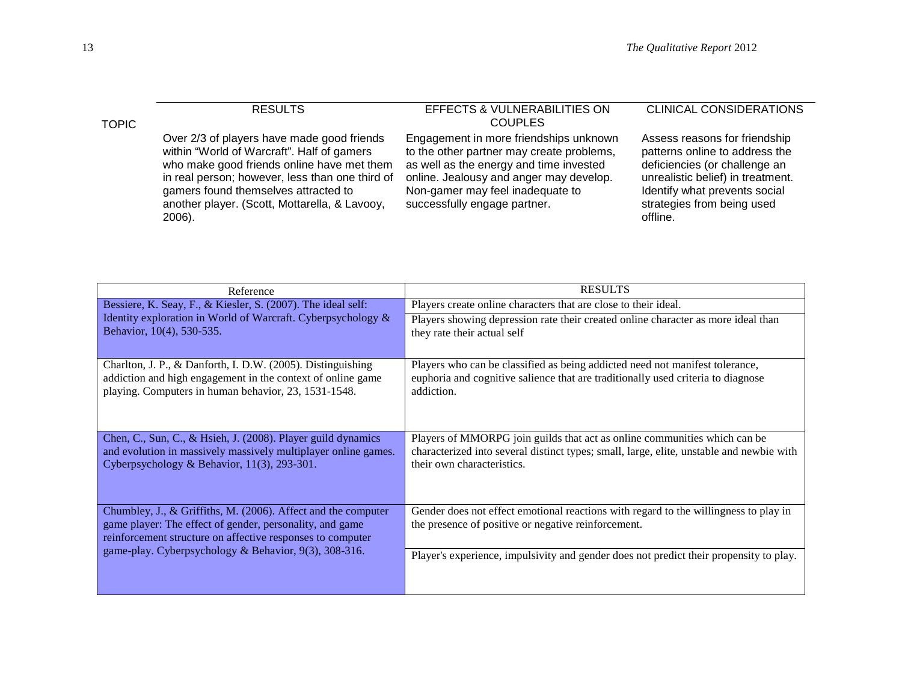| TOPIC | RESULTS | EFFECTS & VULNERABILITIES ON COUPLES | CLINICAL CONSIDERATIONS |
|---|---|---|---|
| | Over 2/3 of players have made good friends within "World of Warcraft". Half of gamers who make good friends online have met them in real person; however, less than one third of gamers found themselves attracted to another player. (Scott, Mottarella, & Lavooy, 2006). | Engagement in more friendships unknown to the other partner may create problems, as well as the energy and time invested online. Jealousy and anger may develop. Non-gamer may feel inadequate to successfully engage partner. | Assess reasons for friendship patterns online to address the deficiencies (or challenge an unrealistic belief) in treatment. Identify what prevents social strategies from being used offline. |

| Reference | RESULTS |
|---|---|
| Bessiere, K. Seay, F., & Kiesler, S. (2007). The ideal self: Identity exploration in World of Warcraft. Cyberpsychology & Behavior, 10(4), 530-535. | Players create online characters that are close to their ideal. |
| | Players showing depression rate their created online character as more ideal than they rate their actual self |
| Charlton, J. P., & Danforth, I. D.W. (2005). Distinguishing addiction and high engagement in the context of online game playing. Computers in human behavior, 23, 1531-1548. | Players who can be classified as being addicted need not manifest tolerance, euphoria and cognitive salience that are traditionally used criteria to diagnose addiction. |
| Chen, C., Sun, C., & Hsieh, J. (2008). Player guild dynamics and evolution in massively massively multiplayer online games. Cyberpsychology & Behavior, 11(3), 293-301. | Players of MMORPG join guilds that act as online communities which can be characterized into several distinct types; small, large, elite, unstable and newbie with their own characteristics. |
| Chumbley, J., & Griffiths, M. (2006). Affect and the computer game player: The effect of gender, personality, and game reinforcement structure on affective responses to computer game-play. Cyberpsychology & Behavior, 9(3), 308-316. | Gender does not effect emotional reactions with regard to the willingness to play in the presence of positive or negative reinforcement. |
| | Player's experience, impulsivity and gender does not predict their propensity to play. |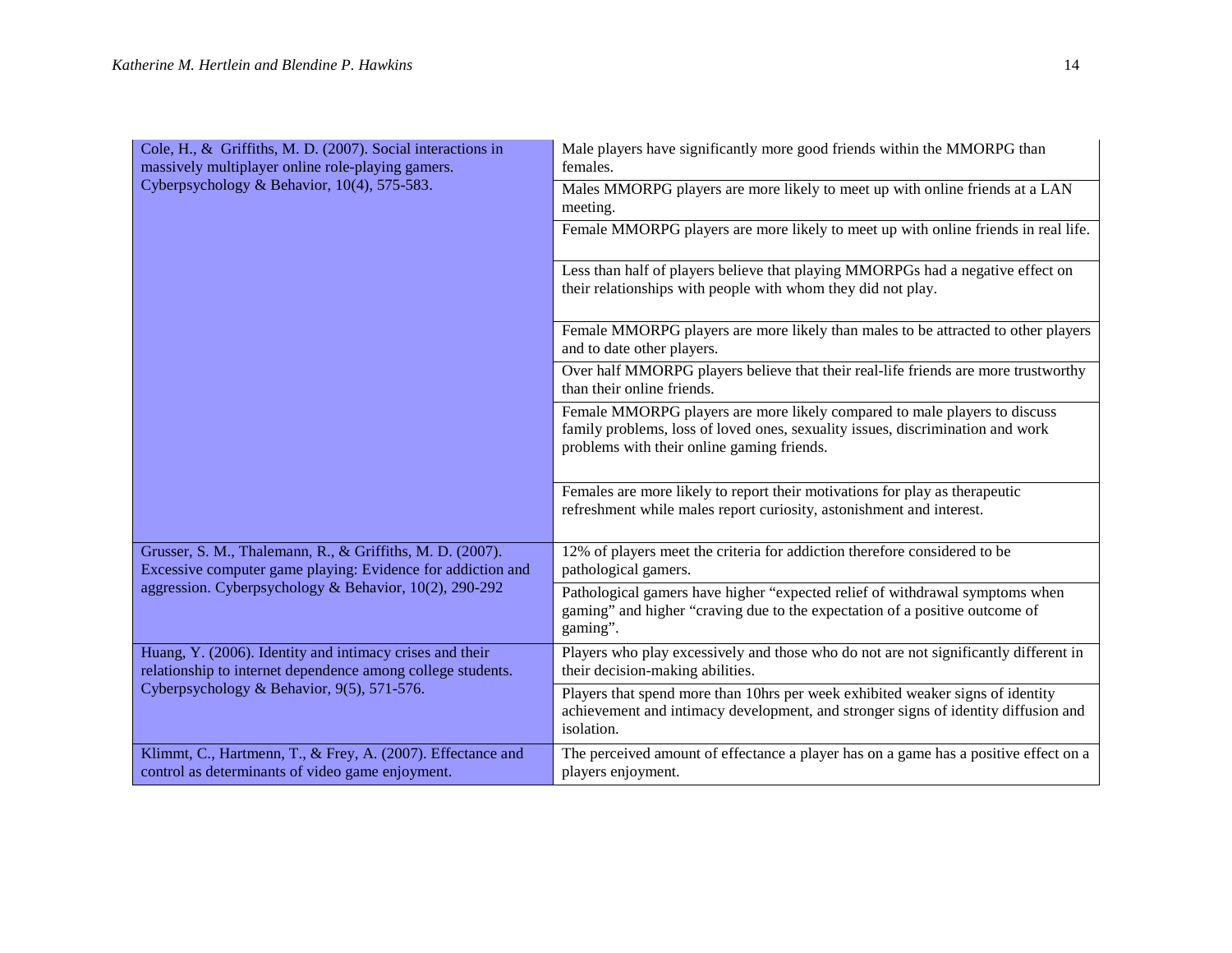| | |
|---|---|
| Cole, H., & Griffiths, M. D. (2007). Social interactions in massively multiplayer online role-playing gamers. Cyberpsychology & Behavior, 10(4), 575-583. | Male players have significantly more good friends within the MMORPG than females. |
| | Males MMORPG players are more likely to meet up with online friends at a LAN meeting. |
| | Female MMORPG players are more likely to meet up with online friends in real life. |
| | Less than half of players believe that playing MMORPGs had a negative effect on their relationships with people with whom they did not play. |
| | Female MMORPG players are more likely than males to be attracted to other players and to date other players. |
| | Over half MMORPG players believe that their real-life friends are more trustworthy than their online friends. |
| | Female MMORPG players are more likely compared to male players to discuss family problems, loss of loved ones, sexuality issues, discrimination and work problems with their online gaming friends. |
| | Females are more likely to report their motivations for play as therapeutic refreshment while males report curiosity, astonishment and interest. |
| Grusser, S. M., Thalemann, R., & Griffiths, M. D. (2007). Excessive computer game playing: Evidence for addiction and aggression. Cyberpsychology & Behavior, 10(2), 290-292 | 12% of players meet the criteria for addiction therefore considered to be pathological gamers. |
| | Pathological gamers have higher "expected relief of withdrawal symptoms when gaming" and higher "craving due to the expectation of a positive outcome of gaming". |
| Huang, Y. (2006). Identity and intimacy crises and their relationship to internet dependence among college students. Cyberpsychology & Behavior, 9(5), 571-576. | Players who play excessively and those who do not are not significantly different in their decision-making abilities. |
| | Players that spend more than 10hrs per week exhibited weaker signs of identity achievement and intimacy development, and stronger signs of identity diffusion and isolation. |
| Klimmt, C., Hartmenn, T., & Frey, A. (2007). Effectance and control as determinants of video game enjoyment. | The perceived amount of effectance a player has on a game has a positive effect on a players enjoyment. |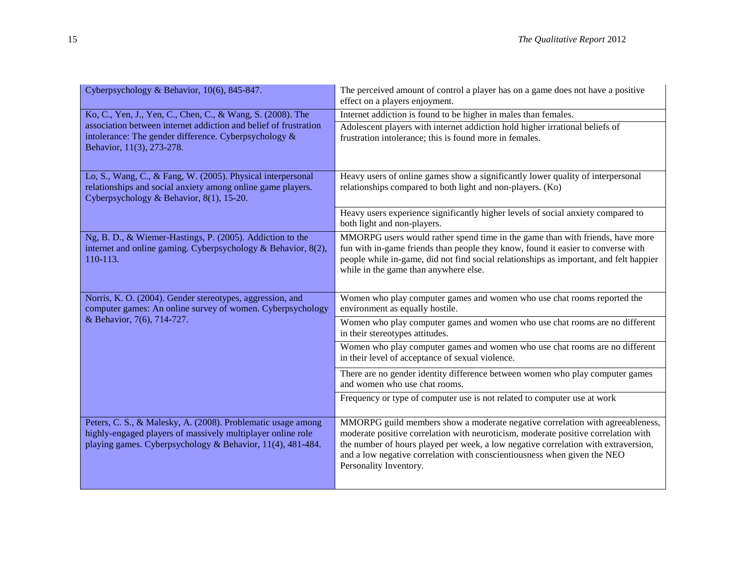| | |
|---|---|
| Cyberpsychology & Behavior, 10(6), 845-847. | The perceived amount of control a player has on a game does not have a positive effect on a players enjoyment. |
| Ko, C., Yen, J., Yen, C., Chen, C., & Wang, S. (2008). The association between internet addiction and belief of frustration intolerance: The gender difference. Cyberpsychology & Behavior, 11(3), 273-278. | Internet addiction is found to be higher in males than females. |
| | Adolescent players with internet addiction hold higher irrational beliefs of frustration intolerance; this is found more in females. |
| Lo, S., Wang, C., & Fang, W. (2005). Physical interpersonal relationships and social anxiety among online game players. Cyberpsychology & Behavior, 8(1), 15-20. | Heavy users of online games show a significantly lower quality of interpersonal relationships compared to both light and non-players. (Ko) |
| | Heavy users experience significantly higher levels of social anxiety compared to both light and non-players. |
| Ng, B. D., & Wiemer-Hastings, P. (2005). Addiction to the internet and online gaming. Cyberpsychology & Behavior, 8(2), 110-113. | MMORPG users would rather spend time in the game than with friends, have more fun with in-game friends than people they know, found it easier to converse with people while in-game, did not find social relationships as important, and felt happier while in the game than anywhere else. |
| Norris, K. O. (2004). Gender stereotypes, aggression, and computer games: An online survey of women. Cyberpsychology & Behavior, 7(6), 714-727. | Women who play computer games and women who use chat rooms reported the environment as equally hostile. |
| | Women who play computer games and women who use chat rooms are no different in their stereotypes attitudes. |
| | Women who play computer games and women who use chat rooms are no different in their level of acceptance of sexual violence. |
| | There are no gender identity difference between women who play computer games and women who use chat rooms. |
| | Frequency or type of computer use is not related to computer use at work |
| Peters, C. S., & Malesky, A. (2008). Problematic usage among highly-engaged players of massively multiplayer online role playing games. Cyberpsychology & Behavior, 11(4), 481-484. | MMORPG guild members show a moderate negative correlation with agreeableness, moderate positive correlation with neuroticism, moderate positive correlation with the number of hours played per week, a low negative correlation with extraversion, and a low negative correlation with conscientiousness when given the NEO Personality Inventory. |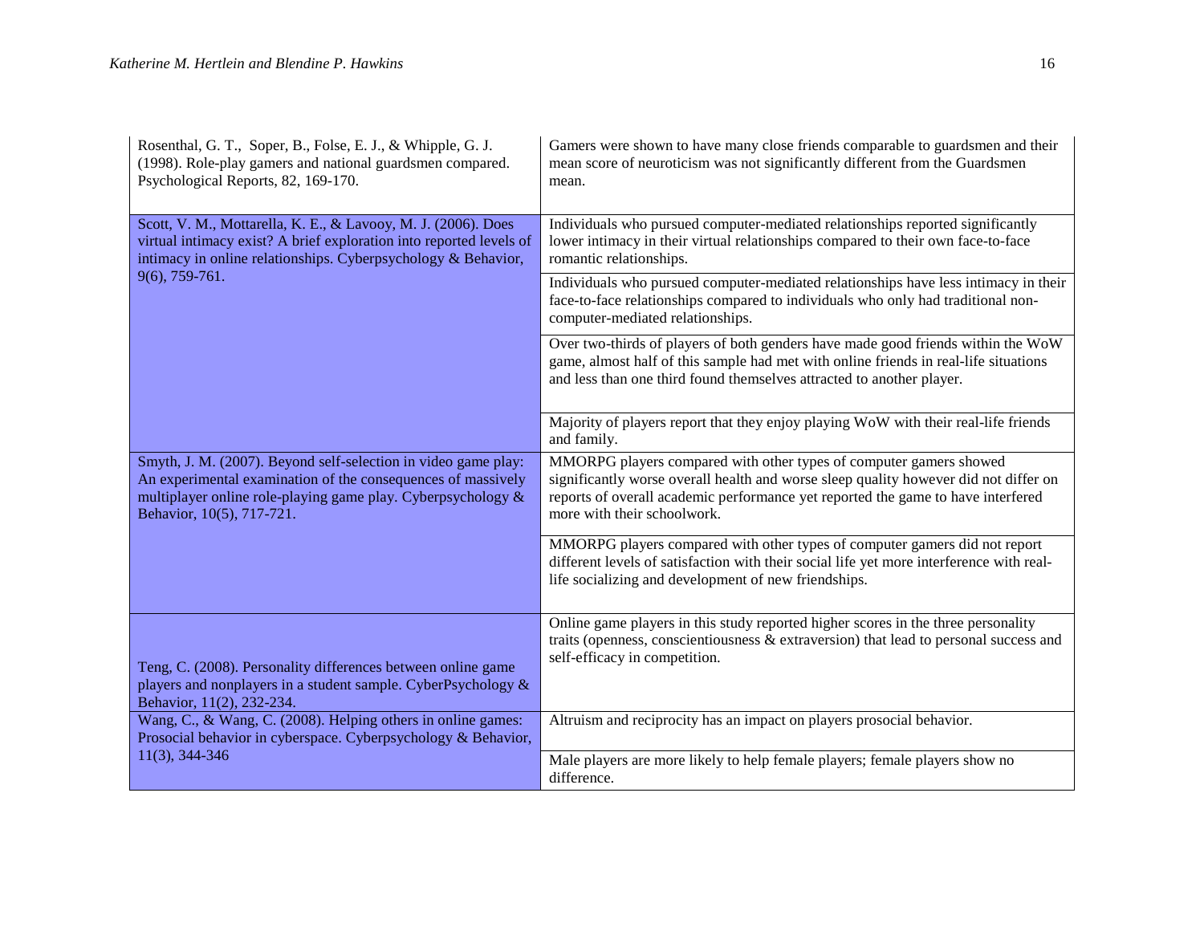| | |
|---|---|
| Rosenthal, G. T., Soper, B., Folse, E. J., & Whipple, G. J. (1998). Role-play gamers and national guardsmen compared. Psychological Reports, 82, 169-170. | Gamers were shown to have many close friends comparable to guardsmen and their mean score of neuroticism was not significantly different from the Guardsmen mean. |
| Scott, V. M., Mottarella, K. E., & Lavooy, M. J. (2006). Does virtual intimacy exist? A brief exploration into reported levels of intimacy in online relationships. Cyberpsychology & Behavior, 9(6), 759-761. | Individuals who pursued computer-mediated relationships reported significantly lower intimacy in their virtual relationships compared to their own face-to-face romantic relationships. |
| | Individuals who pursued computer-mediated relationships have less intimacy in their face-to-face relationships compared to individuals who only had traditional non-computer-mediated relationships. |
| | Over two-thirds of players of both genders have made good friends within the WoW game, almost half of this sample had met with online friends in real-life situations and less than one third found themselves attracted to another player. |
| | Majority of players report that they enjoy playing WoW with their real-life friends and family. |
| Smyth, J. M. (2007). Beyond self-selection in video game play: An experimental examination of the consequences of massively multiplayer online role-playing game play. Cyberpsychology & Behavior, 10(5), 717-721. | MMORPG players compared with other types of computer gamers showed significantly worse overall health and worse sleep quality however did not differ on reports of overall academic performance yet reported the game to have interfered more with their schoolwork. |
| | MMORPG players compared with other types of computer gamers did not report different levels of satisfaction with their social life yet more interference with real-life socializing and development of new friendships. |
| Teng, C. (2008). Personality differences between online game players and nonplayers in a student sample. CyberPsychology & Behavior, 11(2), 232-234. | Online game players in this study reported higher scores in the three personality traits (openness, conscientiousness & extraversion) that lead to personal success and self-efficacy in competition. |
| Wang, C., & Wang, C. (2008). Helping others in online games: Prosocial behavior in cyberspace. Cyberpsychology & Behavior, 11(3), 344-346 | Altruism and reciprocity has an impact on players prosocial behavior. |
| | Male players are more likely to help female players; female players show no difference. |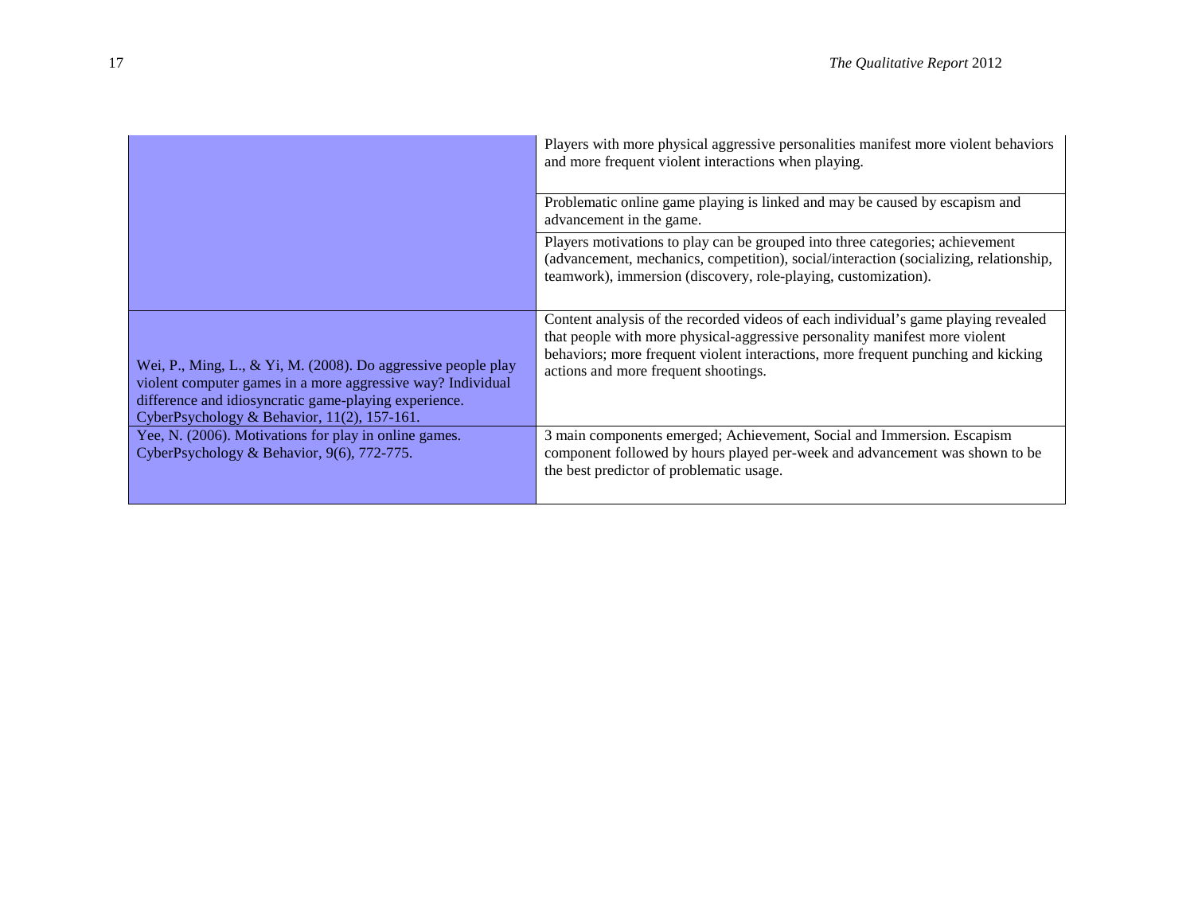| | |
|---|---|
| | Players with more physical aggressive personalities manifest more violent behaviors and more frequent violent interactions when playing. |
| | Problematic online game playing is linked and may be caused by escapism and advancement in the game. |
| | Players motivations to play can be grouped into three categories; achievement (advancement, mechanics, competition), social/interaction (socializing, relationship, teamwork), immersion (discovery, role-playing, customization). |
| Wei, P., Ming, L., & Yi, M. (2008). Do aggressive people play violent computer games in a more aggressive way? Individual difference and idiosyncratic game-playing experience. CyberPsychology & Behavior, 11(2), 157-161. | Content analysis of the recorded videos of each individual's game playing revealed that people with more physical-aggressive personality manifest more violent behaviors; more frequent violent interactions, more frequent punching and kicking actions and more frequent shootings. |
| Yee, N. (2006). Motivations for play in online games. CyberPsychology & Behavior, 9(6), 772-775. | 3 main components emerged; Achievement, Social and Immersion. Escapism component followed by hours played per-week and advancement was shown to be the best predictor of problematic usage. |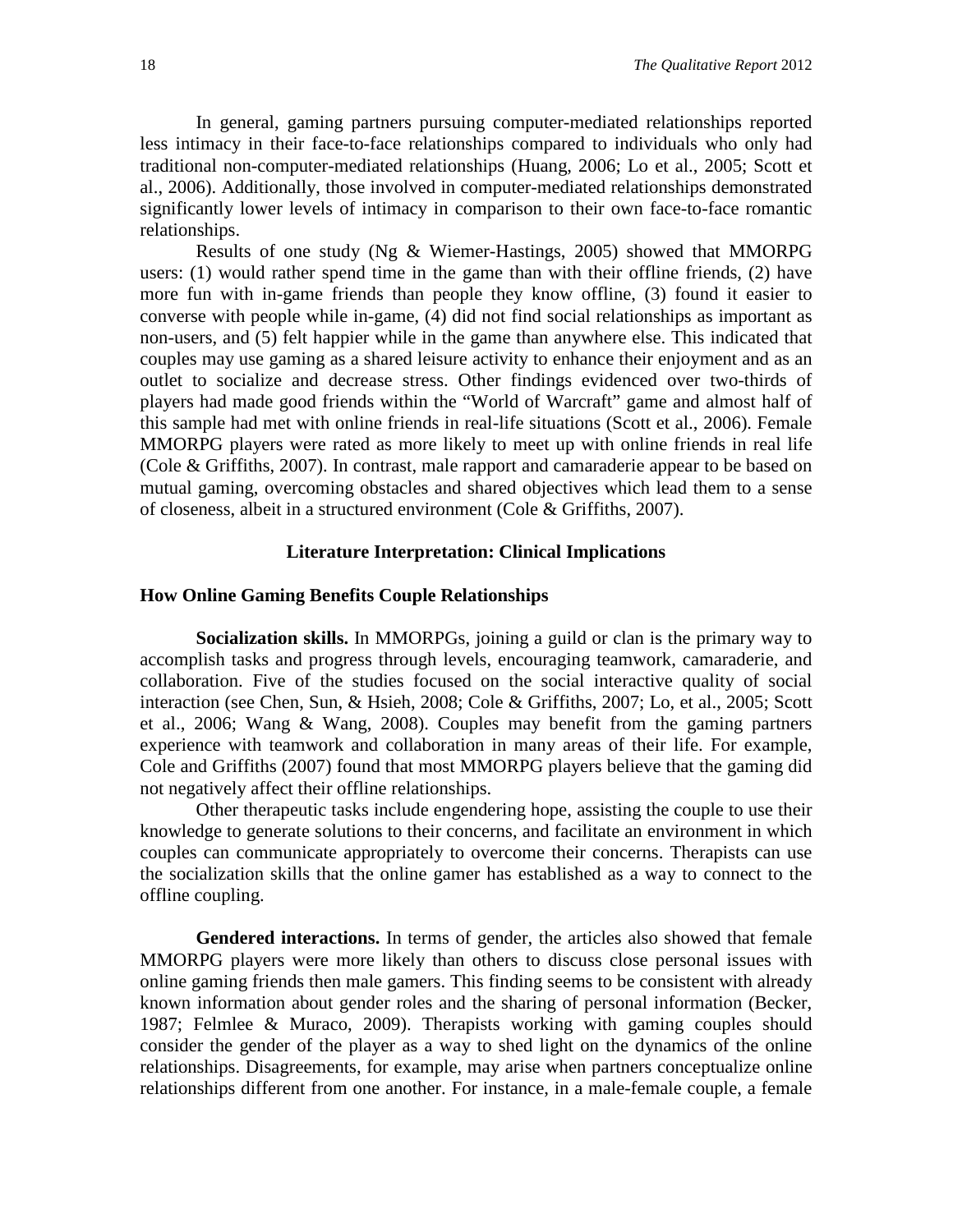In general, gaming partners pursuing computer-mediated relationships reported less intimacy in their face-to-face relationships compared to individuals who only had traditional non-computer-mediated relationships (Huang, 2006; Lo et al., 2005; Scott et al., 2006). Additionally, those involved in computer-mediated relationships demonstrated significantly lower levels of intimacy in comparison to their own face-to-face romantic relationships.

Results of one study (Ng & Wiemer-Hastings, 2005) showed that MMORPG users: (1) would rather spend time in the game than with their offline friends, (2) have more fun with in-game friends than people they know offline, (3) found it easier to converse with people while in-game, (4) did not find social relationships as important as non-users, and (5) felt happier while in the game than anywhere else. This indicated that couples may use gaming as a shared leisure activity to enhance their enjoyment and as an outlet to socialize and decrease stress. Other findings evidenced over two-thirds of players had made good friends within the "World of Warcraft" game and almost half of this sample had met with online friends in real-life situations (Scott et al., 2006). Female MMORPG players were rated as more likely to meet up with online friends in real life (Cole & Griffiths, 2007). In contrast, male rapport and camaraderie appear to be based on mutual gaming, overcoming obstacles and shared objectives which lead them to a sense of closeness, albeit in a structured environment (Cole & Griffiths, 2007).

## Literature Interpretation: Clinical Implications

### How Online Gaming Benefits Couple Relationships

**Socialization skills.** In MMORPGs, joining a guild or clan is the primary way to accomplish tasks and progress through levels, encouraging teamwork, camaraderie, and collaboration. Five of the studies focused on the social interactive quality of social interaction (see Chen, Sun, & Hsieh, 2008; Cole & Griffiths, 2007; Lo, et al., 2005; Scott et al., 2006; Wang & Wang, 2008). Couples may benefit from the gaming partners experience with teamwork and collaboration in many areas of their life. For example, Cole and Griffiths (2007) found that most MMORPG players believe that the gaming did not negatively affect their offline relationships.

Other therapeutic tasks include engendering hope, assisting the couple to use their knowledge to generate solutions to their concerns, and facilitate an environment in which couples can communicate appropriately to overcome their concerns. Therapists can use the socialization skills that the online gamer has established as a way to connect to the offline coupling.

**Gendered interactions.** In terms of gender, the articles also showed that female MMORPG players were more likely than others to discuss close personal issues with online gaming friends then male gamers. This finding seems to be consistent with already known information about gender roles and the sharing of personal information (Becker, 1987; Felmlee & Muraco, 2009). Therapists working with gaming couples should consider the gender of the player as a way to shed light on the dynamics of the online relationships. Disagreements, for example, may arise when partners conceptualize online relationships different from one another. For instance, in a male-female couple, a female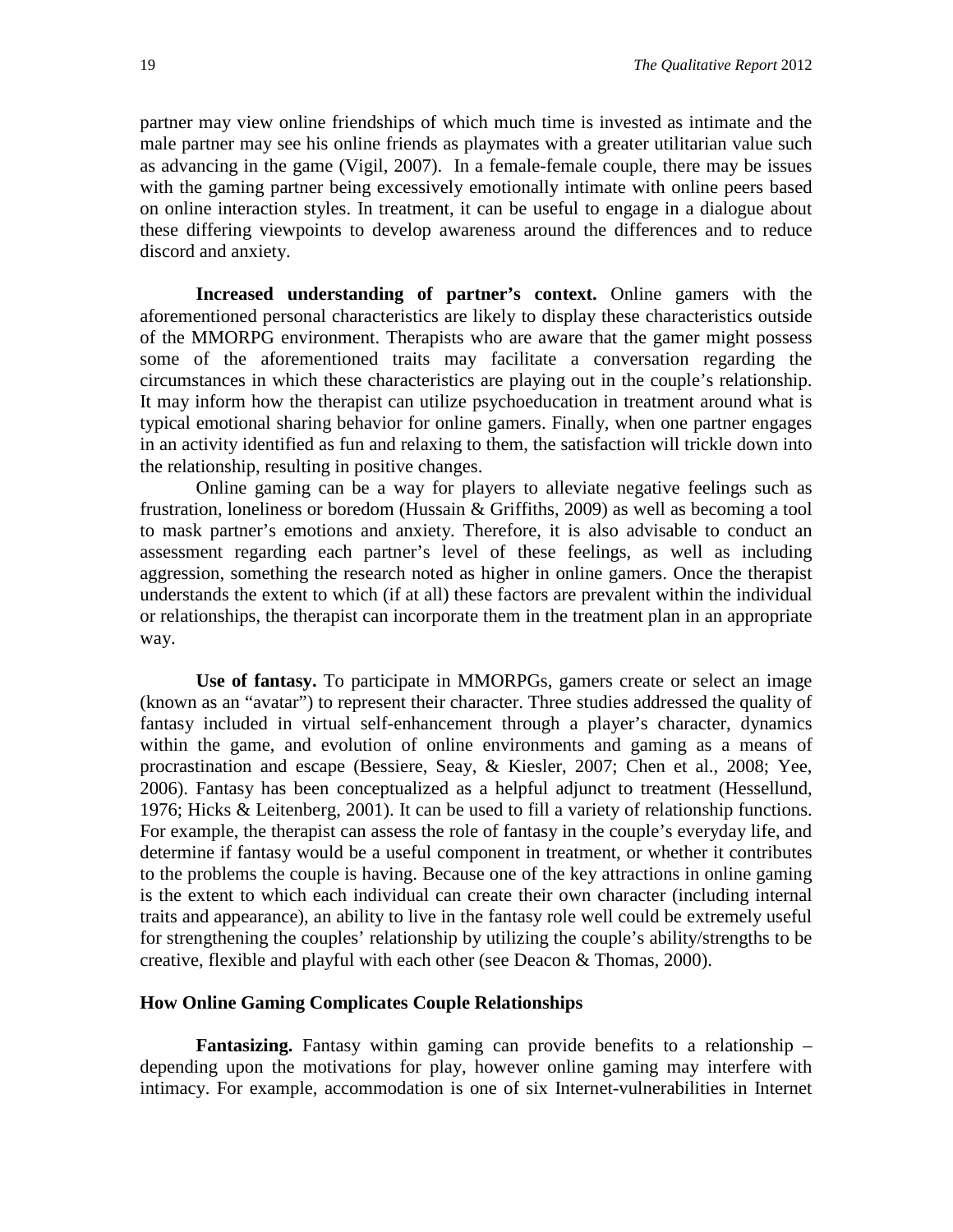partner may view online friendships of which much time is invested as intimate and the male partner may see his online friends as playmates with a greater utilitarian value such as advancing in the game (Vigil, 2007). In a female-female couple, there may be issues with the gaming partner being excessively emotionally intimate with online peers based on online interaction styles. In treatment, it can be useful to engage in a dialogue about these differing viewpoints to develop awareness around the differences and to reduce discord and anxiety.

**Increased understanding of partner's context.** Online gamers with the aforementioned personal characteristics are likely to display these characteristics outside of the MMORPG environment. Therapists who are aware that the gamer might possess some of the aforementioned traits may facilitate a conversation regarding the circumstances in which these characteristics are playing out in the couple's relationship. It may inform how the therapist can utilize psychoeducation in treatment around what is typical emotional sharing behavior for online gamers. Finally, when one partner engages in an activity identified as fun and relaxing to them, the satisfaction will trickle down into the relationship, resulting in positive changes.

Online gaming can be a way for players to alleviate negative feelings such as frustration, loneliness or boredom (Hussain & Griffiths, 2009) as well as becoming a tool to mask partner's emotions and anxiety. Therefore, it is also advisable to conduct an assessment regarding each partner's level of these feelings, as well as including aggression, something the research noted as higher in online gamers. Once the therapist understands the extent to which (if at all) these factors are prevalent within the individual or relationships, the therapist can incorporate them in the treatment plan in an appropriate way.

**Use of fantasy.** To participate in MMORPGs, gamers create or select an image (known as an "avatar") to represent their character. Three studies addressed the quality of fantasy included in virtual self-enhancement through a player's character, dynamics within the game, and evolution of online environments and gaming as a means of procrastination and escape (Bessiere, Seay, & Kiesler, 2007; Chen et al., 2008; Yee, 2006). Fantasy has been conceptualized as a helpful adjunct to treatment (Hessellund, 1976; Hicks & Leitenberg, 2001). It can be used to fill a variety of relationship functions. For example, the therapist can assess the role of fantasy in the couple's everyday life, and determine if fantasy would be a useful component in treatment, or whether it contributes to the problems the couple is having. Because one of the key attractions in online gaming is the extent to which each individual can create their own character (including internal traits and appearance), an ability to live in the fantasy role well could be extremely useful for strengthening the couples' relationship by utilizing the couple's ability/strengths to be creative, flexible and playful with each other (see Deacon & Thomas, 2000).

### How Online Gaming Complicates Couple Relationships

**Fantasizing.** Fantasy within gaming can provide benefits to a relationship – depending upon the motivations for play, however online gaming may interfere with intimacy. For example, accommodation is one of six Internet-vulnerabilities in Internet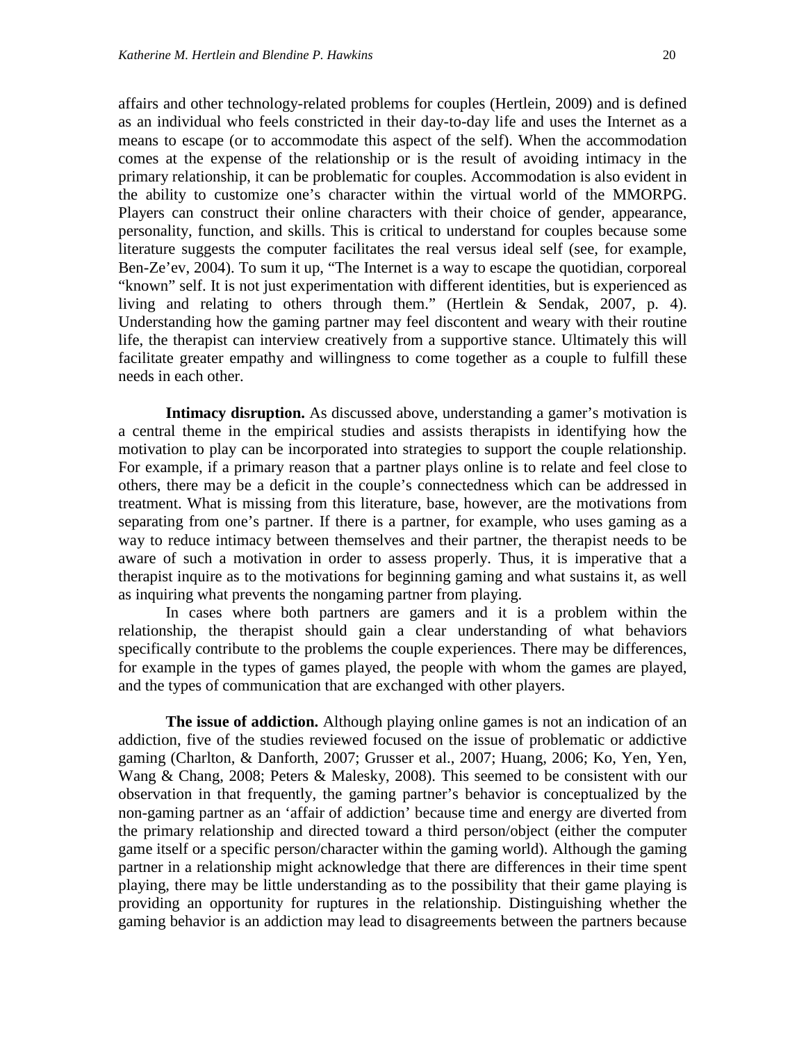affairs and other technology-related problems for couples (Hertlein, 2009) and is defined as an individual who feels constricted in their day-to-day life and uses the Internet as a means to escape (or to accommodate this aspect of the self). When the accommodation comes at the expense of the relationship or is the result of avoiding intimacy in the primary relationship, it can be problematic for couples. Accommodation is also evident in the ability to customize one's character within the virtual world of the MMORPG. Players can construct their online characters with their choice of gender, appearance, personality, function, and skills. This is critical to understand for couples because some literature suggests the computer facilitates the real versus ideal self (see, for example, Ben-Ze'ev, 2004). To sum it up, "The Internet is a way to escape the quotidian, corporeal "known" self. It is not just experimentation with different identities, but is experienced as living and relating to others through them." (Hertlein & Sendak, 2007, p. 4). Understanding how the gaming partner may feel discontent and weary with their routine life, the therapist can interview creatively from a supportive stance. Ultimately this will facilitate greater empathy and willingness to come together as a couple to fulfill these needs in each other.

**Intimacy disruption.** As discussed above, understanding a gamer's motivation is a central theme in the empirical studies and assists therapists in identifying how the motivation to play can be incorporated into strategies to support the couple relationship. For example, if a primary reason that a partner plays online is to relate and feel close to others, there may be a deficit in the couple's connectedness which can be addressed in treatment. What is missing from this literature, base, however, are the motivations from separating from one's partner. If there is a partner, for example, who uses gaming as a way to reduce intimacy between themselves and their partner, the therapist needs to be aware of such a motivation in order to assess properly. Thus, it is imperative that a therapist inquire as to the motivations for beginning gaming and what sustains it, as well as inquiring what prevents the nongaming partner from playing.

In cases where both partners are gamers and it is a problem within the relationship, the therapist should gain a clear understanding of what behaviors specifically contribute to the problems the couple experiences. There may be differences, for example in the types of games played, the people with whom the games are played, and the types of communication that are exchanged with other players.

**The issue of addiction.** Although playing online games is not an indication of an addiction, five of the studies reviewed focused on the issue of problematic or addictive gaming (Charlton, & Danforth, 2007; Grusser et al., 2007; Huang, 2006; Ko, Yen, Yen, Wang & Chang, 2008; Peters & Malesky, 2008). This seemed to be consistent with our observation in that frequently, the gaming partner's behavior is conceptualized by the non-gaming partner as an 'affair of addiction' because time and energy are diverted from the primary relationship and directed toward a third person/object (either the computer game itself or a specific person/character within the gaming world). Although the gaming partner in a relationship might acknowledge that there are differences in their time spent playing, there may be little understanding as to the possibility that their game playing is providing an opportunity for ruptures in the relationship. Distinguishing whether the gaming behavior is an addiction may lead to disagreements between the partners because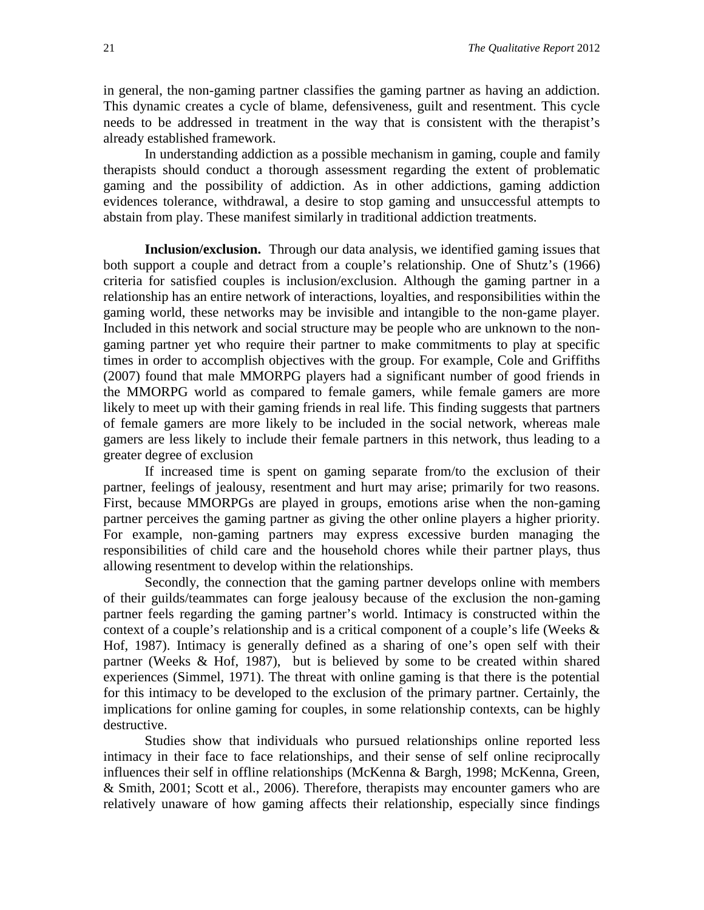in general, the non-gaming partner classifies the gaming partner as having an addiction. This dynamic creates a cycle of blame, defensiveness, guilt and resentment. This cycle needs to be addressed in treatment in the way that is consistent with the therapist's already established framework.

In understanding addiction as a possible mechanism in gaming, couple and family therapists should conduct a thorough assessment regarding the extent of problematic gaming and the possibility of addiction. As in other addictions, gaming addiction evidences tolerance, withdrawal, a desire to stop gaming and unsuccessful attempts to abstain from play. These manifest similarly in traditional addiction treatments.

**Inclusion/exclusion.** Through our data analysis, we identified gaming issues that both support a couple and detract from a couple's relationship. One of Shutz's (1966) criteria for satisfied couples is inclusion/exclusion. Although the gaming partner in a relationship has an entire network of interactions, loyalties, and responsibilities within the gaming world, these networks may be invisible and intangible to the non-game player. Included in this network and social structure may be people who are unknown to the non-gaming partner yet who require their partner to make commitments to play at specific times in order to accomplish objectives with the group. For example, Cole and Griffiths (2007) found that male MMORPG players had a significant number of good friends in the MMORPG world as compared to female gamers, while female gamers are more likely to meet up with their gaming friends in real life. This finding suggests that partners of female gamers are more likely to be included in the social network, whereas male gamers are less likely to include their female partners in this network, thus leading to a greater degree of exclusion

If increased time is spent on gaming separate from/to the exclusion of their partner, feelings of jealousy, resentment and hurt may arise; primarily for two reasons. First, because MMORPGs are played in groups, emotions arise when the non-gaming partner perceives the gaming partner as giving the other online players a higher priority. For example, non-gaming partners may express excessive burden managing the responsibilities of child care and the household chores while their partner plays, thus allowing resentment to develop within the relationships.

Secondly, the connection that the gaming partner develops online with members of their guilds/teammates can forge jealousy because of the exclusion the non-gaming partner feels regarding the gaming partner's world. Intimacy is constructed within the context of a couple's relationship and is a critical component of a couple's life (Weeks & Hof, 1987). Intimacy is generally defined as a sharing of one's open self with their partner (Weeks & Hof, 1987), but is believed by some to be created within shared experiences (Simmel, 1971). The threat with online gaming is that there is the potential for this intimacy to be developed to the exclusion of the primary partner. Certainly, the implications for online gaming for couples, in some relationship contexts, can be highly destructive.

Studies show that individuals who pursued relationships online reported less intimacy in their face to face relationships, and their sense of self online reciprocally influences their self in offline relationships (McKenna & Bargh, 1998; McKenna, Green, & Smith, 2001; Scott et al., 2006). Therefore, therapists may encounter gamers who are relatively unaware of how gaming affects their relationship, especially since findings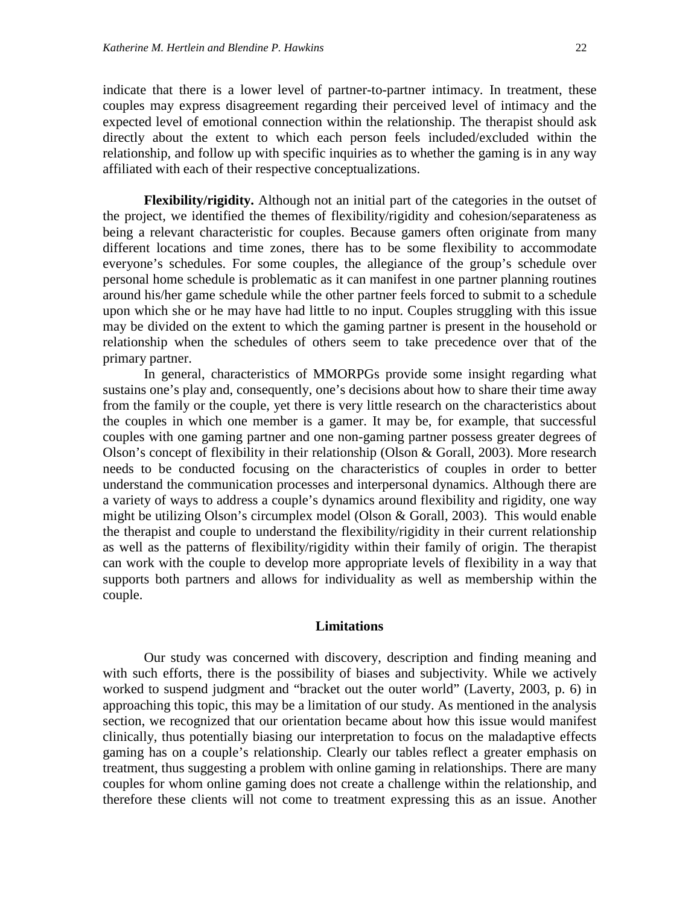indicate that there is a lower level of partner-to-partner intimacy. In treatment, these couples may express disagreement regarding their perceived level of intimacy and the expected level of emotional connection within the relationship. The therapist should ask directly about the extent to which each person feels included/excluded within the relationship, and follow up with specific inquiries as to whether the gaming is in any way affiliated with each of their respective conceptualizations.

**Flexibility/rigidity.** Although not an initial part of the categories in the outset of the project, we identified the themes of flexibility/rigidity and cohesion/separateness as being a relevant characteristic for couples. Because gamers often originate from many different locations and time zones, there has to be some flexibility to accommodate everyone's schedules. For some couples, the allegiance of the group's schedule over personal home schedule is problematic as it can manifest in one partner planning routines around his/her game schedule while the other partner feels forced to submit to a schedule upon which she or he may have had little to no input. Couples struggling with this issue may be divided on the extent to which the gaming partner is present in the household or relationship when the schedules of others seem to take precedence over that of the primary partner.

In general, characteristics of MMORPGs provide some insight regarding what sustains one's play and, consequently, one's decisions about how to share their time away from the family or the couple, yet there is very little research on the characteristics about the couples in which one member is a gamer. It may be, for example, that successful couples with one gaming partner and one non-gaming partner possess greater degrees of Olson's concept of flexibility in their relationship (Olson & Gorall, 2003). More research needs to be conducted focusing on the characteristics of couples in order to better understand the communication processes and interpersonal dynamics. Although there are a variety of ways to address a couple's dynamics around flexibility and rigidity, one way might be utilizing Olson's circumplex model (Olson & Gorall, 2003). This would enable the therapist and couple to understand the flexibility/rigidity in their current relationship as well as the patterns of flexibility/rigidity within their family of origin. The therapist can work with the couple to develop more appropriate levels of flexibility in a way that supports both partners and allows for individuality as well as membership within the couple.

## Limitations

Our study was concerned with discovery, description and finding meaning and with such efforts, there is the possibility of biases and subjectivity. While we actively worked to suspend judgment and "bracket out the outer world" (Laverty, 2003, p. 6) in approaching this topic, this may be a limitation of our study. As mentioned in the analysis section, we recognized that our orientation became about how this issue would manifest clinically, thus potentially biasing our interpretation to focus on the maladaptive effects gaming has on a couple's relationship. Clearly our tables reflect a greater emphasis on treatment, thus suggesting a problem with online gaming in relationships. There are many couples for whom online gaming does not create a challenge within the relationship, and therefore these clients will not come to treatment expressing this as an issue. Another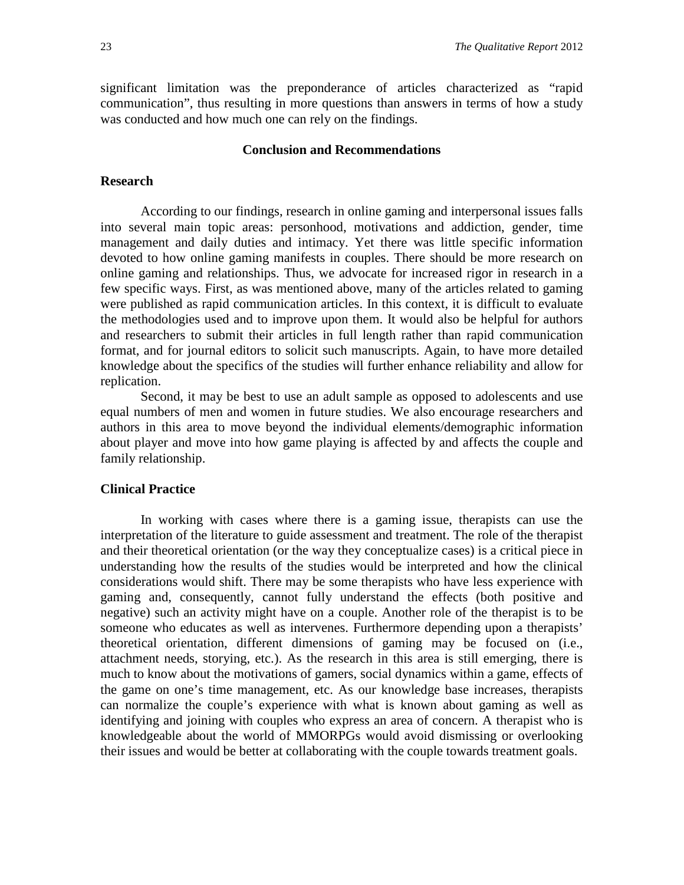significant limitation was the preponderance of articles characterized as "rapid communication", thus resulting in more questions than answers in terms of how a study was conducted and how much one can rely on the findings.

## Conclusion and Recommendations

### Research

According to our findings, research in online gaming and interpersonal issues falls into several main topic areas: personhood, motivations and addiction, gender, time management and daily duties and intimacy. Yet there was little specific information devoted to how online gaming manifests in couples. There should be more research on online gaming and relationships. Thus, we advocate for increased rigor in research in a few specific ways. First, as was mentioned above, many of the articles related to gaming were published as rapid communication articles. In this context, it is difficult to evaluate the methodologies used and to improve upon them. It would also be helpful for authors and researchers to submit their articles in full length rather than rapid communication format, and for journal editors to solicit such manuscripts. Again, to have more detailed knowledge about the specifics of the studies will further enhance reliability and allow for replication.

Second, it may be best to use an adult sample as opposed to adolescents and use equal numbers of men and women in future studies. We also encourage researchers and authors in this area to move beyond the individual elements/demographic information about player and move into how game playing is affected by and affects the couple and family relationship.

### Clinical Practice

In working with cases where there is a gaming issue, therapists can use the interpretation of the literature to guide assessment and treatment. The role of the therapist and their theoretical orientation (or the way they conceptualize cases) is a critical piece in understanding how the results of the studies would be interpreted and how the clinical considerations would shift. There may be some therapists who have less experience with gaming and, consequently, cannot fully understand the effects (both positive and negative) such an activity might have on a couple. Another role of the therapist is to be someone who educates as well as intervenes. Furthermore depending upon a therapists' theoretical orientation, different dimensions of gaming may be focused on (i.e., attachment needs, storying, etc.). As the research in this area is still emerging, there is much to know about the motivations of gamers, social dynamics within a game, effects of the game on one's time management, etc. As our knowledge base increases, therapists can normalize the couple's experience with what is known about gaming as well as identifying and joining with couples who express an area of concern. A therapist who is knowledgeable about the world of MMORPGs would avoid dismissing or overlooking their issues and would be better at collaborating with the couple towards treatment goals.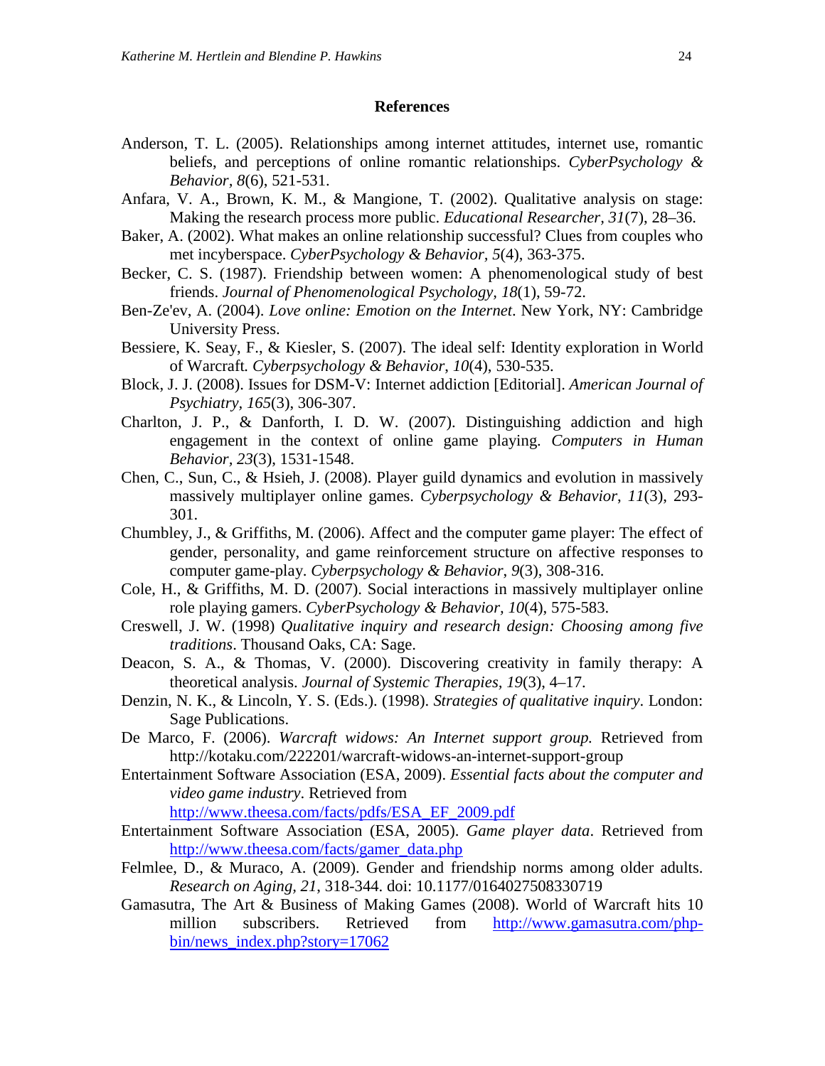## References

Anderson, T. L. (2005). Relationships among internet attitudes, internet use, romantic beliefs, and perceptions of online romantic relationships. *CyberPsychology & Behavior*, *8*(6), 521-531.

Anfara, V. A., Brown, K. M., & Mangione, T. (2002). Qualitative analysis on stage: Making the research process more public. *Educational Researcher, 31*(7), 28–36.

Baker, A. (2002). What makes an online relationship successful? Clues from couples who met incyberspace. *CyberPsychology & Behavior*, *5*(4), 363-375.

Becker, C. S. (1987). Friendship between women: A phenomenological study of best friends. *Journal of Phenomenological Psychology, 18*(1), 59-72.

Ben-Ze'ev, A. (2004). *Love online: Emotion on the Internet*. New York, NY: Cambridge University Press.

Bessiere, K. Seay, F., & Kiesler, S. (2007). The ideal self: Identity exploration in World of Warcraft*. Cyberpsychology & Behavior*, *10*(4), 530-535.

Block, J. J. (2008). Issues for DSM-V: Internet addiction [Editorial]. *American Journal of Psychiatry*, *165*(3), 306-307.

Charlton, J. P., & Danforth, I. D. W. (2007). Distinguishing addiction and high engagement in the context of online game playing. *Computers in Human Behavior*, *23*(3), 1531-1548.

Chen, C., Sun, C., & Hsieh, J. (2008). Player guild dynamics and evolution in massively massively multiplayer online games. *Cyberpsychology & Behavior*, *11*(3), 293-301.

Chumbley, J., & Griffiths, M. (2006). Affect and the computer game player: The effect of gender, personality, and game reinforcement structure on affective responses to computer game-play. *Cyberpsychology & Behavior*, *9*(3), 308-316.

Cole, H., & Griffiths, M. D. (2007). Social interactions in massively multiplayer online role playing gamers. *CyberPsychology & Behavior*, *10*(4), 575-583.

Creswell, J. W. (1998) *Qualitative inquiry and research design: Choosing among five traditions*. Thousand Oaks, CA: Sage.

Deacon, S. A., & Thomas, V. (2000). Discovering creativity in family therapy: A theoretical analysis. *Journal of Systemic Therapies*, *19*(3), 4–17.

Denzin, N. K., & Lincoln, Y. S. (Eds.). (1998). *Strategies of qualitative inquiry*. London: Sage Publications.

De Marco, F. (2006). *Warcraft widows: An Internet support group.* Retrieved from http://kotaku.com/222201/warcraft-widows-an-internet-support-group

Entertainment Software Association (ESA, 2009). *Essential facts about the computer and video game industry*. Retrieved from http://www.theesa.com/facts/pdfs/ESA_EF_2009.pdf

Entertainment Software Association (ESA, 2005). *Game player data*. Retrieved from http://www.theesa.com/facts/gamer_data.php

Felmlee, D., & Muraco, A. (2009). Gender and friendship norms among older adults. *Research on Aging, 21*, 318-344. doi: 10.1177/0164027508330719

Gamasutra, The Art & Business of Making Games (2008). World of Warcraft hits 10 million subscribers. Retrieved from http://www.gamasutra.com/php-bin/news_index.php?story=17062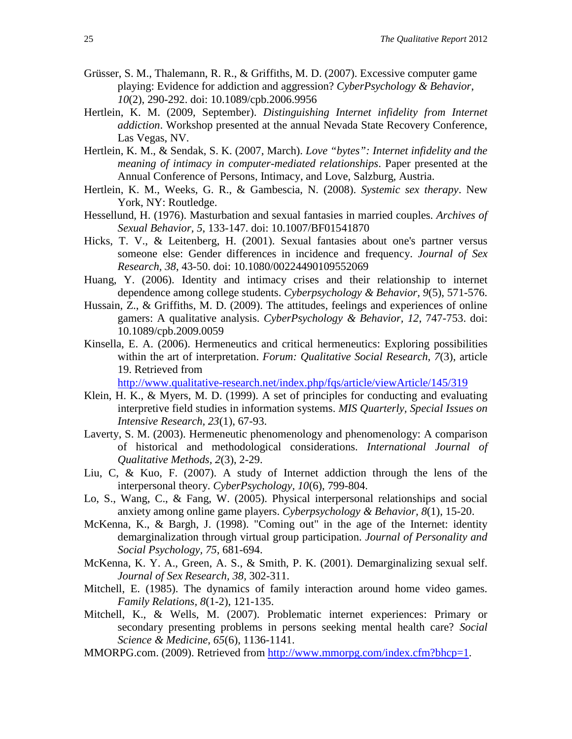Grüsser, S. M., Thalemann, R. R., & Griffiths, M. D. (2007). Excessive computer game playing: Evidence for addiction and aggression? *CyberPsychology & Behavior, 10*(2), 290-292. doi: 10.1089/cpb.2006.9956

Hertlein, K. M. (2009, September). *Distinguishing Internet infidelity from Internet addiction*. Workshop presented at the annual Nevada State Recovery Conference, Las Vegas, NV.

Hertlein, K. M., & Sendak, S. K. (2007, March). *Love "bytes": Internet infidelity and the meaning of intimacy in computer-mediated relationships*. Paper presented at the Annual Conference of Persons, Intimacy, and Love, Salzburg, Austria.

Hertlein, K. M., Weeks, G. R., & Gambescia, N. (2008). *Systemic sex therapy*. New York, NY: Routledge.

Hessellund, H. (1976). Masturbation and sexual fantasies in married couples. *Archives of Sexual Behavior, 5*, 133-147. doi: 10.1007/BF01541870

Hicks, T. V., & Leitenberg, H. (2001). Sexual fantasies about one's partner versus someone else: Gender differences in incidence and frequency. *Journal of Sex Research, 38*, 43-50. doi: 10.1080/00224490109552069

Huang, Y. (2006). Identity and intimacy crises and their relationship to internet dependence among college students. *Cyberpsychology & Behavior, 9*(5), 571-576.

Hussain, Z., & Griffiths, M. D. (2009). The attitudes, feelings and experiences of online gamers: A qualitative analysis. *CyberPsychology & Behavior, 12*, 747-753. doi: 10.1089/cpb.2009.0059

Kinsella, E. A. (2006). Hermeneutics and critical hermeneutics: Exploring possibilities within the art of interpretation. *Forum: Qualitative Social Research, 7*(3), article 19. Retrieved from http://www.qualitative-research.net/index.php/fqs/article/viewArticle/145/319

Klein, H. K., & Myers, M. D. (1999). A set of principles for conducting and evaluating interpretive field studies in information systems. *MIS Quarterly, Special Issues on Intensive Research, 23*(1), 67-93.

Laverty, S. M. (2003). Hermeneutic phenomenology and phenomenology: A comparison of historical and methodological considerations. *International Journal of Qualitative Methods, 2*(3), 2-29.

Liu, C, & Kuo, F. (2007). A study of Internet addiction through the lens of the interpersonal theory. *CyberPsychology, 10*(6), 799-804.

Lo, S., Wang, C., & Fang, W. (2005). Physical interpersonal relationships and social anxiety among online game players. *Cyberpsychology & Behavior, 8*(1), 15-20.

McKenna, K., & Bargh, J. (1998). "Coming out" in the age of the Internet: identity demarginalization through virtual group participation. *Journal of Personality and Social Psychology, 75*, 681-694.

McKenna, K. Y. A., Green, A. S., & Smith, P. K. (2001). Demarginalizing sexual self. *Journal of Sex Research, 38*, 302-311.

Mitchell, E. (1985). The dynamics of family interaction around home video games. *Family Relations, 8*(1-2), 121-135.

Mitchell, K., & Wells, M. (2007). Problematic internet experiences: Primary or secondary presenting problems in persons seeking mental health care? *Social Science & Medicine, 65*(6), 1136-1141.

MMORPG.com. (2009). Retrieved from http://www.mmorpg.com/index.cfm?bhcp=1.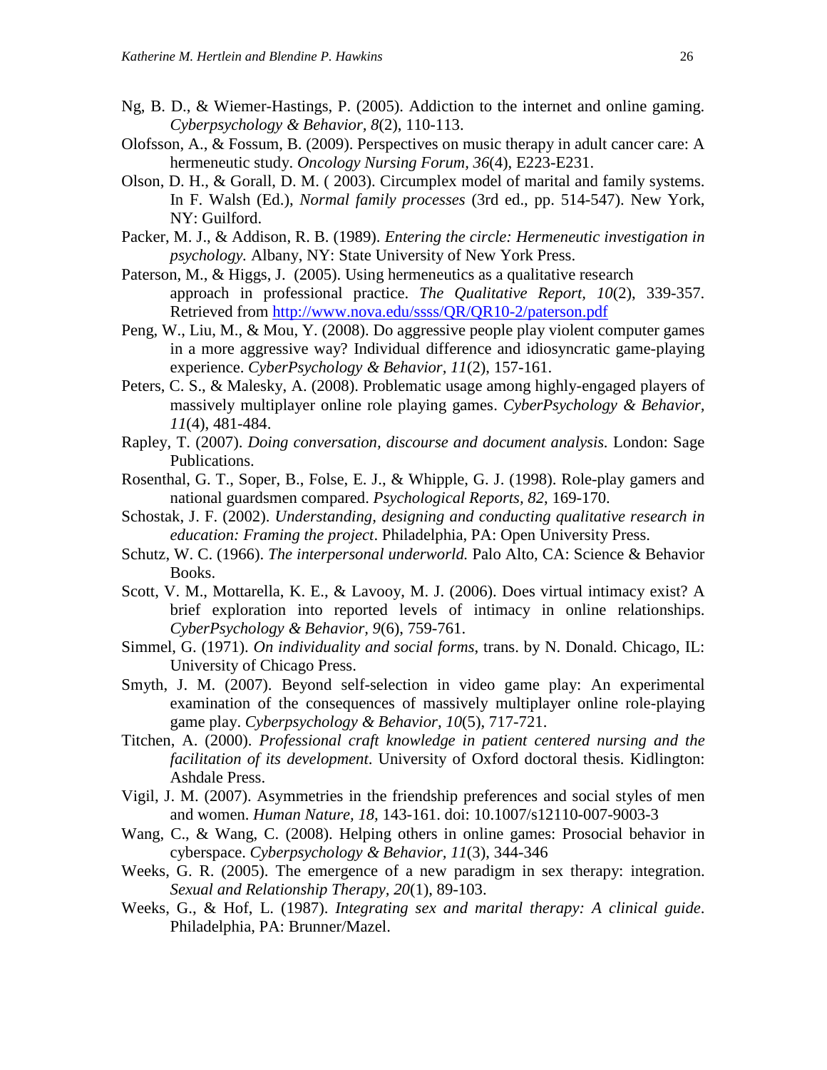Ng, B. D., & Wiemer-Hastings, P. (2005). Addiction to the internet and online gaming. *Cyberpsychology & Behavior, 8*(2), 110-113.

Olofsson, A., & Fossum, B. (2009). Perspectives on music therapy in adult cancer care: A hermeneutic study. *Oncology Nursing Forum, 36*(4), E223-E231.

Olson, D. H., & Gorall, D. M. ( 2003). Circumplex model of marital and family systems. In F. Walsh (Ed.), *Normal family processes* (3rd ed., pp. 514-547). New York, NY: Guilford.

Packer, M. J., & Addison, R. B. (1989). *Entering the circle: Hermeneutic investigation in psychology.* Albany, NY: State University of New York Press.

Paterson, M., & Higgs, J. (2005). Using hermeneutics as a qualitative research approach in professional practice. *The Qualitative Report, 10*(2), 339-357. Retrieved from http://www.nova.edu/ssss/QR/QR10-2/paterson.pdf

Peng, W., Liu, M., & Mou, Y. (2008). Do aggressive people play violent computer games in a more aggressive way? Individual difference and idiosyncratic game-playing experience. *CyberPsychology & Behavior, 11*(2), 157-161.

Peters, C. S., & Malesky, A. (2008). Problematic usage among highly-engaged players of massively multiplayer online role playing games. *CyberPsychology & Behavior, 11*(4), 481-484.

Rapley, T. (2007). *Doing conversation, discourse and document analysis.* London: Sage Publications.

Rosenthal, G. T., Soper, B., Folse, E. J., & Whipple, G. J. (1998). Role-play gamers and national guardsmen compared. *Psychological Reports, 82*, 169-170.

Schostak, J. F. (2002). *Understanding, designing and conducting qualitative research in education: Framing the project*. Philadelphia, PA: Open University Press.

Schutz, W. C. (1966). *The interpersonal underworld.* Palo Alto, CA: Science & Behavior Books.

Scott, V. M., Mottarella, K. E., & Lavooy, M. J. (2006). Does virtual intimacy exist? A brief exploration into reported levels of intimacy in online relationships. *CyberPsychology & Behavior, 9*(6), 759-761.

Simmel, G. (1971). *On individuality and social forms*, trans. by N. Donald. Chicago, IL: University of Chicago Press.

Smyth, J. M. (2007). Beyond self-selection in video game play: An experimental examination of the consequences of massively multiplayer online role-playing game play. *Cyberpsychology & Behavior, 10*(5), 717-721.

Titchen, A. (2000). *Professional craft knowledge in patient centered nursing and the facilitation of its development*. University of Oxford doctoral thesis. Kidlington: Ashdale Press.

Vigil, J. M. (2007). Asymmetries in the friendship preferences and social styles of men and women. *Human Nature, 18,* 143-161. doi: 10.1007/s12110-007-9003-3

Wang, C., & Wang, C. (2008). Helping others in online games: Prosocial behavior in cyberspace. *Cyberpsychology & Behavior, 11*(3), 344-346

Weeks, G. R. (2005). The emergence of a new paradigm in sex therapy: integration. *Sexual and Relationship Therapy, 20*(1), 89-103.

Weeks, G., & Hof, L. (1987). *Integrating sex and marital therapy: A clinical guide*. Philadelphia, PA: Brunner/Mazel.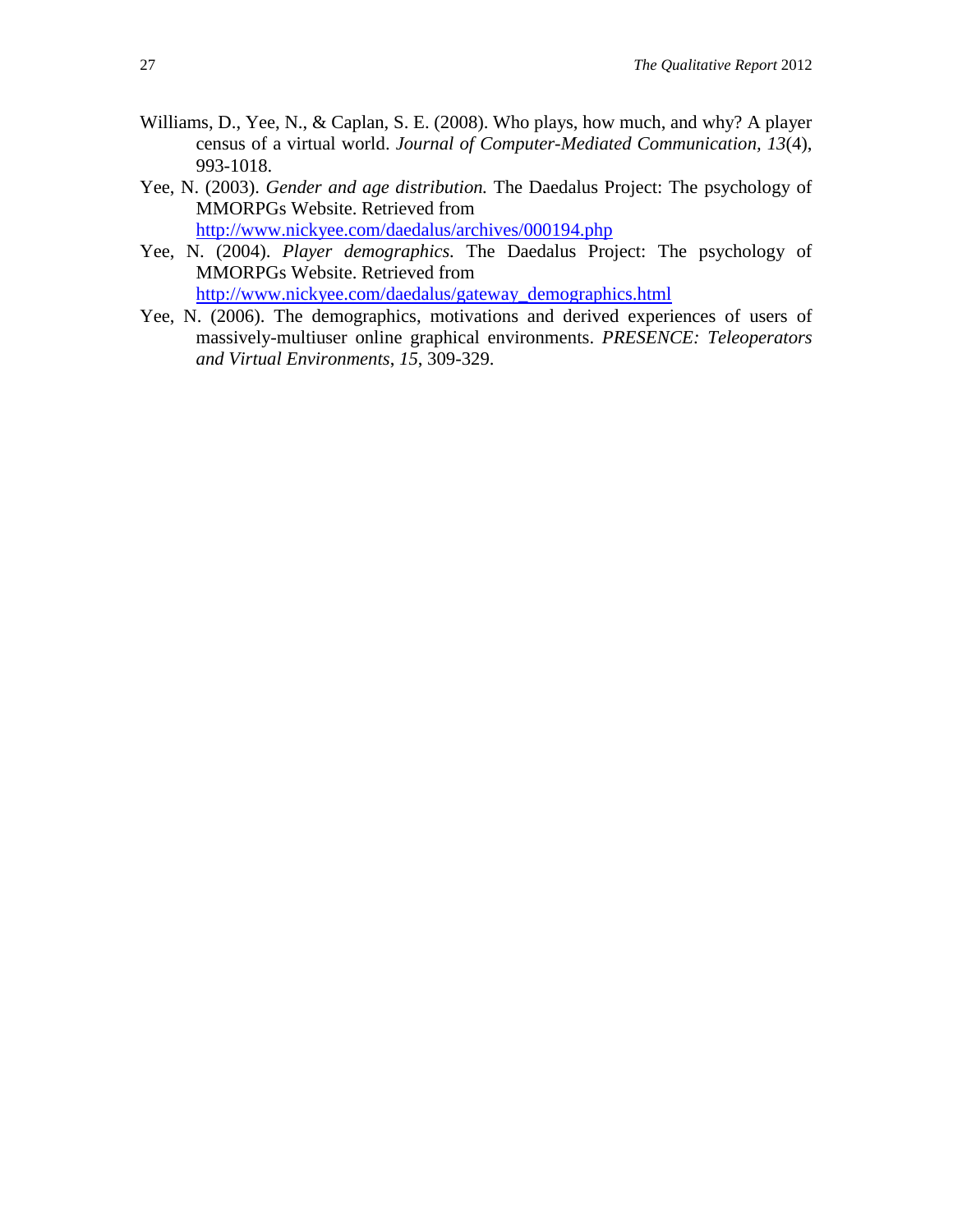Williams, D., Yee, N., & Caplan, S. E. (2008). Who plays, how much, and why? A player census of a virtual world. *Journal of Computer-Mediated Communication, 13*(4), 993-1018.

Yee, N. (2003). *Gender and age distribution.* The Daedalus Project: The psychology of MMORPGs Website. Retrieved from http://www.nickyee.com/daedalus/archives/000194.php

Yee, N. (2004). *Player demographics.* The Daedalus Project: The psychology of MMORPGs Website. Retrieved from http://www.nickyee.com/daedalus/gateway_demographics.html

Yee, N. (2006). The demographics, motivations and derived experiences of users of massively-multiuser online graphical environments. *PRESENCE: Teleoperators and Virtual Environments*, *15*, 309-329.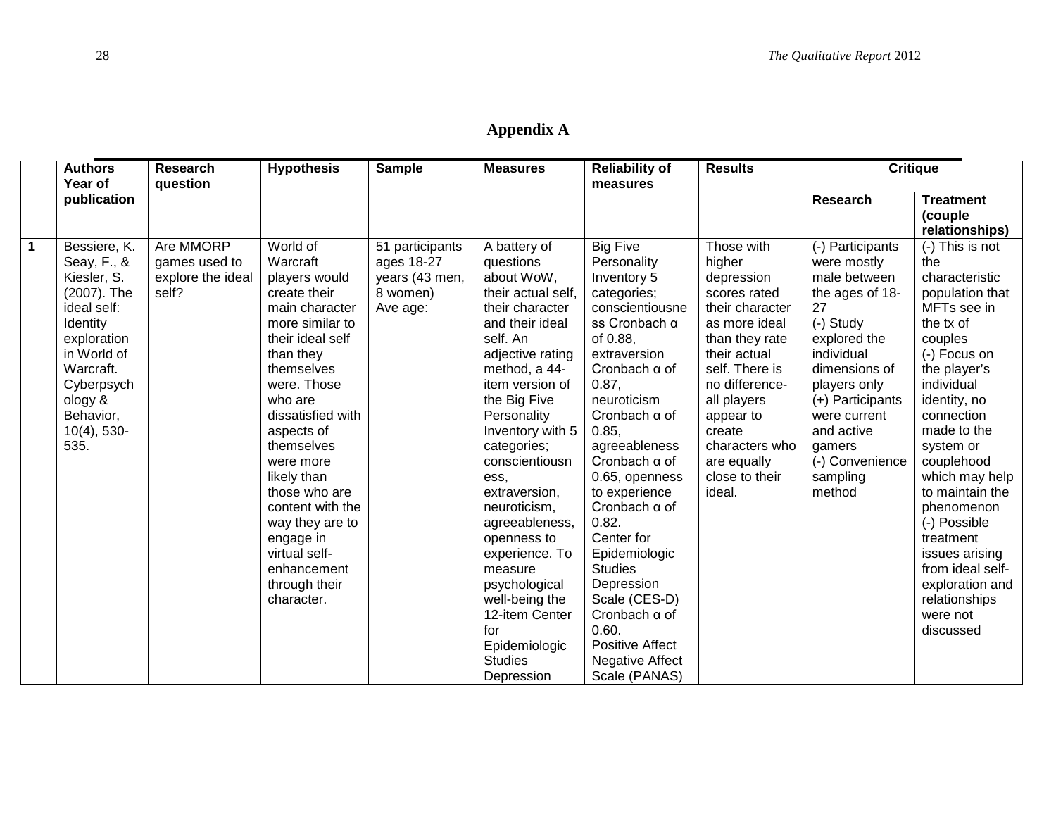## Appendix A

| | Authors Year of publication | Research question | Hypothesis | Sample | Measures | Reliability of measures | Results | Critique | |
|---|---|---|---|---|---|---|---|---|---|
| | | | | | | | | Research | Treatment (couple relationships) |
| **1** | Bessiere, K. Seay, F., & Kiesler, S. (2007). The ideal self: Identity exploration in World of Warcraft. Cyberpsychology & Behavior, 10(4), 530-535. | Are MMORP games used to explore the ideal self? | World of Warcraft players would create their main character more similar to their ideal self than they themselves were. Those who are dissatisfied with aspects of themselves were more likely than those who are content with the way they are to engage in virtual self-enhancement through their character. | 51 participants ages 18-27 years (43 men, 8 women) Ave age: | A battery of questions about WoW, their actual self, their character and their ideal self. An adjective rating method, a 44-item version of the Big Five Personality Inventory with 5 categories; conscientiousness, extraversion, neuroticism, agreeableness, openness to experience. To measure psychological well-being the 12-item Center for Epidemiologic Studies Depression | Big Five Personality Inventory 5 categories; conscientiousness Cronbach α of 0.88, extraversion Cronbach α of 0.87, neuroticism Cronbach α of 0.85, agreeableness Cronbach α of 0.65, openness to experience Cronbach α of 0.82. Center for Epidemiologic Studies Depression Scale (CES-D) Cronbach α of 0.60. Positive Affect Negative Affect Scale (PANAS) | Those with higher depression scores rated their character as more ideal than they rate their actual self. There is no difference-all players appear to create characters who are equally close to their ideal. | (-) Participants were mostly male between the ages of 18-27<br>(-) Study explored the individual dimensions of players only<br>(+) Participants were current and active gamers<br>(-) Convenience sampling method | (-) This is not the characteristic population that MFTs see in the tx of couples<br>(-) Focus on the player's individual identity, no connection made to the system or couplehood which may help to maintain the phenomenon<br>(-) Possible treatment issues arising from ideal self-exploration and relationships were not discussed |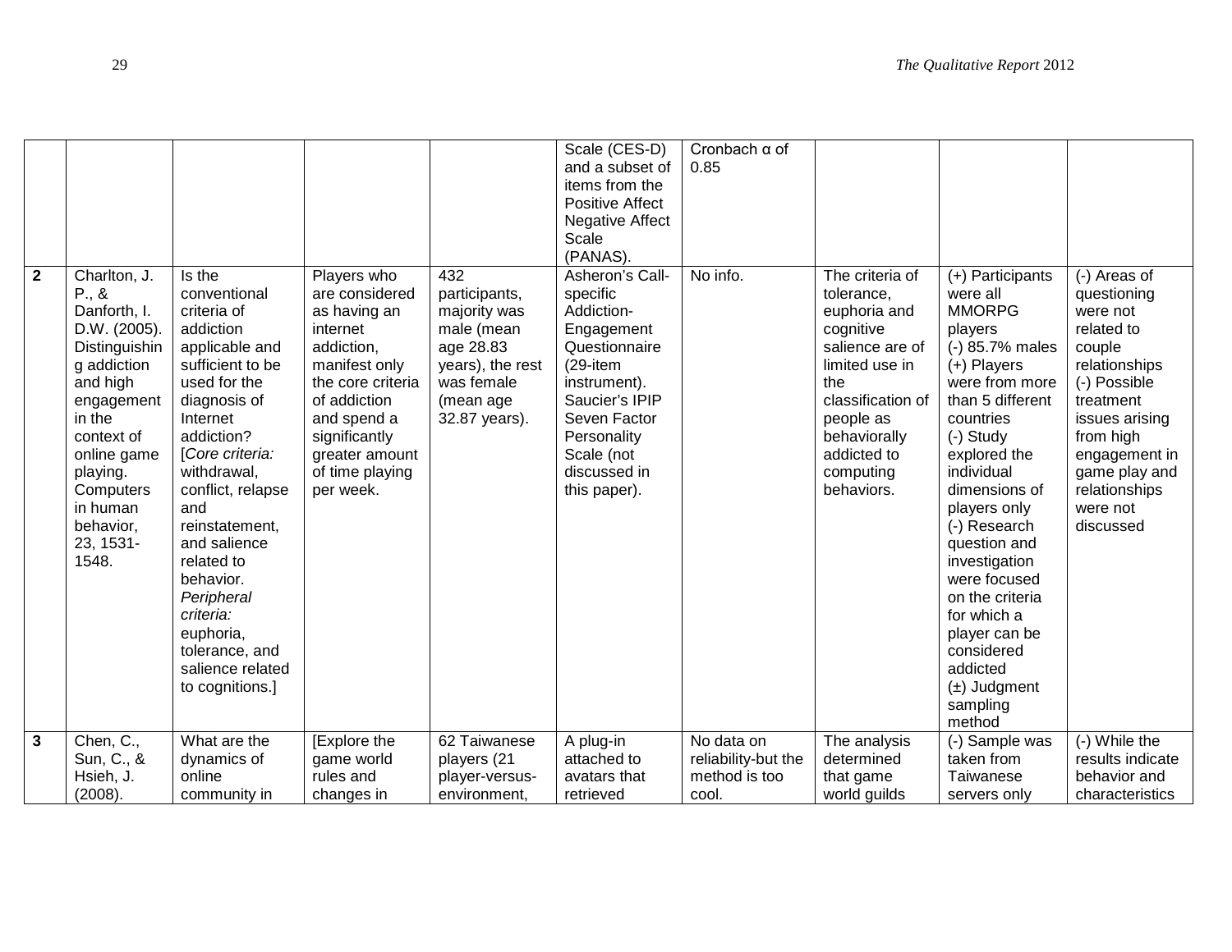| | | | | | Scale (CES-D) and a subset of items from the Positive Affect Negative Affect Scale (PANAS). | Cronbach α of 0.85 | | | |
|---|---|---|---|---|---|---|---|---|---|
| **2** | Charlton, J. P., & Danforth, I. D.W. (2005). Distinguishing addiction and high engagement in the context of online game playing. Computers in human behavior, 23, 1531-1548. | Is the conventional criteria of addiction applicable and sufficient to be used for the diagnosis of Internet addiction? [*Core criteria:* withdrawal, conflict, relapse and reinstatement, and salience related to behavior. *Peripheral criteria:* euphoria, tolerance, and salience related to cognitions.] | Players who are considered as having an internet addiction, manifest only the core criteria of addiction and spend a significantly greater amount of time playing per week. | 432 participants, majority was male (mean age 28.83 years), the rest was female (mean age 32.87 years). | Asheron's Call-specific Addiction-Engagement Questionnaire (29-item instrument). Saucier's IPIP Seven Factor Personality Scale (not discussed in this paper). | No info. | The criteria of tolerance, euphoria and cognitive salience are of limited use in the classification of people as behaviorally addicted to computing behaviors. | (+) Participants were all MMORPG players (-) 85.7% males (+) Players were from more than 5 different countries (-) Study explored the individual dimensions of players only (-) Research question and investigation were focused on the criteria for which a player can be considered addicted (±) Judgment sampling method | (-) Areas of questioning were not related to couple relationships (-) Possible treatment issues arising from high engagement in game play and relationships were not discussed |
| **3** | Chen, C., Sun, C., & Hsieh, J. (2008). | What are the dynamics of online community in | [Explore the game world rules and changes in | 62 Taiwanese players (21 player-versus-environment, | A plug-in attached to avatars that retrieved | No data on reliability-but the method is too cool. | The analysis determined that game world guilds | (-) Sample was taken from Taiwanese servers only | (-) While the results indicate behavior and characteristics |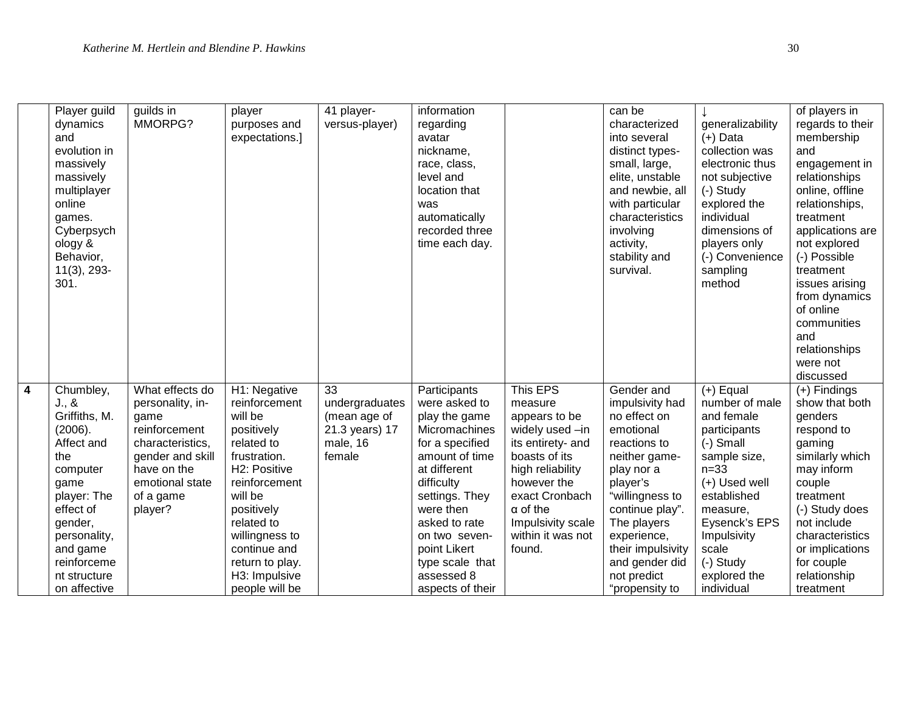| | | | | | | | | | |
|---|---|---|---|---|---|---|---|---|---|
| | Player guild dynamics and evolution in massively massively multiplayer online games. Cyberpsychology & Behavior, 11(3), 293-301. | guilds in MMORPG? | player purposes and expectations.] | 41 player-versus-player) | information regarding avatar nickname, race, class, level and location that was automatically recorded three time each day. | | can be characterized into several distinct types- small, large, elite, unstable and newbie, all with particular characteristics involving activity, stability and survival. | ↓ generalizability (+) Data collection was electronic thus not subjective (-) Study explored the individual dimensions of players only (-) Convenience sampling method | of players in regards to their membership and engagement in relationships online, offline relationships, treatment applications are not explored (-) Possible treatment issues arising from dynamics of online communities and relationships were not discussed |
| **4** | Chumbley, J., & Griffiths, M. (2006). Affect and the computer game player: The effect of gender, personality, and game reinforcement structure on affective | What effects do personality, in-game reinforcement characteristics, gender and skill have on the emotional state of a game player? | H1: Negative reinforcement will be positively related to frustration. H2: Positive reinforcement will be positively related to willingness to continue and return to play. H3: Impulsive people will be | 33 undergraduates (mean age of 21.3 years) 17 male, 16 female | Participants were asked to play the game Micromachines for a specified amount of time at different difficulty settings. They were then asked to rate on two seven-point Likert type scale that assessed 8 aspects of their | This EPS measure appears to be widely used –in its entirety- and boasts of its high reliability however the exact Cronbach α of the Impulsivity scale within it was not found. | Gender and impulsivity had no effect on emotional reactions to neither game-play nor a player's "willingness to continue play". The players experience, their impulsivity and gender did not predict "propensity to | (+) Equal number of male and female participants (-) Small sample size, n=33 (+) Used well established measure, Eysenck's EPS Impulsivity scale (-) Study explored the individual | (+) Findings show that both genders respond to gaming similarly which may inform couple treatment (-) Study does not include characteristics or implications for couple relationship treatment |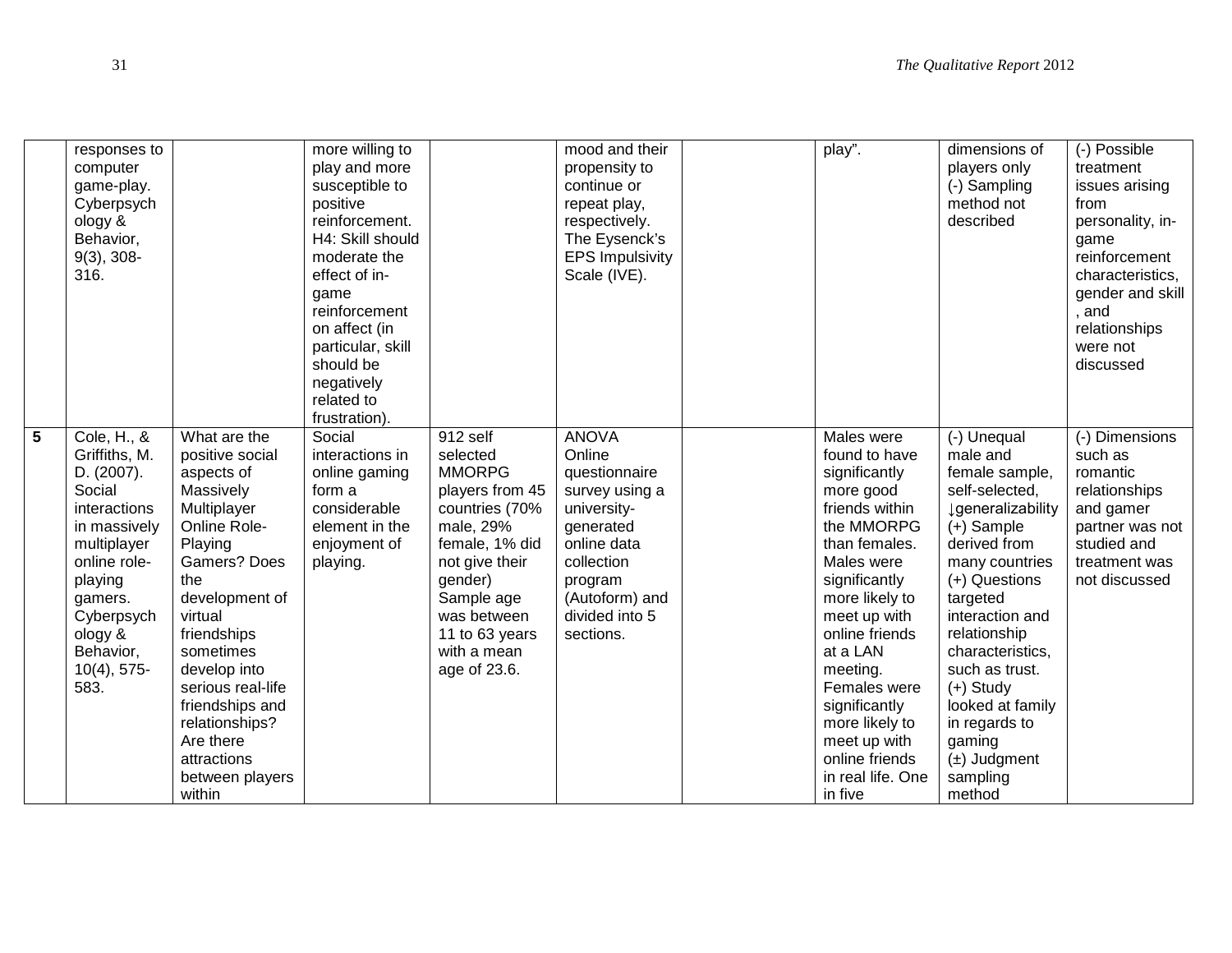|  |  |  |  |  |  |  |  |  |  |
|---|---|---|---|---|---|---|---|---|---|
|  | responses to computer game-play. Cyberpsychology & Behavior, 9(3), 308-316. |  | more willing to play and more susceptible to positive reinforcement. H4: Skill should moderate the effect of in-game reinforcement on affect (in particular, skill should be negatively related to frustration). |  | mood and their propensity to continue or repeat play, respectively. The Eysenck's EPS Impulsivity Scale (IVE). |  | play". | dimensions of players only (-) Sampling method not described | (-) Possible treatment issues arising from personality, in-game reinforcement characteristics, gender and skill, and relationships were not discussed |
| **5** | Cole, H., & Griffiths, M. D. (2007). Social interactions in massively multiplayer online role-playing gamers. Cyberpsychology & Behavior, 10(4), 575-583. | What are the positive social aspects of Massively Multiplayer Online Role-Playing Gamers? Does the development of virtual friendships sometimes develop into serious real-life friendships and relationships? Are there attractions between players within | Social interactions in online gaming form a considerable element in the enjoyment of playing. | 912 self selected MMORPG players from 45 countries (70% male, 29% female, 1% did not give their gender) Sample age was between 11 to 63 years with a mean age of 23.6. | ANOVA Online questionnaire survey using a university-generated online data collection program (Autoform) and divided into 5 sections. |  | Males were found to have significantly more good friends within the MMORPG than females. Males were significantly more likely to meet up with online friends at a LAN meeting. Females were significantly more likely to meet up with online friends in real life. One in five | (-) Unequal male and female sample, self-selected, ↓generalizability (+) Sample derived from many countries (+) Questions targeted interaction and relationship characteristics, such as trust. (+) Study looked at family in regards to gaming (±) Judgment sampling method | (-) Dimensions such as romantic relationships and gamer partner was not studied and treatment was not discussed |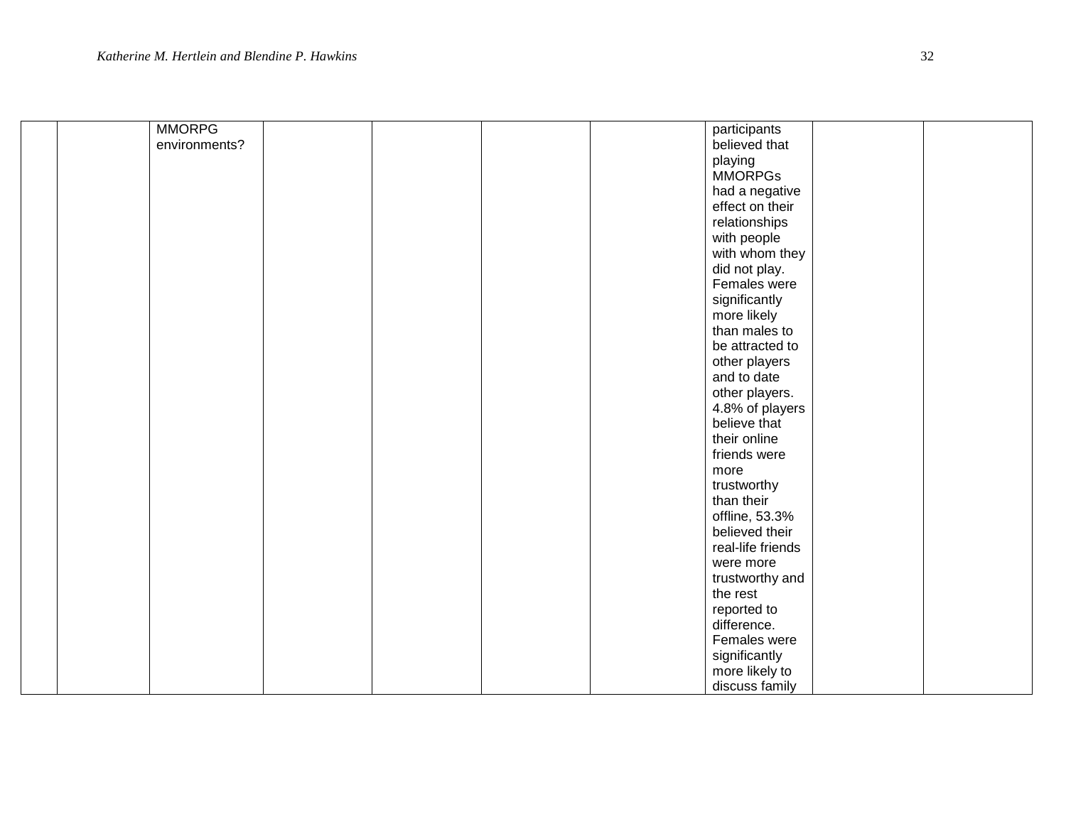| | | | | | | | | | |
|---|---|---|---|---|---|---|---|---|---|
| | | MMORPG environments? | | | | | participants believed that playing MMORPGs had a negative effect on their relationships with people with whom they did not play. Females were significantly more likely than males to be attracted to other players and to date other players. 4.8% of players believe that their online friends were more trustworthy than their offline, 53.3% believed their real-life friends were more trustworthy and the rest reported to difference. Females were significantly more likely to discuss family | | |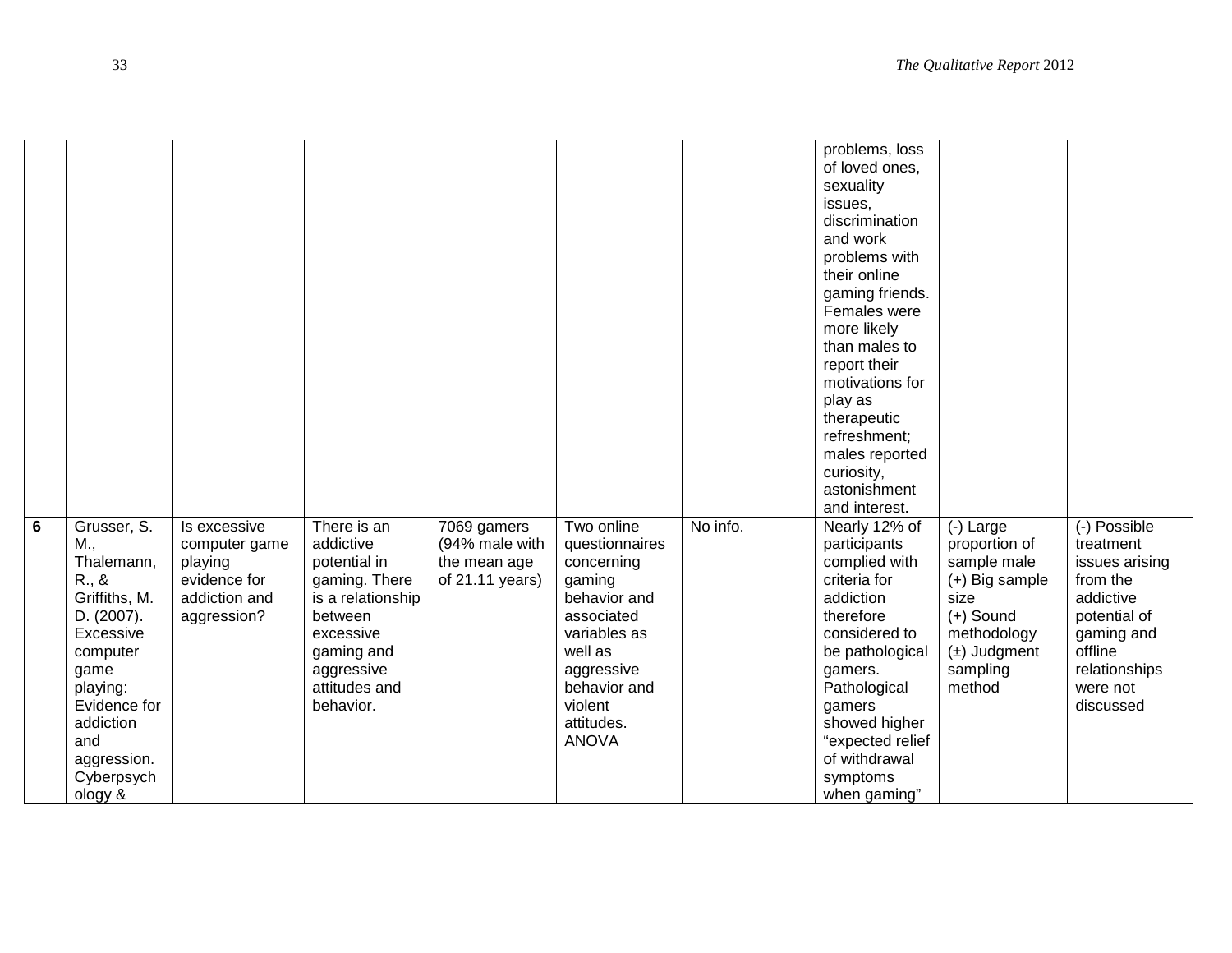| | | | | | | | | | |
|---|---|---|---|---|---|---|---|---|---|
| | | | | | | | problems, loss of loved ones, sexuality issues, discrimination and work problems with their online gaming friends. Females were more likely than males to report their motivations for play as therapeutic refreshment; males reported curiosity, astonishment and interest. | | |
| **6** | Grusser, S. M., Thalemann, R., & Griffiths, M. D. (2007). Excessive computer game playing: Evidence for addiction and aggression. Cyberpsychology & | Is excessive computer game playing evidence for addiction and aggression? | There is an addictive potential in gaming. There is a relationship between excessive gaming and aggressive attitudes and behavior. | 7069 gamers (94% male with the mean age of 21.11 years) | Two online questionnaires concerning gaming behavior and associated variables as well as aggressive behavior and violent attitudes. ANOVA | No info. | Nearly 12% of participants complied with criteria for addiction therefore considered to be pathological gamers. Pathological gamers showed higher "expected relief of withdrawal symptoms when gaming" | (-) Large proportion of sample male (+) Big sample size (+) Sound methodology (±) Judgment sampling method | (-) Possible treatment issues arising from the addictive potential of gaming and offline relationships were not discussed |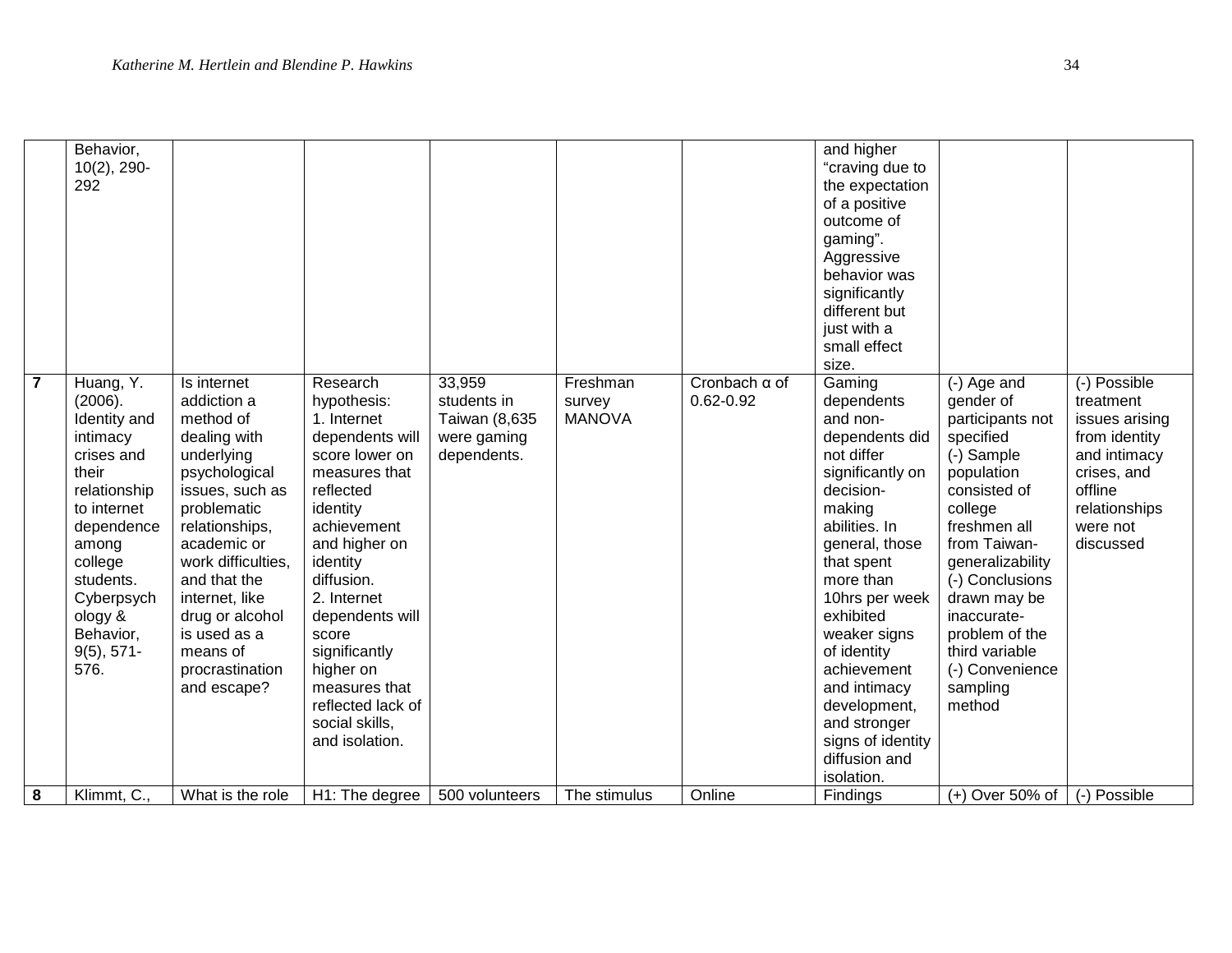| | | | | | | | | | |
|---|---|---|---|---|---|---|---|---|---|
| | Behavior, 10(2), 290-292 | | | | | | and higher "craving due to the expectation of a positive outcome of gaming". Aggressive behavior was significantly different but just with a small effect size. | | |
| **7** | Huang, Y. (2006). Identity and intimacy crises and their relationship to internet dependence among college students. Cyberpsychology & Behavior, 9(5), 571-576. | Is internet addiction a method of dealing with underlying psychological issues, such as problematic relationships, academic or work difficulties, and that the internet, like drug or alcohol is used as a means of procrastination and escape? | Research hypothesis: 1. Internet dependents will score lower on measures that reflected identity achievement and higher on identity diffusion. 2. Internet dependents will score significantly higher on measures that reflected lack of social skills, and isolation. | 33,959 students in Taiwan (8,635 were gaming dependents. | Freshman survey MANOVA | Cronbach α of 0.62-0.92 | Gaming dependents and non-dependents did not differ significantly on decision-making abilities. In general, those that spent more than 10hrs per week exhibited weaker signs of identity achievement and intimacy development, and stronger signs of identity diffusion and isolation. | (-) Age and gender of participants not specified (-) Sample population consisted of college freshmen all from Taiwan-generalizability (-) Conclusions drawn may be inaccurate-problem of the third variable (-) Convenience sampling method | (-) Possible treatment issues arising from identity and intimacy crises, and offline relationships were not discussed |
| **8** | Klimmt, C., | What is the role | H1: The degree | 500 volunteers | The stimulus | Online | Findings | (+) Over 50% of | (-) Possible |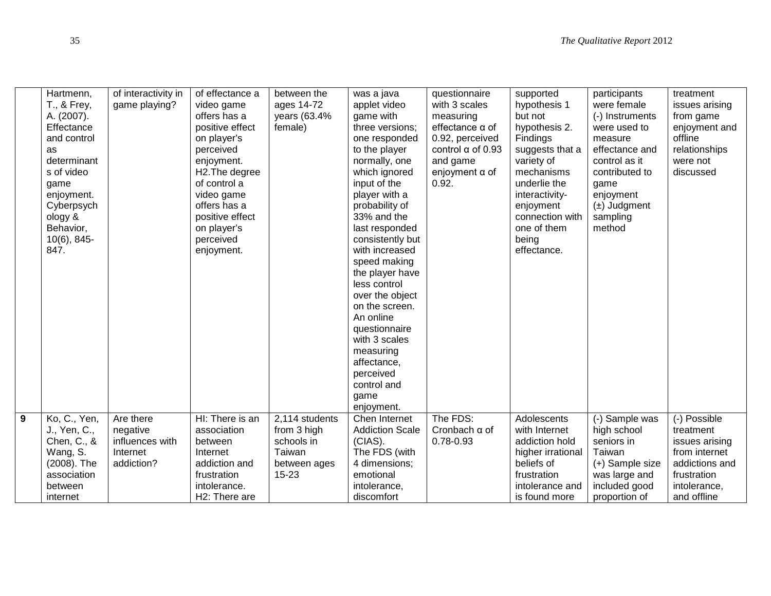| | | | | | | | | | |
|---|---|---|---|---|---|---|---|---|---|
| | Hartmenn, T., & Frey, A. (2007). Effectance and control as determinants of video game enjoyment. Cyberpsychology & Behavior, 10(6), 845-847. | of interactivity in game playing? | of effectance a video game offers has a positive effect on player's perceived enjoyment. H2.The degree of control a video game offers has a positive effect on player's perceived enjoyment. | between the ages 14-72 years (63.4% female) | was a java applet video game with three versions; one responded to the player normally, one which ignored input of the player with a probability of 33% and the last responded consistently but with increased speed making the player have less control over the object on the screen. An online questionnaire with 3 scales measuring affectance, perceived control and game enjoyment. | questionnaire with 3 scales measuring effectance α of 0.92, perceived control α of 0.93 and game enjoyment α of 0.92. | supported hypothesis 1 but not hypothesis 2. Findings suggests that a variety of mechanisms underlie the interactivity-enjoyment connection with one of them being effectance. | participants were female (-) Instruments were used to measure effectance and control as it contributed to game enjoyment (±) Judgment sampling method | treatment issues arising from game enjoyment and offline relationships were not discussed |
| **9** | Ko, C., Yen, J., Yen, C., Chen, C., & Wang, S. (2008). The association between internet | Are there negative influences with Internet addiction? | HI: There is an association between Internet addiction and frustration intolerance. H2: There are | 2,114 students from 3 high schools in Taiwan between ages 15-23 | Chen Internet Addiction Scale (CIAS). The FDS (with 4 dimensions; emotional intolerance, discomfort | The FDS: Cronbach α of 0.78-0.93 | Adolescents with Internet addiction hold higher irrational beliefs of frustration intolerance and is found more | (-) Sample was high school seniors in Taiwan (+) Sample size was large and included good proportion of | (-) Possible treatment issues arising from internet addictions and frustration intolerance, and offline |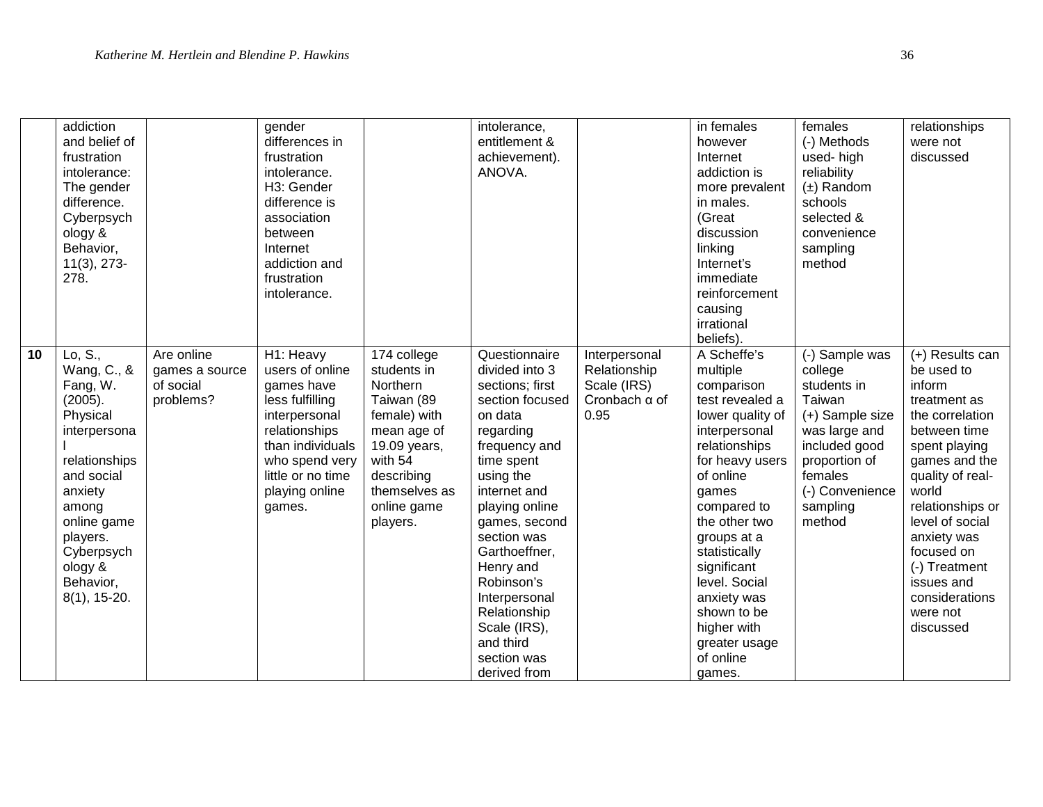| | | | | | | | | | |
|---|---|---|---|---|---|---|---|---|---|
| | addiction and belief of frustration intolerance: The gender difference. Cyberpsychology & Behavior, 11(3), 273-278. | | gender differences in frustration intolerance. H3: Gender difference is association between Internet addiction and frustration intolerance. | | intolerance, entitlement & achievement). ANOVA. | | in females however Internet addiction is more prevalent in males. (Great discussion linking Internet's immediate reinforcement causing irrational beliefs). | females (-) Methods used- high reliability (±) Random schools selected & convenience sampling method | relationships were not discussed |
| **10** | Lo, S., Wang, C., & Fang, W. (2005). Physical interpersonal relationships and social anxiety among online game players. Cyberpsychology & Behavior, 8(1), 15-20. | Are online games a source of social problems? | H1: Heavy users of online games have less fulfilling interpersonal relationships than individuals who spend very little or no time playing online games. | 174 college students in Northern Taiwan (89 female) with mean age of 19.09 years, with 54 describing themselves as online game players. | Questionnaire divided into 3 sections; first section focused on data regarding frequency and time spent using the internet and playing online games, second section was Garthoeffner, Henry and Robinson's Interpersonal Relationship Scale (IRS), and third section was derived from | Interpersonal Relationship Scale (IRS) Cronbach α of 0.95 | A Scheffe's multiple comparison test revealed a lower quality of interpersonal relationships for heavy users of online games compared to the other two groups at a statistically significant level. Social anxiety was shown to be higher with greater usage of online games. | (-) Sample was college students in Taiwan (+) Sample size was large and included good proportion of females (-) Convenience sampling method | (+) Results can be used to inform treatment as the correlation between time spent playing games and the quality of real-world relationships or level of social anxiety was focused on (-) Treatment issues and considerations were not discussed |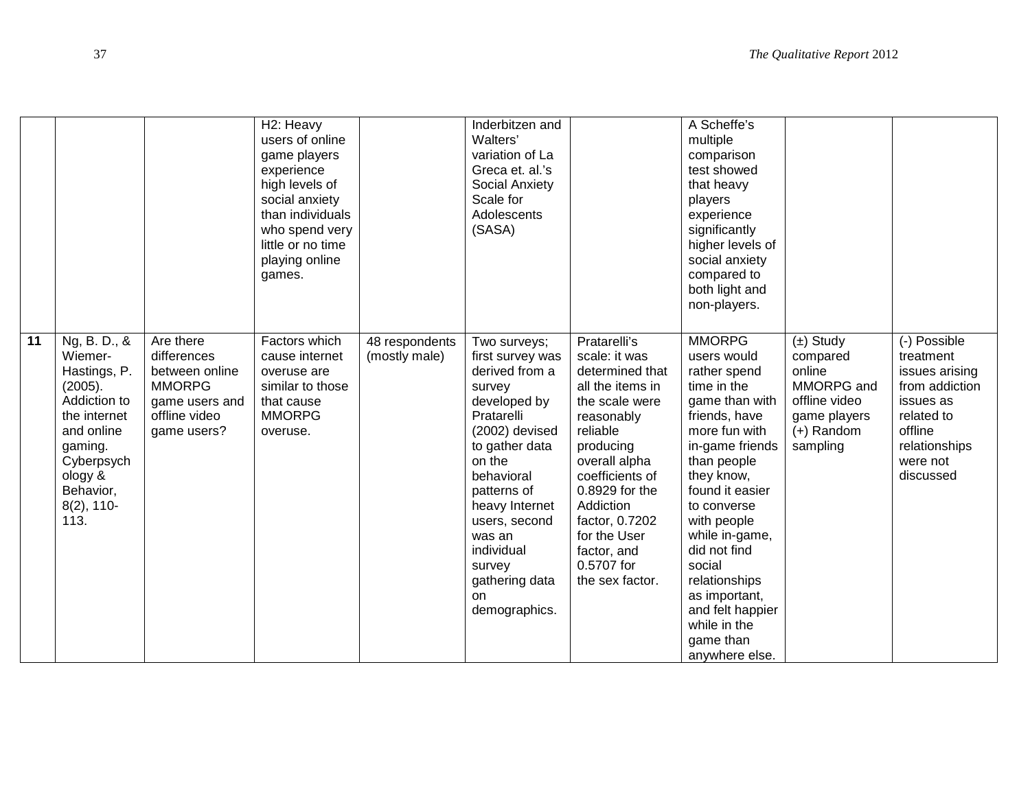| | | | | | | | | | |
|---|---|---|---|---|---|---|---|---|---|
| | | | H2: Heavy users of online game players experience high levels of social anxiety than individuals who spend very little or no time playing online games. | | Inderbitzen and Walters' variation of La Greca et. al.'s Social Anxiety Scale for Adolescents (SASA) | | A Scheffe's multiple comparison test showed that heavy players experience significantly higher levels of social anxiety compared to both light and non-players. | | |
| **11** | Ng, B. D., & Wiemer-Hastings, P. (2005). Addiction to the internet and online gaming. Cyberpsychology & Behavior, 8(2), 110-113. | Are there differences between online MMORPG game users and offline video game users? | Factors which cause internet overuse are similar to those that cause MMORPG overuse. | 48 respondents (mostly male) | Two surveys; first survey was derived from a survey developed by Pratarelli (2002) devised to gather data on the behavioral patterns of heavy Internet users, second was an individual survey gathering data on demographics. | Pratarelli's scale: it was determined that all the items in the scale were reasonably reliable producing overall alpha coefficients of 0.8929 for the Addiction factor, 0.7202 for the User factor, and 0.5707 for the sex factor. | MMORPG users would rather spend time in the game than with friends, have more fun with in-game friends than people they know, found it easier to converse with people while in-game, did not find social relationships as important, and felt happier while in the game than anywhere else. | (±) Study compared online MMORPG and offline video game players (+) Random sampling | (-) Possible treatment issues arising from addiction issues as related to offline relationships were not discussed |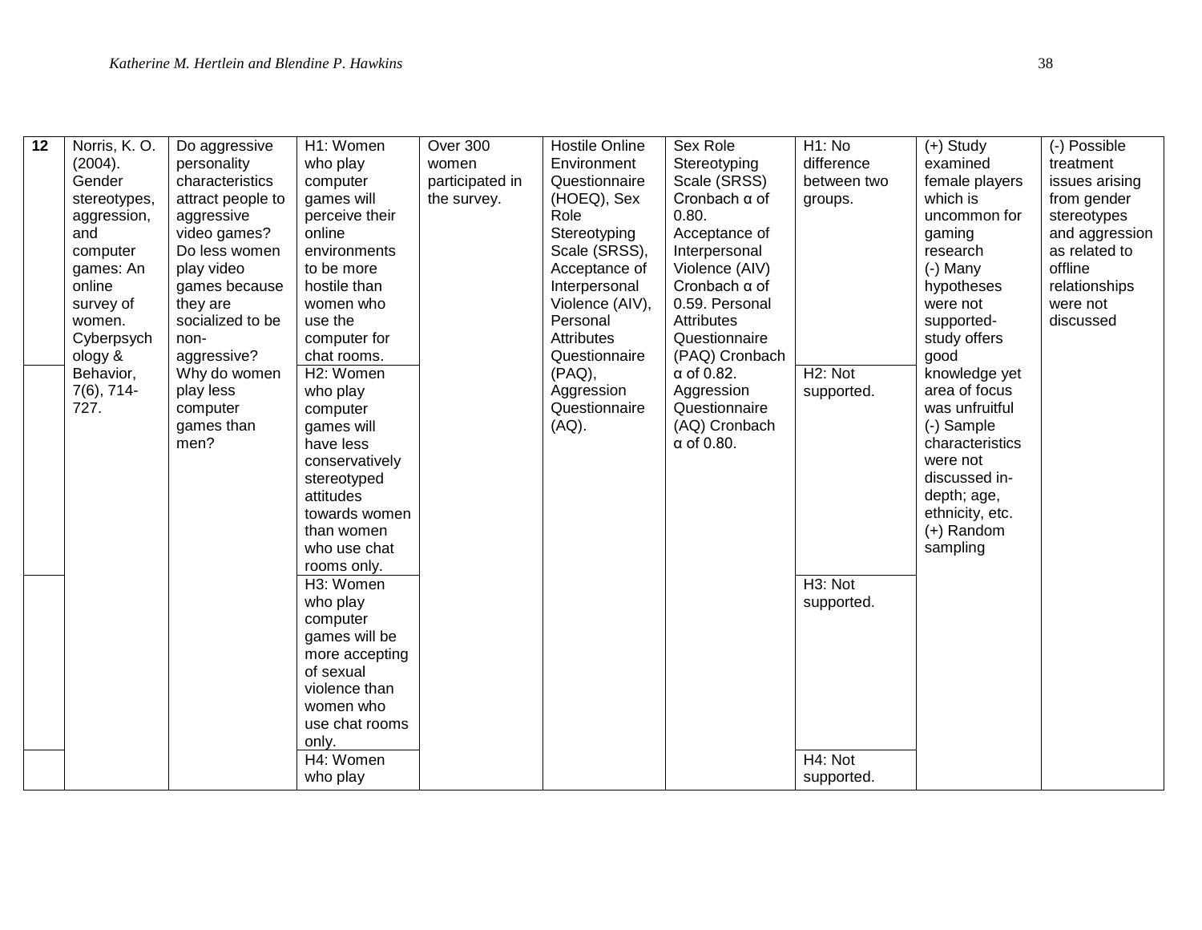| 12 | Norris, K. O. (2004). Gender stereotypes, aggression, and computer games: An online survey of women. Cyberpsychology & Behavior, 7(6), 714-727. | Do aggressive personality characteristics attract people to aggressive video games? Do less women play video games because they are socialized to be non-aggressive? Why do women play less computer games than men? | H1: Women who play computer games will perceive their online environments to be more hostile than women who use the computer for chat rooms. | Over 300 women participated in the survey. | Hostile Online Environment Questionnaire (HOEQ), Sex Role Stereotyping Scale (SRSS), Acceptance of Interpersonal Violence (AIV), Personal Attributes Questionnaire (PAQ), Aggression Questionnaire (AQ). | Sex Role Stereotyping Scale (SRSS) Cronbach α of 0.80. Acceptance of Interpersonal Violence (AIV) Cronbach α of 0.59. Personal Attributes Questionnaire (PAQ) Cronbach α of 0.82. Aggression Questionnaire (AQ) Cronbach α of 0.80. | H1: No difference between two groups. | (+) Study examined female players which is uncommon for gaming research (-) Many hypotheses were not supported- study offers good knowledge yet area of focus was unfruitful (-) Sample characteristics were not discussed in-depth; age, ethnicity, etc. (+) Random sampling | (-) Possible treatment issues arising from gender stereotypes and aggression as related to offline relationships were not discussed |
|---|---|---|---|---|---|---|---|---|---|
| | | | H2: Women who play computer games will have less conservatively stereotyped attitudes towards women than women who use chat rooms only. | | | | H2: Not supported. | | |
| | | | H3: Women who play computer games will be more accepting of sexual violence than women who use chat rooms only. | | | | H3: Not supported. | | |
| | | | H4: Women who play | | | | H4: Not supported. | | |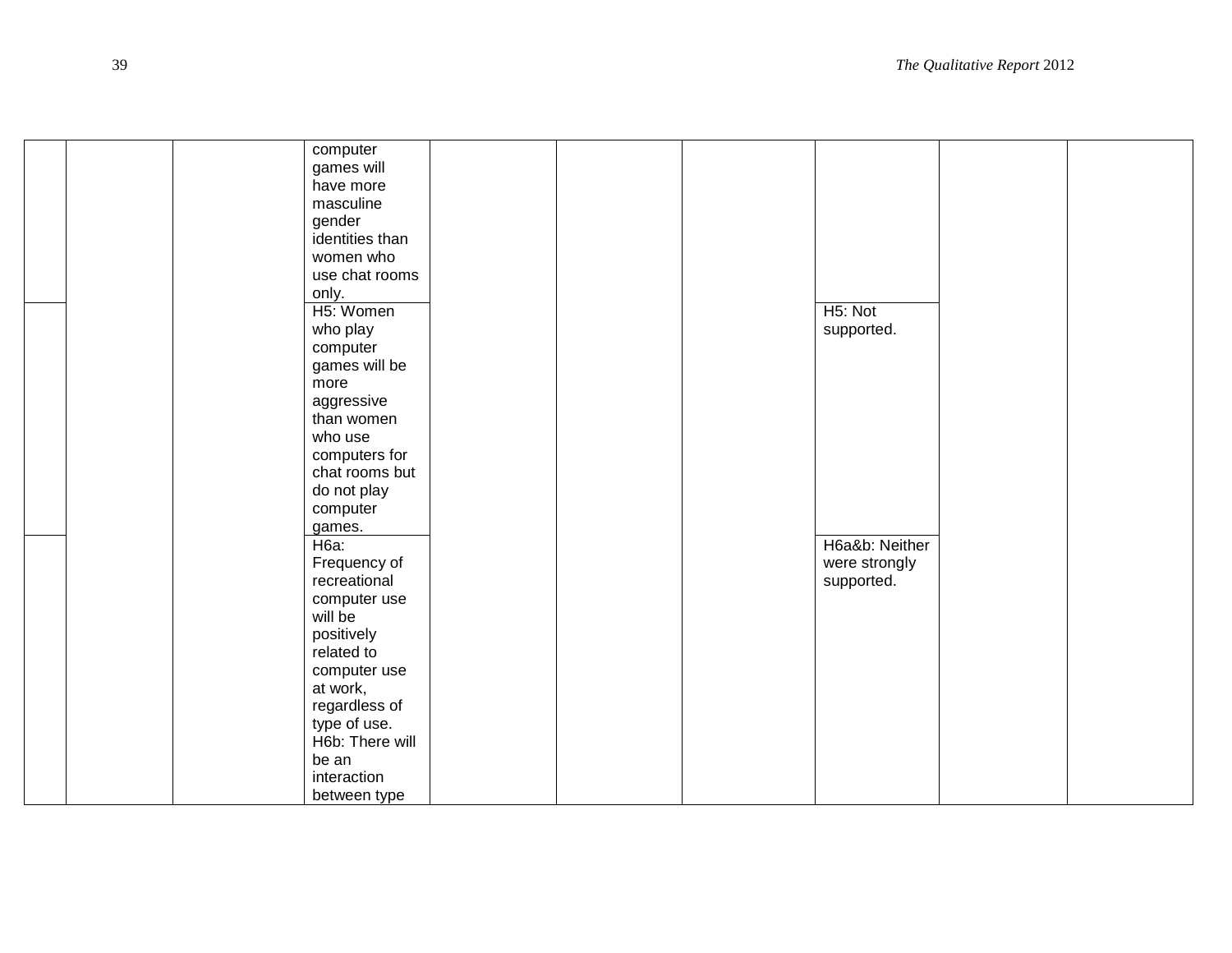| | | | | | | | | | |
|---|---|---|---|---|---|---|---|---|---|
| | | | computer games will have more masculine gender identities than women who use chat rooms only. | | | | | | |
| | | | H5: Women who play computer games will be more aggressive than women who use computers for chat rooms but do not play computer games. | | | | H5: Not supported. | | |
| | | | H6a: Frequency of recreational computer use will be positively related to computer use at work, regardless of type of use. H6b: There will be an interaction between type | | | | H6a&b: Neither were strongly supported. | | |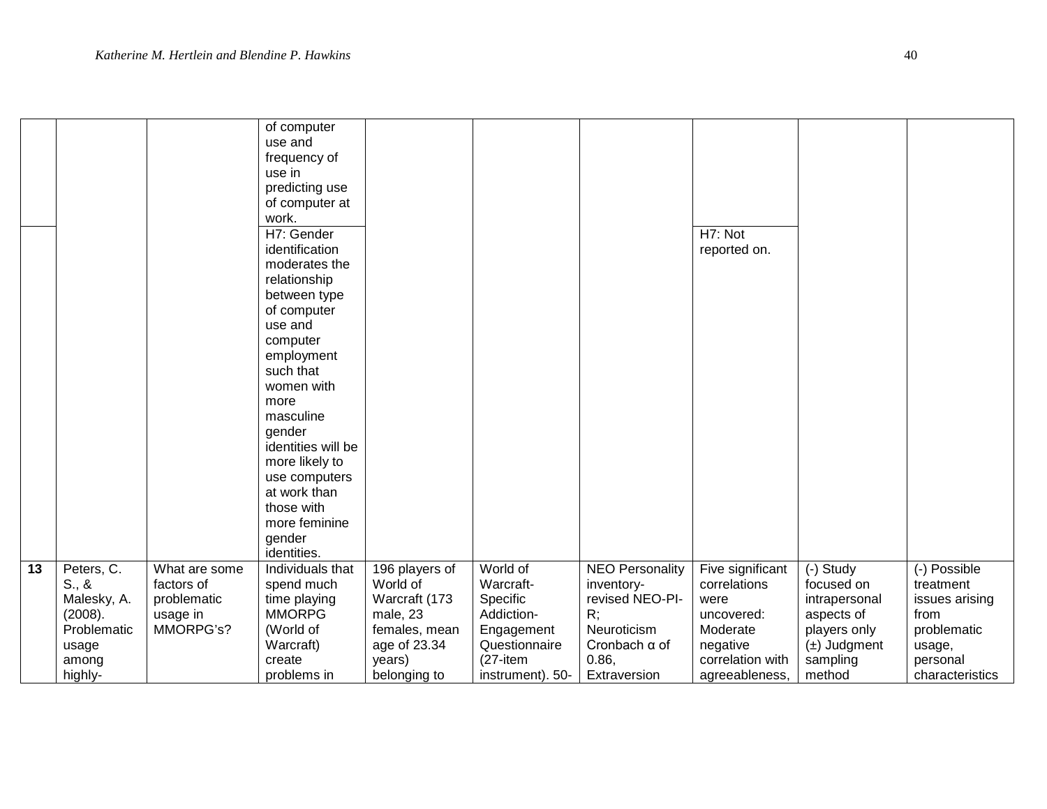|  |  |  |  |  |  |  |  |  |  |
|---|---|---|---|---|---|---|---|---|---|
|  |  |  | of computer use and frequency of use in predicting use of computer at work. |  |  |  |  |  |  |
|  |  |  | H7: Gender identification moderates the relationship between type of computer use and computer employment such that women with more masculine gender identities will be more likely to use computers at work than those with more feminine gender identities. |  |  |  | H7: Not reported on. |  |  |
| **13** | Peters, C. S., & Malesky, A. (2008). Problematic usage among highly- | What are some factors of problematic usage in MMORPG's? | Individuals that spend much time playing MMORPG (World of Warcraft) create problems in | 196 players of World of Warcraft (173 male, 23 females, mean age of 23.34 years) belonging to | World of Warcraft-Specific Addiction-Engagement Questionnaire (27-item instrument). 50- | NEO Personality inventory-revised NEO-PI-R; Neuroticism Cronbach α of 0.86, Extraversion | Five significant correlations were uncovered: Moderate negative correlation with agreeableness, | (-) Study focused on intrapersonal aspects of players only (±) Judgment sampling method | (-) Possible treatment issues arising from problematic usage, personal characteristics |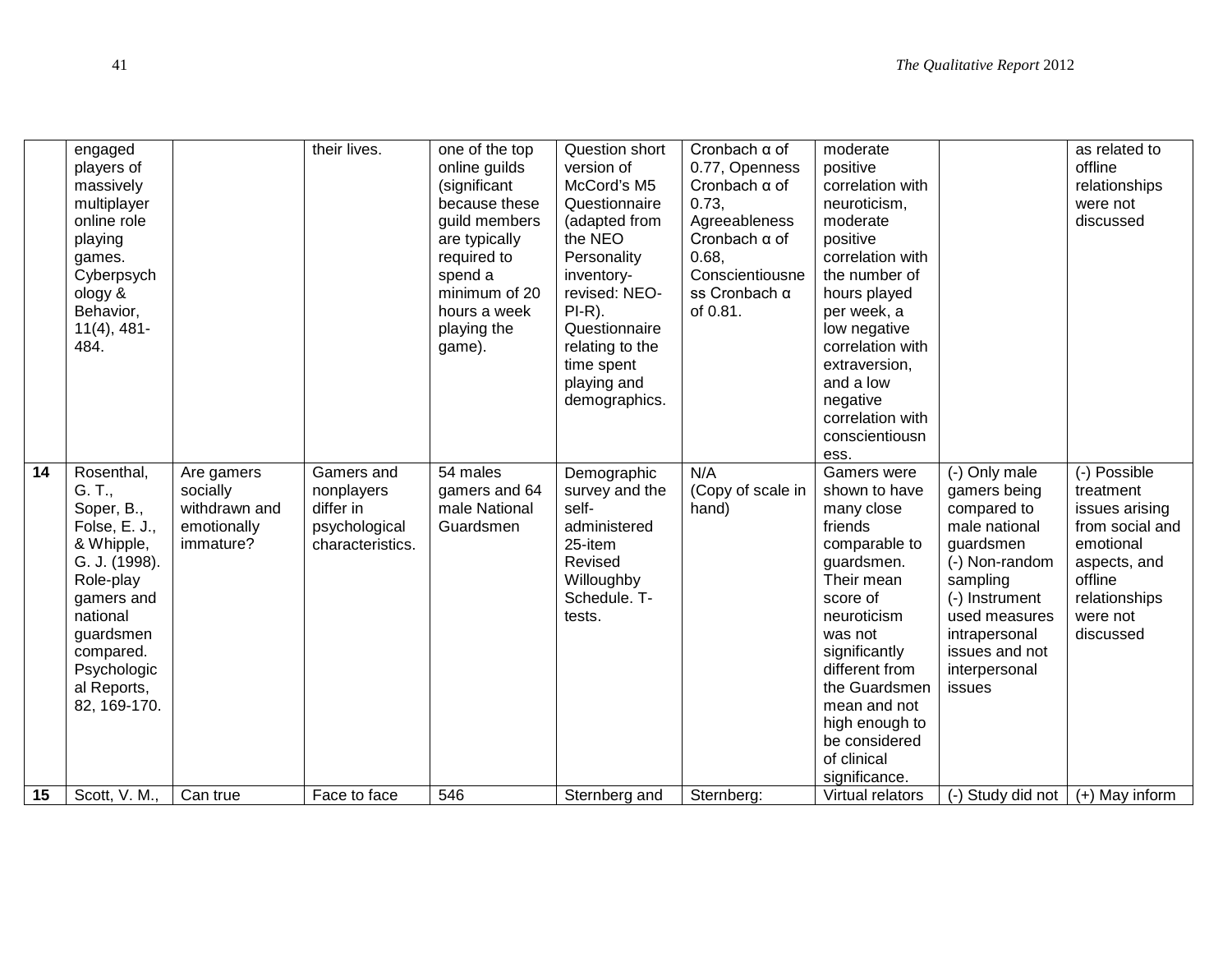|  |  |  |  |  |  |  |  |  |  |
|---|---|---|---|---|---|---|---|---|---|
|  | engaged players of massively multiplayer online role playing games. Cyberpsychology & Behavior, 11(4), 481-484. |  | their lives. | one of the top online guilds (significant because these guild members are typically required to spend a minimum of 20 hours a week playing the game). | Question short version of McCord's M5 Questionnaire (adapted from the NEO Personality inventory-revised: NEO-PI-R). Questionnaire relating to the time spent playing and demographics. | Cronbach α of 0.77, Openness Cronbach α of 0.73, Agreeableness Cronbach α of 0.68, Conscientiousness Cronbach α of 0.81. | moderate positive correlation with neuroticism, moderate positive correlation with the number of hours played per week, a low negative correlation with extraversion, and a low negative correlation with conscientiousness. |  | as related to offline relationships were not discussed |
| **14** | Rosenthal, G. T., Soper, B., Folse, E. J., & Whipple, G. J. (1998). Role-play gamers and national guardsmen compared. Psychological Reports, 82, 169-170. | Are gamers socially withdrawn and emotionally immature? | Gamers and nonplayers differ in psychological characteristics. | 54 males gamers and 64 male National Guardsmen | Demographic survey and the self-administered 25-item Revised Willoughby Schedule. T-tests. | N/A (Copy of scale in hand) | Gamers were shown to have many close friends comparable to guardsmen. Their mean score of neuroticism was not significantly different from the Guardsmen mean and not high enough to be considered of clinical significance. | (-) Only male gamers being compared to male national guardsmen (-) Non-random sampling (-) Instrument used measures intrapersonal issues and not interpersonal issues | (-) Possible treatment issues arising from social and emotional aspects, and offline relationships were not discussed |
| **15** | Scott, V. M., | Can true | Face to face | 546 | Sternberg and | Sternberg: | Virtual relators | (-) Study did not | (+) May inform |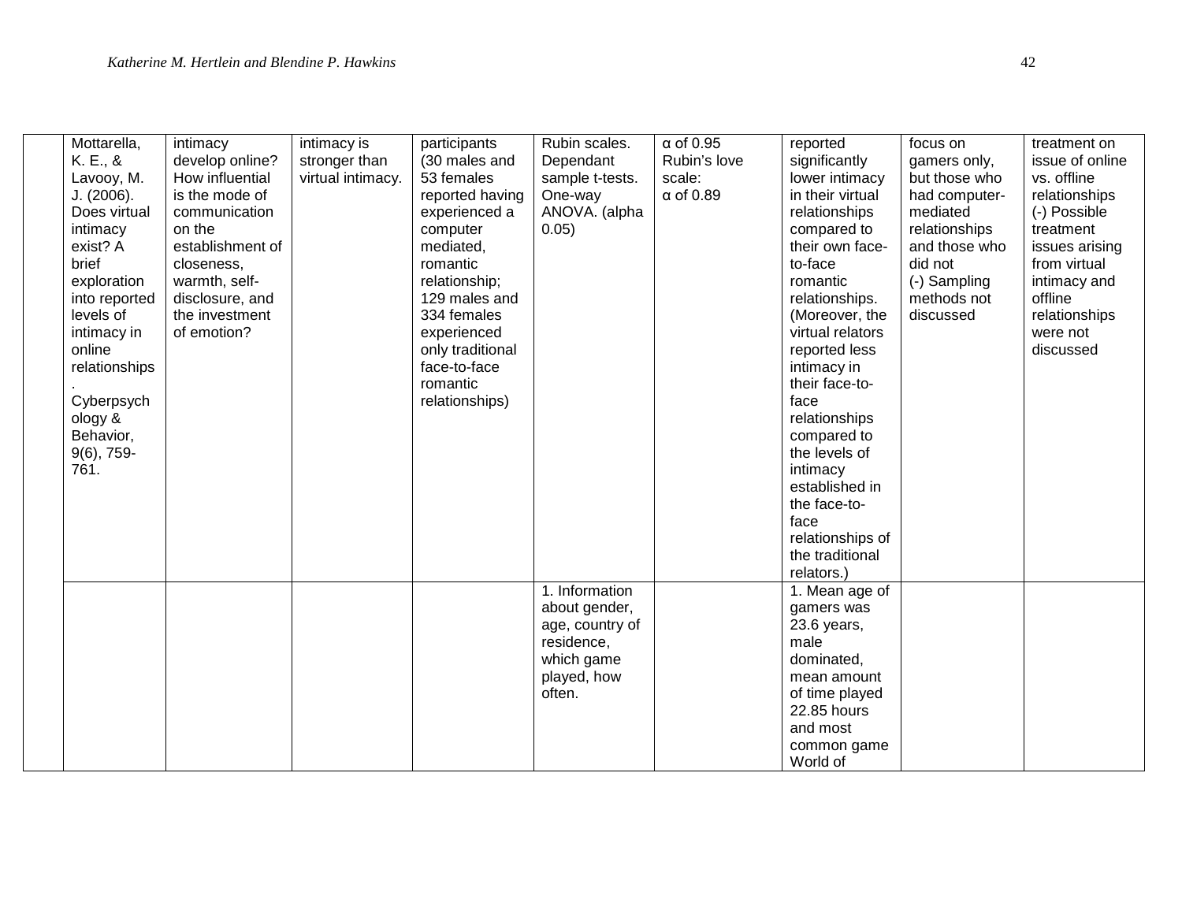|  | Mottarella, K. E., & Lavooy, M. J. (2006). Does virtual intimacy exist? A brief exploration into reported levels of intimacy in online relationships. Cyberpsychology & Behavior, 9(6), 759-761. | intimacy develop online? How influential is the mode of communication on the establishment of closeness, warmth, self-disclosure, and the investment of emotion? | intimacy is stronger than virtual intimacy. | participants (30 males and 53 females reported having experienced a computer mediated, romantic relationship; 129 males and 334 females experienced only traditional face-to-face romantic relationships) | Rubin scales. Dependant sample t-tests. One-way ANOVA. (alpha 0.05) | α of 0.95 Rubin's love scale: α of 0.89 | reported significantly lower intimacy in their virtual relationships compared to their own face-to-face romantic relationships. (Moreover, the virtual relators reported less intimacy in their face-to-face relationships compared to the levels of intimacy established in the face-to-face relationships of the traditional relators.) | focus on gamers only, but those who had computer-mediated relationships and those who did not (-) Sampling methods not discussed | treatment on issue of online vs. offline relationships (-) Possible treatment issues arising from virtual intimacy and offline relationships were not discussed |
|---|---|---|---|---|---|---|---|---|---|
|  |  |  |  |  | 1. Information about gender, age, country of residence, which game played, how often. |  | 1. Mean age of gamers was 23.6 years, male dominated, mean amount of time played 22.85 hours and most common game World of |  |  |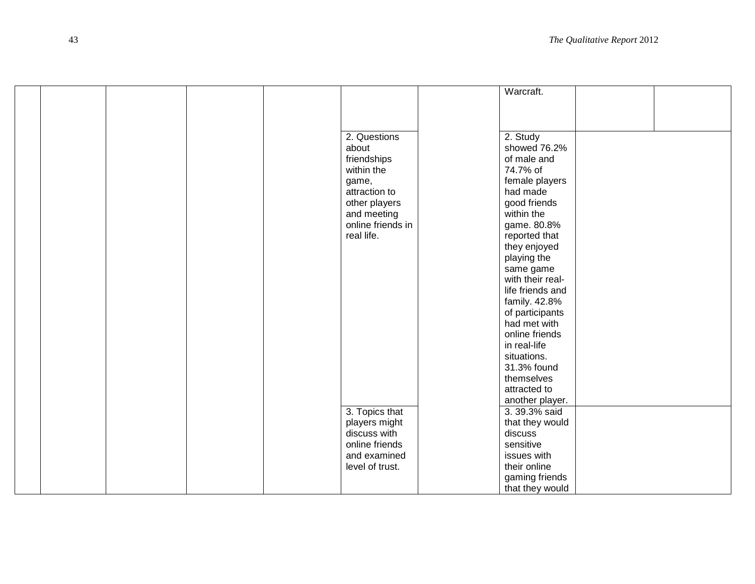| | | | | | | | | | |
|---|---|---|---|---|---|---|---|---|---|
| | | | | | | | Warcraft. | | |
| | | | | | 2. Questions about friendships within the game, attraction to other players and meeting online friends in real life. | | 2. Study showed 76.2% of male and 74.7% of female players had made good friends within the game. 80.8% reported that they enjoyed playing the same game with their real-life friends and family. 42.8% of participants had met with online friends in real-life situations. 31.3% found themselves attracted to another player. | | |
| | | | | | 3. Topics that players might discuss with online friends and examined level of trust. | | 3. 39.3% said that they would discuss sensitive issues with their online gaming friends that they would | | |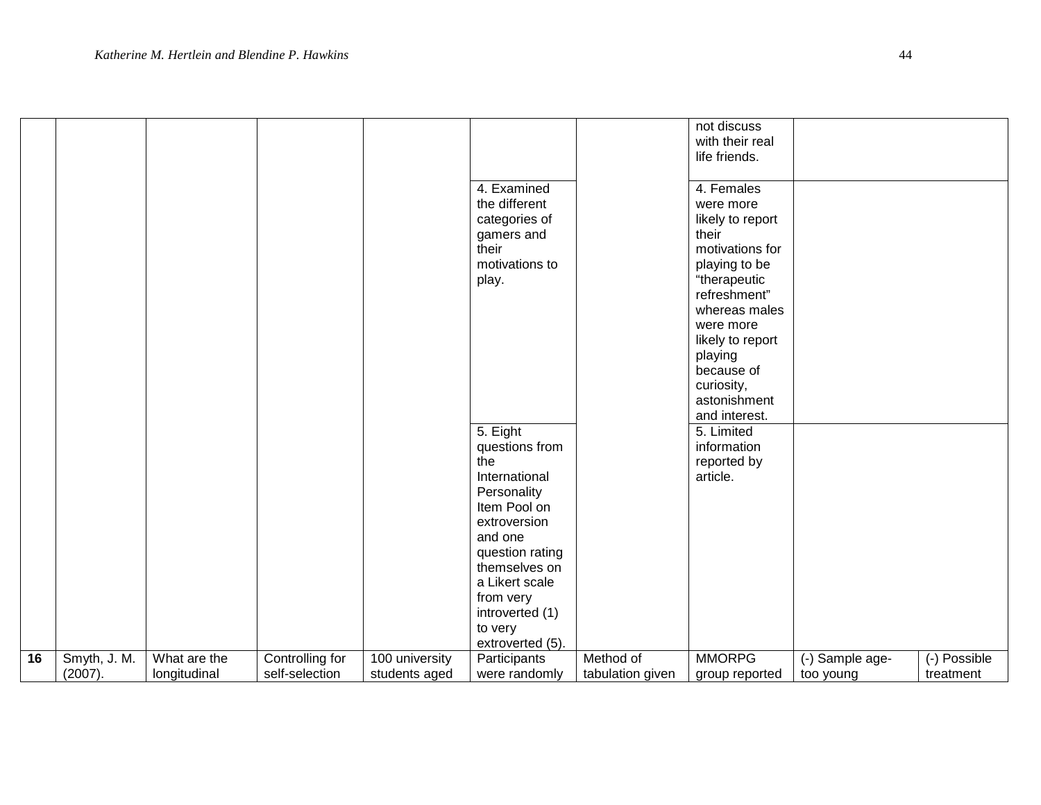| | | | | | | | | | |
|---|---|---|---|---|---|---|---|---|---|
| | | | | | | | not discuss with their real life friends. | | |
| | | | | | 4. Examined the different categories of gamers and their motivations to play. | | 4. Females were more likely to report their motivations for playing to be "therapeutic refreshment" whereas males were more likely to report playing because of curiosity, astonishment and interest. | | |
| | | | | | 5. Eight questions from the International Personality Item Pool on extroversion and one question rating themselves on a Likert scale from very introverted (1) to very extroverted (5). | | 5. Limited information reported by article. | | |
| **16** | Smyth, J. M. (2007). | What are the longitudinal | Controlling for self-selection | 100 university students aged | Participants were randomly | Method of tabulation given | MMORPG group reported | (-) Sample age- too young | (-) Possible treatment |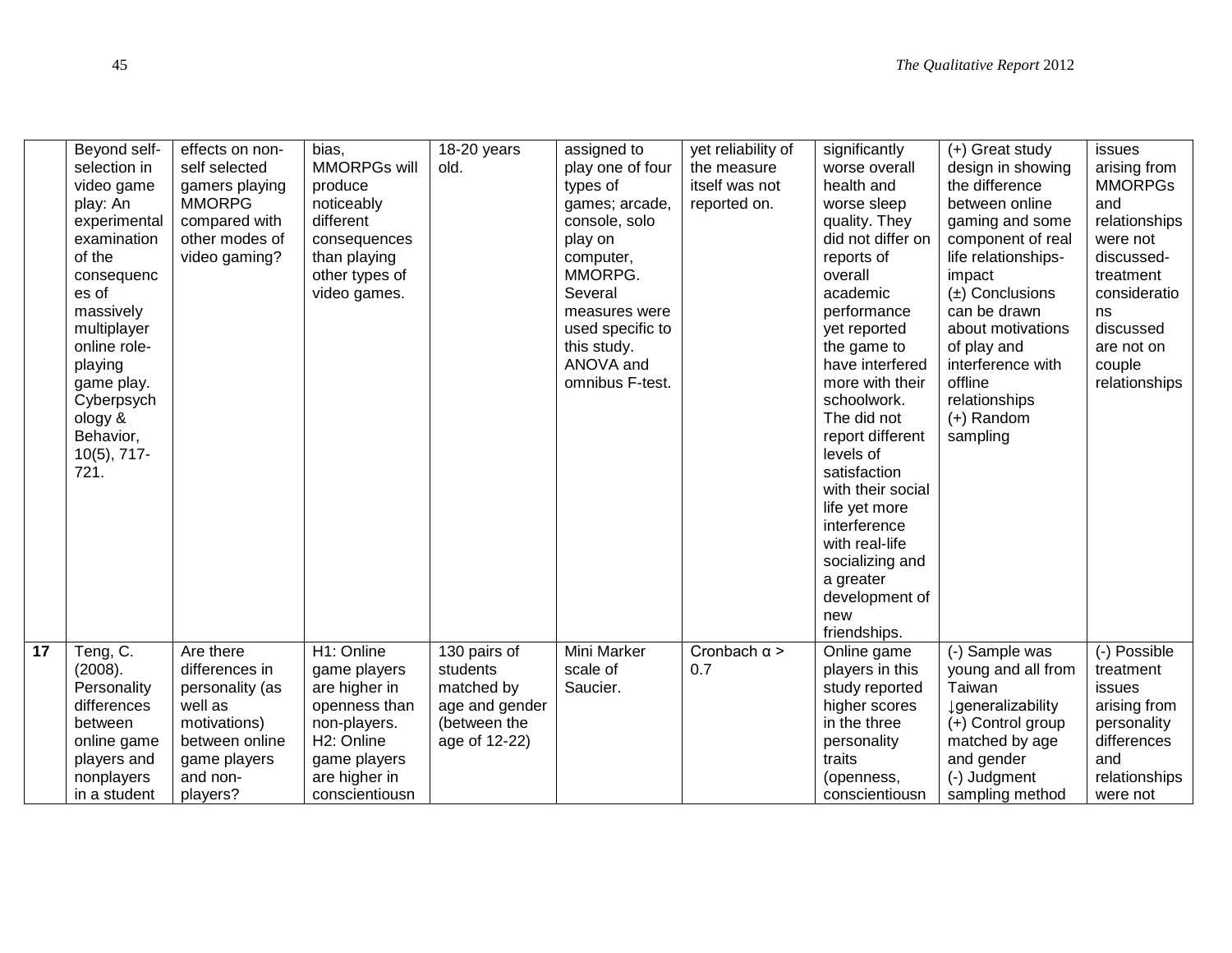| | | | | | | | | | |
|---|---|---|---|---|---|---|---|---|---|
| | Beyond self-selection in video game play: An experimental examination of the consequences of massively multiplayer online role-playing game play. Cyberpsychology & Behavior, 10(5), 717-721. | effects on non-self selected gamers playing MMORPG compared with other modes of video gaming? | bias, MMORPGs will produce noticeably different consequences than playing other types of video games. | 18-20 years old. | assigned to play one of four types of games; arcade, console, solo play on computer, MMORPG. Several measures were used specific to this study. ANOVA and omnibus F-test. | yet reliability of the measure itself was not reported on. | significantly worse overall health and worse sleep quality. They did not differ on reports of overall academic performance yet reported the game to have interfered more with their schoolwork. The did not report different levels of satisfaction with their social life yet more interference with real-life socializing and a greater development of new friendships. | (+) Great study design in showing the difference between online gaming and some component of real life relationships-impact (±) Conclusions can be drawn about motivations of play and interference with offline relationships (+) Random sampling | issues arising from MMORPGs and relationships were not discussed-treatment considerations discussed are not on couple relationships |
| **17** | Teng, C. (2008). Personality differences between online game players and nonplayers in a student | Are there differences in personality (as well as motivations) between online game players and non-players? | H1: Online game players are higher in openness than non-players. H2: Online game players are higher in conscientiousn | 130 pairs of students matched by age and gender (between the age of 12-22) | Mini Marker scale of Saucier. | Cronbach α > 0.7 | Online game players in this study reported higher scores in the three personality traits (openness, conscientiousn | (-) Sample was young and all from Taiwan ↓generalizability (+) Control group matched by age and gender (-) Judgment sampling method | (-) Possible treatment issues arising from personality differences and relationships were not |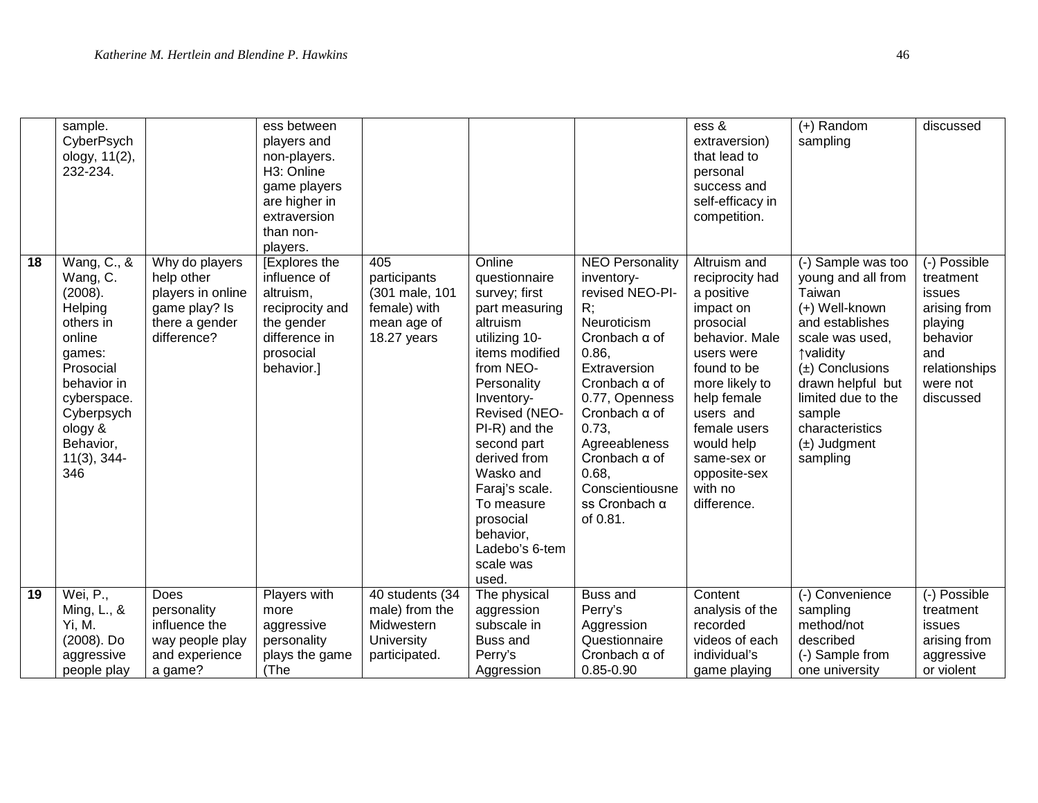| | | | | | | | | | |
|---|---|---|---|---|---|---|---|---|---|
| | sample. CyberPsychology, 11(2), 232-234. | | ess between players and non-players. H3: Online game players are higher in extraversion than non-players. | | | | ess & extraversion) that lead to personal success and self-efficacy in competition. | (+) Random sampling | discussed |
| **18** | Wang, C., & Wang, C. (2008). Helping others in online games: Prosocial behavior in cyberspace. Cyberpsychology & Behavior, 11(3), 344-346 | Why do players help other players in online game play? Is there a gender difference? | [Explores the influence of altruism, reciprocity and the gender difference in prosocial behavior.] | 405 participants (301 male, 101 female) with mean age of 18.27 years | Online questionnaire survey; first part measuring altruism utilizing 10-items modified from NEO-Personality Inventory-Revised (NEO-PI-R) and the second part derived from Wasko and Faraj's scale. To measure prosocial behavior, Ladebo's 6-tem scale was used. | NEO Personality inventory-revised NEO-PI-R; Neuroticism Cronbach α of 0.86, Extraversion Cronbach α of 0.77, Openness Cronbach α of 0.73, Agreeableness Cronbach α of 0.68, Conscientiousness Cronbach α of 0.81. | Altruism and reciprocity had a positive impact on prosocial behavior. Male users were found to be more likely to help female users and female users would help same-sex or opposite-sex with no difference. | (-) Sample was too young and all from Taiwan (+) Well-known and establishes scale was used, ↑validity (±) Conclusions drawn helpful but limited due to the sample characteristics (±) Judgment sampling | (-) Possible treatment issues arising from playing behavior and relationships were not discussed |
| **19** | Wei, P., Ming, L., & Yi, M. (2008). Do aggressive people play | Does personality influence the way people play and experience a game? | Players with more aggressive personality plays the game (The | 40 students (34 male) from the Midwestern University participated. | The physical aggression subscale in Buss and Perry's Aggression | Buss and Perry's Aggression Questionnaire Cronbach α of 0.85-0.90 | Content analysis of the recorded videos of each individual's game playing | (-) Convenience sampling method/not described (-) Sample from one university | (-) Possible treatment issues arising from aggressive or violent |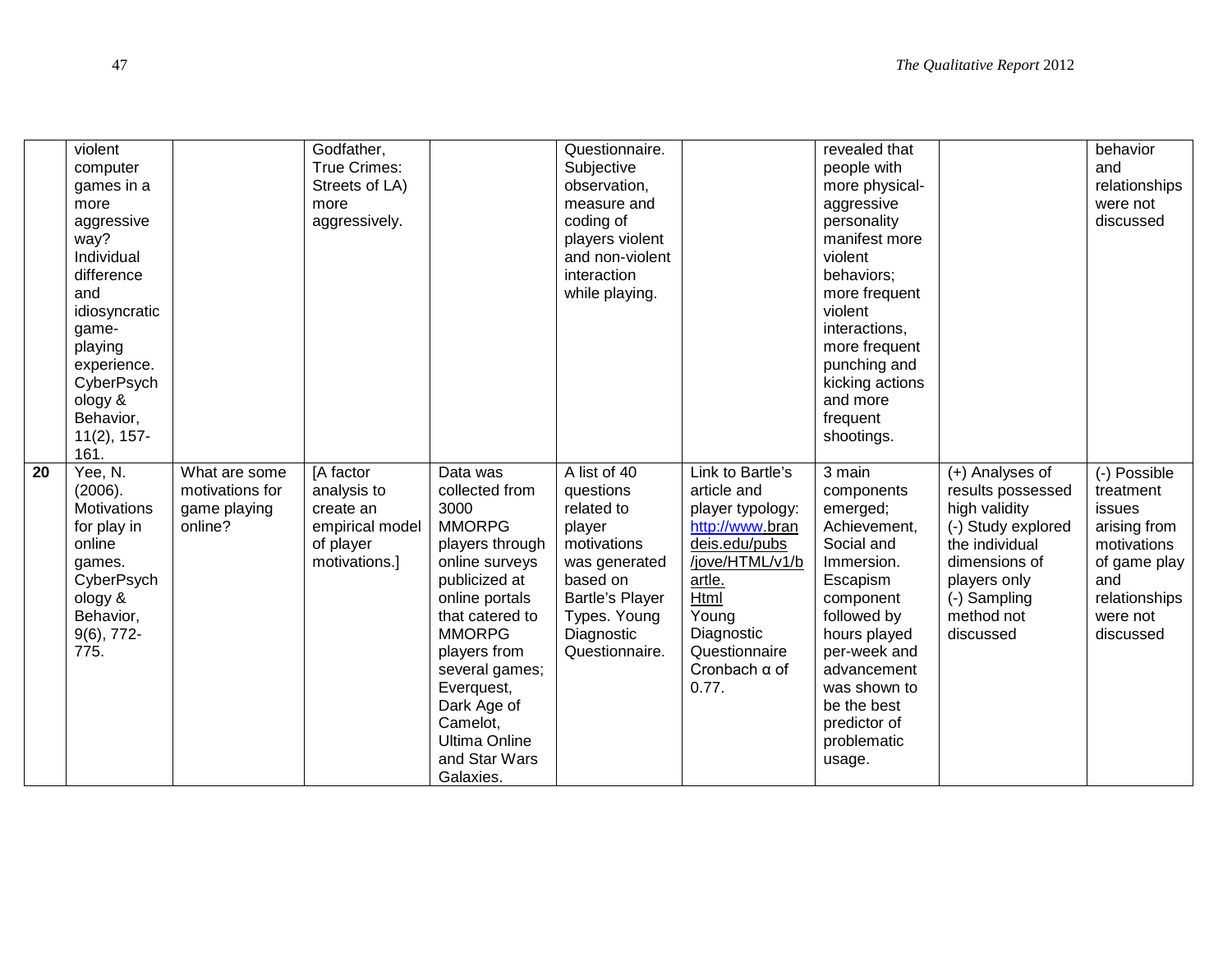| | | | | | | | | | |
|---|---|---|---|---|---|---|---|---|---|
| | violent computer games in a more aggressive way? Individual difference and idiosyncratic game-playing experience. CyberPsychology & Behavior, 11(2), 157-161. | | Godfather, True Crimes: Streets of LA) more aggressively. | | Questionnaire. Subjective observation, measure and coding of players violent and non-violent interaction while playing. | | revealed that people with more physical-aggressive personality manifest more violent behaviors; more frequent violent interactions, more frequent punching and kicking actions and more frequent shootings. | | behavior and relationships were not discussed |
| **20** | Yee, N. (2006). Motivations for play in online games. CyberPsychology & Behavior, 9(6), 772-775. | What are some motivations for game playing online? | [A factor analysis to create an empirical model of player motivations.] | Data was collected from 3000 MMORPG players through online surveys publicized at online portals that catered to MMORPG players from several games; Everquest, Dark Age of Camelot, Ultima Online and Star Wars Galaxies. | A list of 40 questions related to player motivations was generated based on Bartle's Player Types. Young Diagnostic Questionnaire. | Link to Bartle's article and player typology: http://www.brandeis.edu/pubs/jove/HTML/v1/bartle.Html Young Diagnostic Questionnaire Cronbach α of 0.77. | 3 main components emerged; Achievement, Social and Immersion. Escapism component followed by hours played per-week and advancement was shown to be the best predictor of problematic usage. | (+) Analyses of results possessed high validity (-) Study explored the individual dimensions of players only (-) Sampling method not discussed | (-) Possible treatment issues arising from motivations of game play and relationships were not discussed |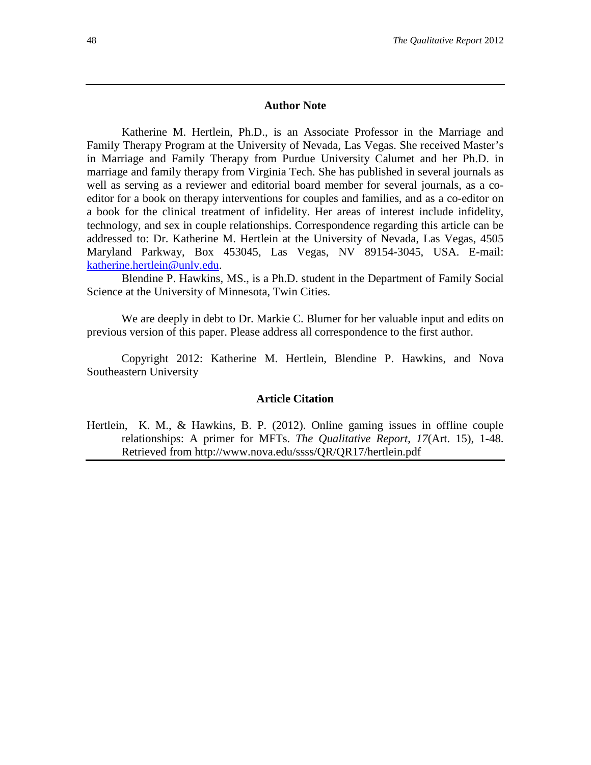## Author Note

Katherine M. Hertlein, Ph.D., is an Associate Professor in the Marriage and Family Therapy Program at the University of Nevada, Las Vegas. She received Master's in Marriage and Family Therapy from Purdue University Calumet and her Ph.D. in marriage and family therapy from Virginia Tech. She has published in several journals as well as serving as a reviewer and editorial board member for several journals, as a co-editor for a book on therapy interventions for couples and families, and as a co-editor on a book for the clinical treatment of infidelity. Her areas of interest include infidelity, technology, and sex in couple relationships. Correspondence regarding this article can be addressed to: Dr. Katherine M. Hertlein at the University of Nevada, Las Vegas, 4505 Maryland Parkway, Box 453045, Las Vegas, NV 89154-3045, USA. E-mail: katherine.hertlein@unlv.edu.

Blendine P. Hawkins, MS., is a Ph.D. student in the Department of Family Social Science at the University of Minnesota, Twin Cities.

We are deeply in debt to Dr. Markie C. Blumer for her valuable input and edits on previous version of this paper. Please address all correspondence to the first author.

Copyright 2012: Katherine M. Hertlein, Blendine P. Hawkins, and Nova Southeastern University

## Article Citation

Hertlein, K. M., & Hawkins, B. P. (2012). Online gaming issues in offline couple relationships: A primer for MFTs. *The Qualitative Report, 17*(Art. 15), 1-48. Retrieved from http://www.nova.edu/ssss/QR/QR17/hertlein.pdf